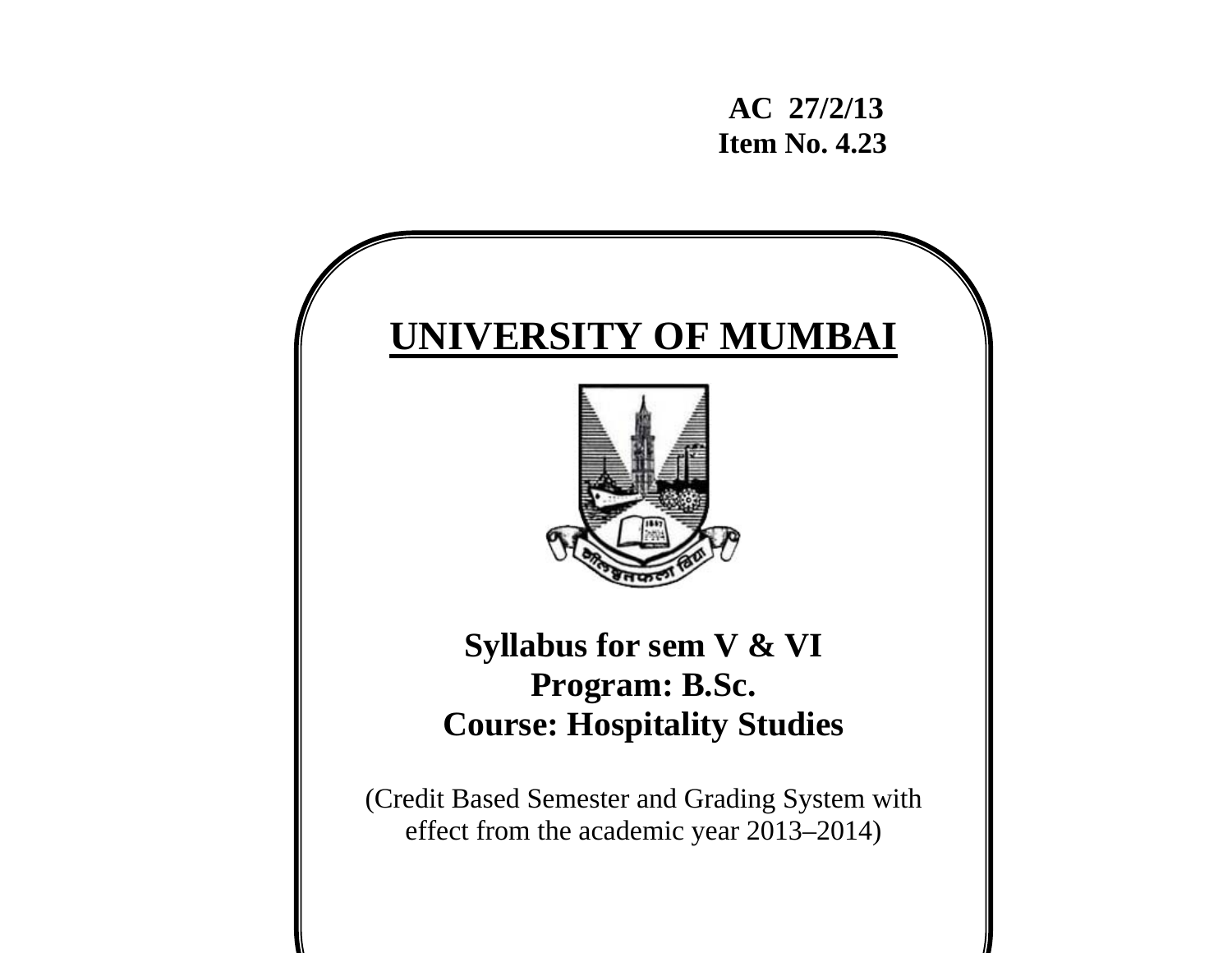**AC 27/2/13**
**Item No. 4.23**

# UNIVERSITY OF MUMBAI

## Syllabus for sem V & VI
## Program: B.Sc.
## Course: Hospitality Studies

(Credit Based Semester and Grading System with effect from the academic year 2013–2014)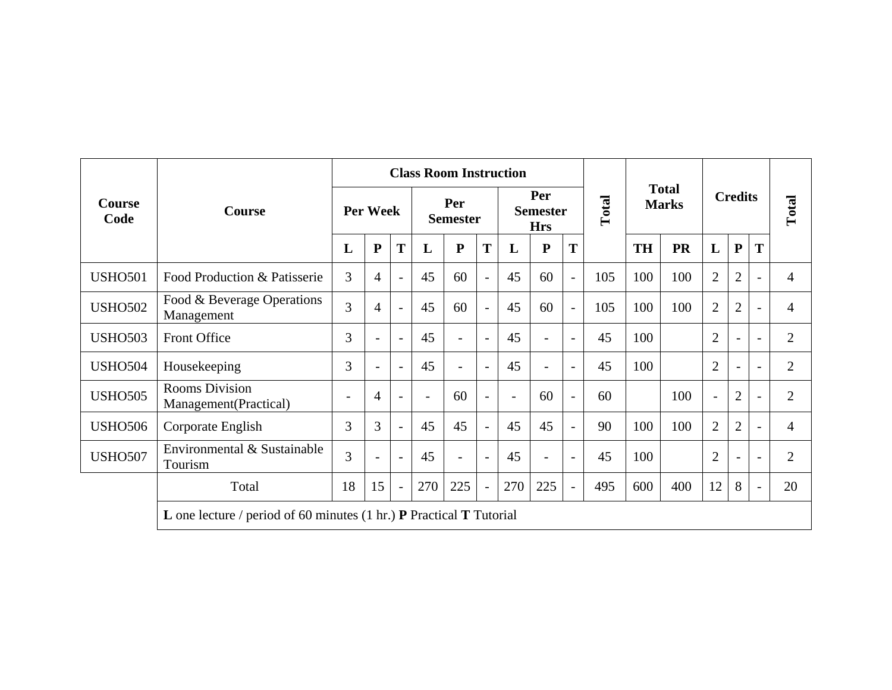| Course Code | Course | Class Room Instruction | | | | | | | | | Total | Total Marks | | Credits | | | Total |
|---|---|---|---|---|---|---|---|---|---|---|---|---|---|---|---|---|---|
| | | Per Week | | | Per Semester | | | Per Semester Hrs | | | | | | | | | |
| | | L | P | T | L | P | T | L | P | T | | TH | PR | L | P | T | |
| USHO501 | Food Production & Patisserie | 3 | 4 | - | 45 | 60 | - | 45 | 60 | - | 105 | 100 | 100 | 2 | 2 | - | 4 |
| USHO502 | Food & Beverage Operations Management | 3 | 4 | - | 45 | 60 | - | 45 | 60 | - | 105 | 100 | 100 | 2 | 2 | - | 4 |
| USHO503 | Front Office | 3 | - | - | 45 | - | - | 45 | - | - | 45 | 100 | | 2 | - | - | 2 |
| USHO504 | Housekeeping | 3 | - | - | 45 | - | - | 45 | - | - | 45 | 100 | | 2 | - | - | 2 |
| USHO505 | Rooms Division Management(Practical) | - | 4 | - | - | 60 | - | - | 60 | - | 60 | | 100 | - | 2 | - | 2 |
| USHO506 | Corporate English | 3 | 3 | - | 45 | 45 | - | 45 | 45 | - | 90 | 100 | 100 | 2 | 2 | - | 4 |
| USHO507 | Environmental & Sustainable Tourism | 3 | - | - | 45 | - | - | 45 | - | - | 45 | 100 | | 2 | - | - | 2 |
| | Total | 18 | 15 | - | 270 | 225 | - | 270 | 225 | - | 495 | 600 | 400 | 12 | 8 | - | 20 |
| | **L** one lecture / period of 60 minutes (1 hr.) **P** Practical **T** Tutorial | | | | | | | | | | | | | | | | |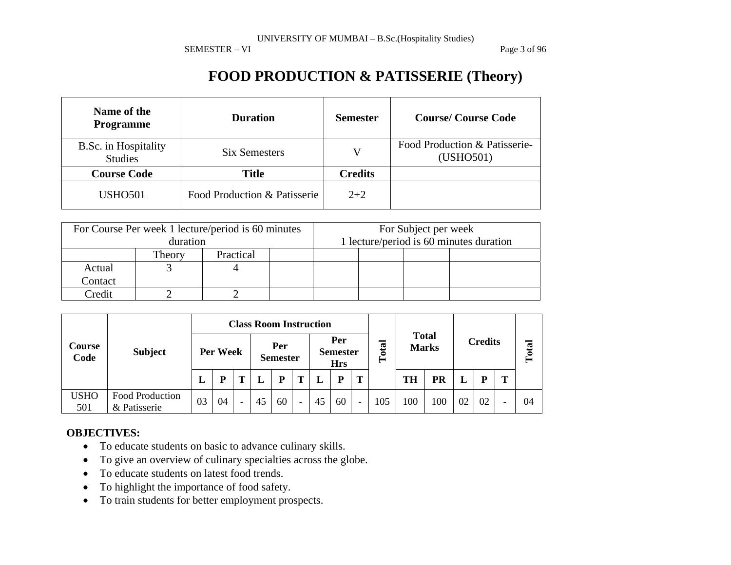# FOOD PRODUCTION & PATISSERIE (Theory)

| Name of the Programme | Duration | Semester | Course/ Course Code |
|---|---|---|---|
| B.Sc. in Hospitality Studies | Six Semesters | V | Food Production & Patisserie-(USHO501) |
| **Course Code** | **Title** | **Credits** | |
| USHO501 | Food Production & Patisserie | 2+2 | |

| For Course Per week 1 lecture/period is 60 minutes duration | | | | For Subject per week 1 lecture/period is 60 minutes duration | | | |
|---|---|---|---|---|---|---|---|
| | Theory | Practical | | | | | |
| Actual Contact | 3 | 4 | | | | | |
| Credit | 2 | 2 | | | | | |

| Course Code | Subject | Class Room Instruction | | | | | | | | | Total | Total Marks | | Credits | | | Total |
|---|---|---|---|---|---|---|---|---|---|---|---|---|---|---|---|---|---|
| | | Per Week | | | Per Semester | | | Per Semester Hrs | | | | | | | | | |
| | | L | P | T | L | P | T | L | P | T | | TH | PR | L | P | T | |
| USHO 501 | Food Production & Patisserie | 03 | 04 | - | 45 | 60 | - | 45 | 60 | - | 105 | 100 | 100 | 02 | 02 | - | 04 |

**OBJECTIVES:**

- To educate students on basic to advance culinary skills.
- To give an overview of culinary specialties across the globe.
- To educate students on latest food trends.
- To highlight the importance of food safety.
- To train students for better employment prospects.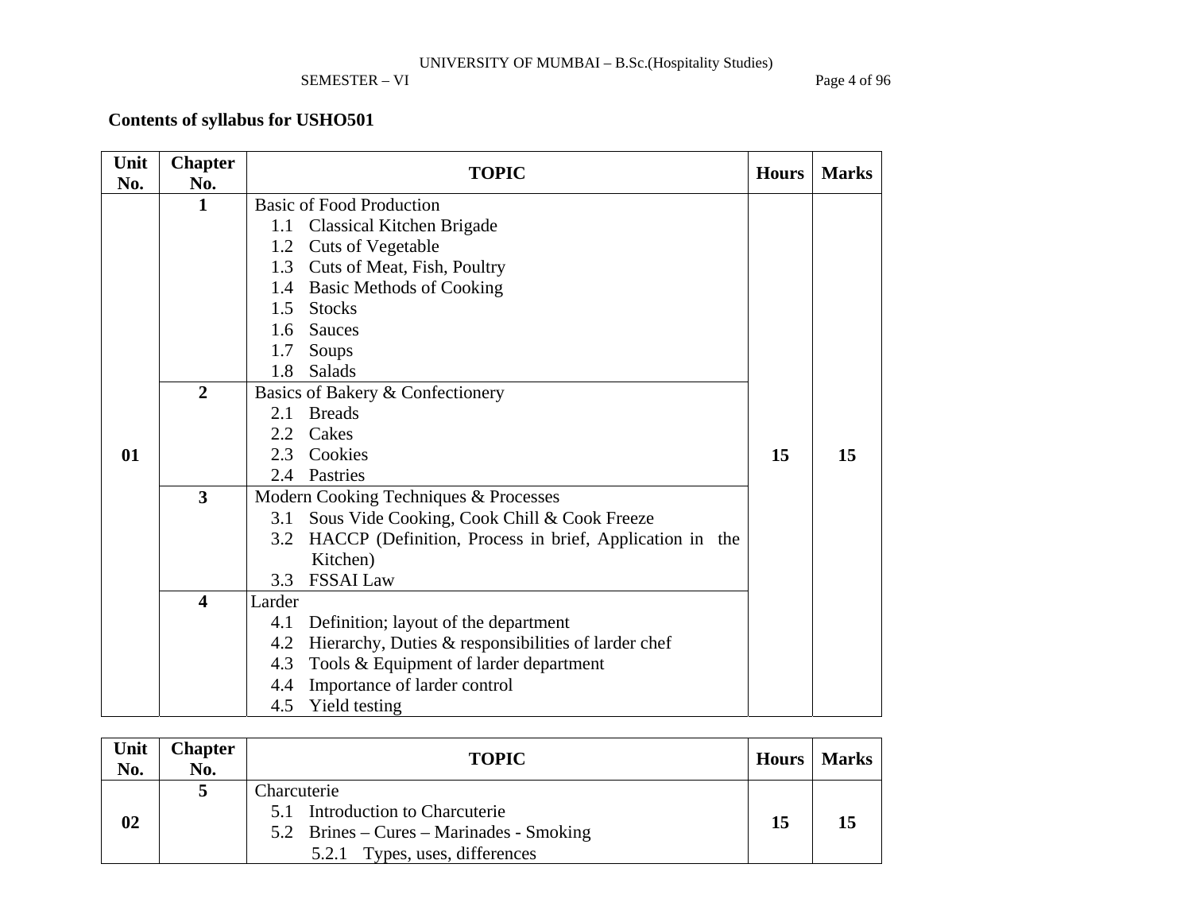**Contents of syllabus for USHO501**

| Unit No. | Chapter No. | TOPIC | Hours | Marks |
|---|---|---|---|---|
| 01 | 1 | Basic of Food Production<br>1.1 Classical Kitchen Brigade<br>1.2 Cuts of Vegetable<br>1.3 Cuts of Meat, Fish, Poultry<br>1.4 Basic Methods of Cooking<br>1.5 Stocks<br>1.6 Sauces<br>1.7 Soups<br>1.8 Salads | 15 | 15 |
| | 2 | Basics of Bakery & Confectionery<br>2.1 Breads<br>2.2 Cakes<br>2.3 Cookies<br>2.4 Pastries | | |
| | 3 | Modern Cooking Techniques & Processes<br>3.1 Sous Vide Cooking, Cook Chill & Cook Freeze<br>3.2 HACCP (Definition, Process in brief, Application in the Kitchen)<br>3.3 FSSAI Law | | |
| | 4 | Larder<br>4.1 Definition; layout of the department<br>4.2 Hierarchy, Duties & responsibilities of larder chef<br>4.3 Tools & Equipment of larder department<br>4.4 Importance of larder control<br>4.5 Yield testing | | |

| Unit No. | Chapter No. | TOPIC | Hours | Marks |
|---|---|---|---|---|
| 02 | 5 | Charcuterie<br>5.1 Introduction to Charcuterie<br>5.2 Brines – Cures – Marinades - Smoking<br>5.2.1 Types, uses, differences | 15 | 15 |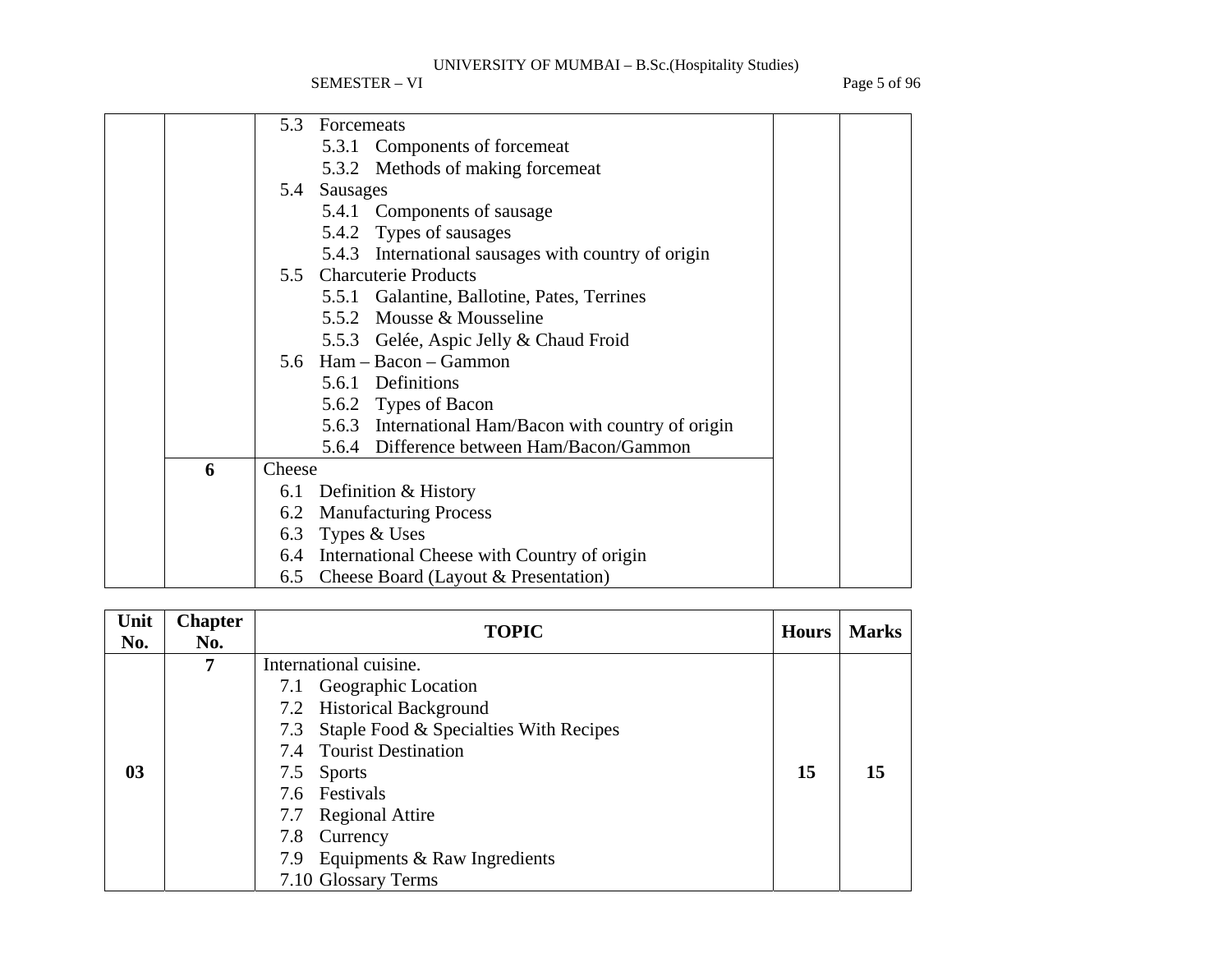| Unit No. | Chapter No. | TOPIC | Hours | Marks |
|---|---|---|---|---|
| | | 5.3 Forcemeats<br>5.3.1 Components of forcemeat<br>5.3.2 Methods of making forcemeat<br>5.4 Sausages<br>5.4.1 Components of sausage<br>5.4.2 Types of sausages<br>5.4.3 International sausages with country of origin<br>5.5 Charcuterie Products<br>5.5.1 Galantine, Ballotine, Pates, Terrines<br>5.5.2 Mousse & Mousseline<br>5.5.3 Gelée, Aspic Jelly & Chaud Froid<br>5.6 Ham – Bacon – Gammon<br>5.6.1 Definitions<br>5.6.2 Types of Bacon<br>5.6.3 International Ham/Bacon with country of origin<br>5.6.4 Difference between Ham/Bacon/Gammon | | |
| | **6** | Cheese<br>6.1 Definition & History<br>6.2 Manufacturing Process<br>6.3 Types & Uses<br>6.4 International Cheese with Country of origin<br>6.5 Cheese Board (Layout & Presentation) | | |

| Unit No. | Chapter No. | TOPIC | Hours | Marks |
|---|---|---|---|---|
| **03** | **7** | International cuisine.<br>7.1 Geographic Location<br>7.2 Historical Background<br>7.3 Staple Food & Specialties With Recipes<br>7.4 Tourist Destination<br>7.5 Sports<br>7.6 Festivals<br>7.7 Regional Attire<br>7.8 Currency<br>7.9 Equipments & Raw Ingredients<br>7.10 Glossary Terms | **15** | **15** |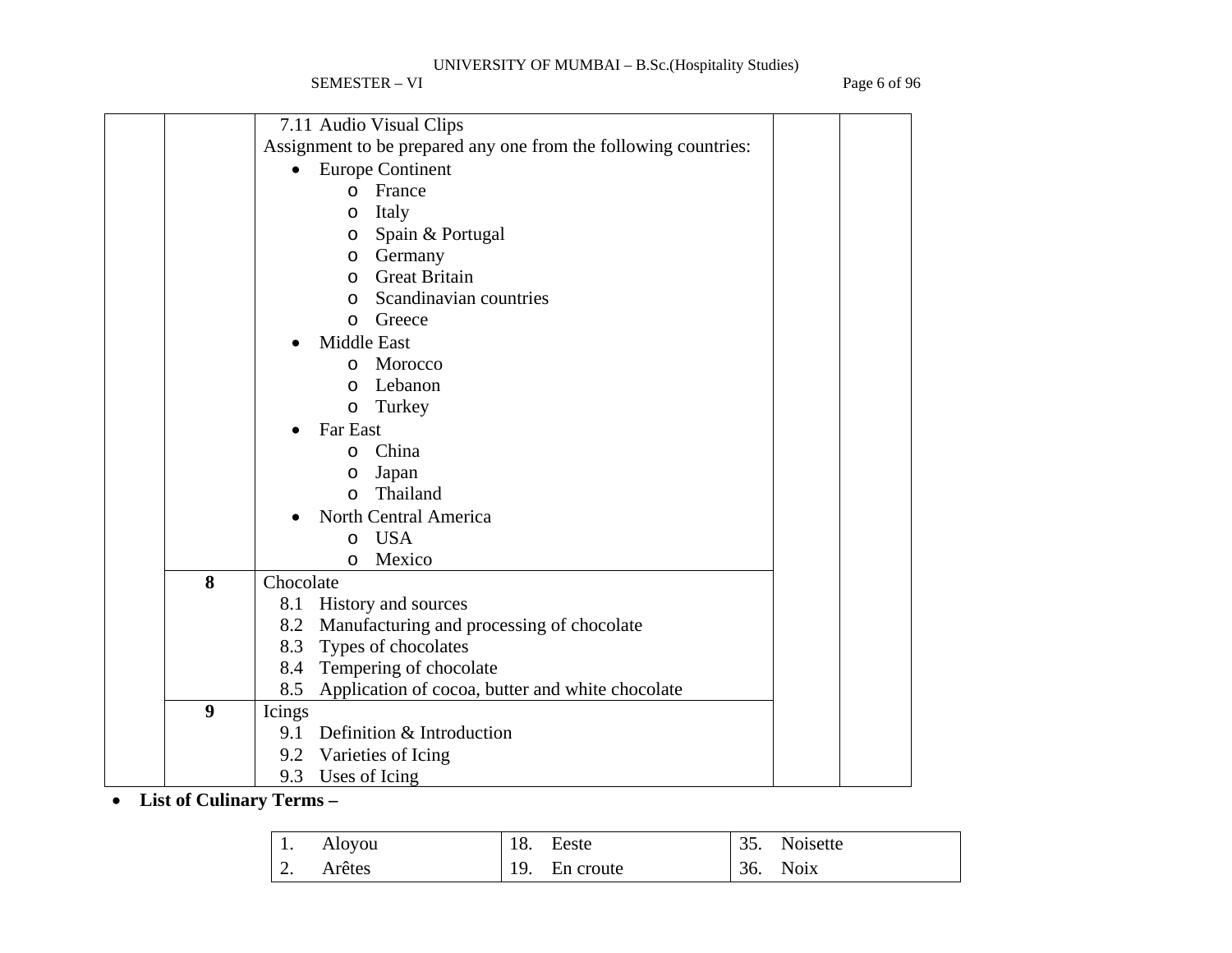| | | | | |
|---|---|---|---|---|
| | | 7.11 Audio Visual Clips<br>Assignment to be prepared any one from the following countries:<br>• Europe Continent<br>o France<br>o Italy<br>o Spain & Portugal<br>o Germany<br>o Great Britain<br>o Scandinavian countries<br>o Greece<br>• Middle East<br>o Morocco<br>o Lebanon<br>o Turkey<br>• Far East<br>o China<br>o Japan<br>o Thailand<br>• North Central America<br>o USA<br>o Mexico | | |
| | **8** | Chocolate<br>8.1 History and sources<br>8.2 Manufacturing and processing of chocolate<br>8.3 Types of chocolates<br>8.4 Tempering of chocolate<br>8.5 Application of cocoa, butter and white chocolate | | |
| | **9** | Icings<br>9.1 Definition & Introduction<br>9.2 Varieties of Icing<br>9.3 Uses of Icing | | |

- **List of Culinary Terms –**

| | | |
|---|---|---|
| 1. Aloyou | 18. Eeste | 35. Noisette |
| 2. Arêtes | 19. En croute | 36. Noix |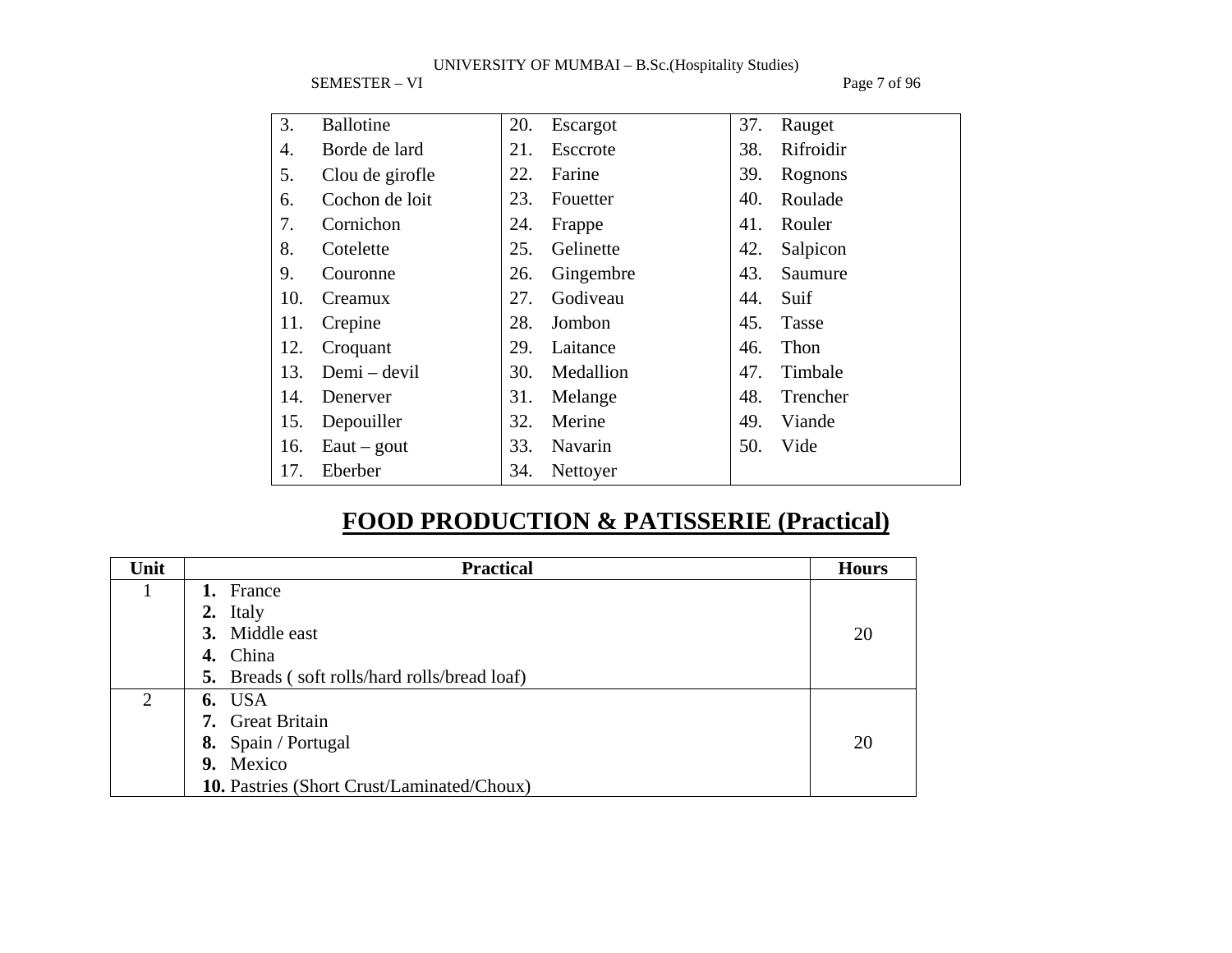| | | |
|---|---|---|
| 3. Ballotine | 20. Escargot | 37. Rauget |
| 4. Borde de lard | 21. Esccrote | 38. Rifroidir |
| 5. Clou de girofle | 22. Farine | 39. Rognons |
| 6. Cochon de loit | 23. Fouetter | 40. Roulade |
| 7. Cornichon | 24. Frappe | 41. Rouler |
| 8. Cotelette | 25. Gelinette | 42. Salpicon |
| 9. Couronne | 26. Gingembre | 43. Saumure |
| 10. Creamux | 27. Godiveau | 44. Suif |
| 11. Crepine | 28. Jombon | 45. Tasse |
| 12. Croquant | 29. Laitance | 46. Thon |
| 13. Demi – devil | 30. Medallion | 47. Timbale |
| 14. Denerver | 31. Melange | 48. Trencher |
| 15. Depouiller | 32. Merine | 49. Viande |
| 16. Eaut – gout | 33. Navarin | 50. Vide |
| 17. Eberber | 34. Nettoyer | |

# FOOD PRODUCTION & PATISSERIE (Practical)

| Unit | Practical | Hours |
|---|---|---|
| 1 | **1.** France<br>**2.** Italy<br>**3.** Middle east<br>**4.** China<br>**5.** Breads ( soft rolls/hard rolls/bread loaf) | 20 |
| 2 | **6.** USA<br>**7.** Great Britain<br>**8.** Spain / Portugal<br>**9.** Mexico<br>**10.** Pastries (Short Crust/Laminated/Choux) | 20 |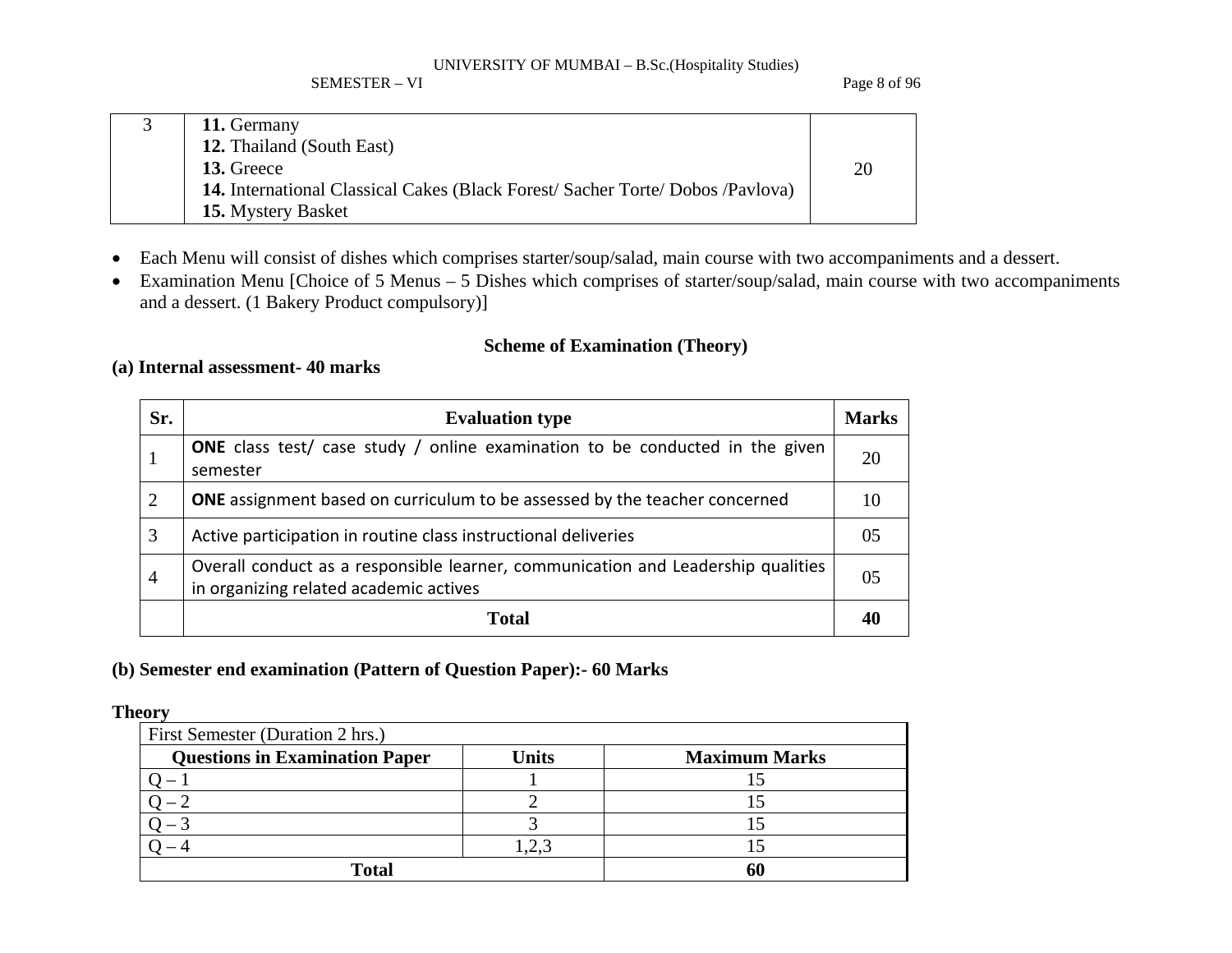| 3 | **11.** Germany<br>**12.** Thailand (South East)<br>**13.** Greece<br>**14.** International Classical Cakes (Black Forest/ Sacher Torte/ Dobos /Pavlova)<br>**15.** Mystery Basket | 20 |
|---|---|---|

- Each Menu will consist of dishes which comprises starter/soup/salad, main course with two accompaniments and a dessert.
- Examination Menu [Choice of 5 Menus – 5 Dishes which comprises of starter/soup/salad, main course with two accompaniments and a dessert. (1 Bakery Product compulsory)]

### Scheme of Examination (Theory)

**(a) Internal assessment- 40 marks**

| Sr. | Evaluation type | Marks |
|---|---|---|
| 1 | **ONE** class test/ case study / online examination to be conducted in the given semester | 20 |
| 2 | **ONE** assignment based on curriculum to be assessed by the teacher concerned | 10 |
| 3 | Active participation in routine class instructional deliveries | 05 |
| 4 | Overall conduct as a responsible learner, communication and Leadership qualities in organizing related academic actives | 05 |
| | **Total** | **40** |

**(b) Semester end examination (Pattern of Question Paper):- 60 Marks**

**Theory**

| First Semester (Duration 2 hrs.) | | |
|---|---|---|
| **Questions in Examination Paper** | **Units** | **Maximum Marks** |
| Q – 1 | 1 | 15 |
| Q – 2 | 2 | 15 |
| Q – 3 | 3 | 15 |
| Q – 4 | 1,2,3 | 15 |
| **Total** | | **60** |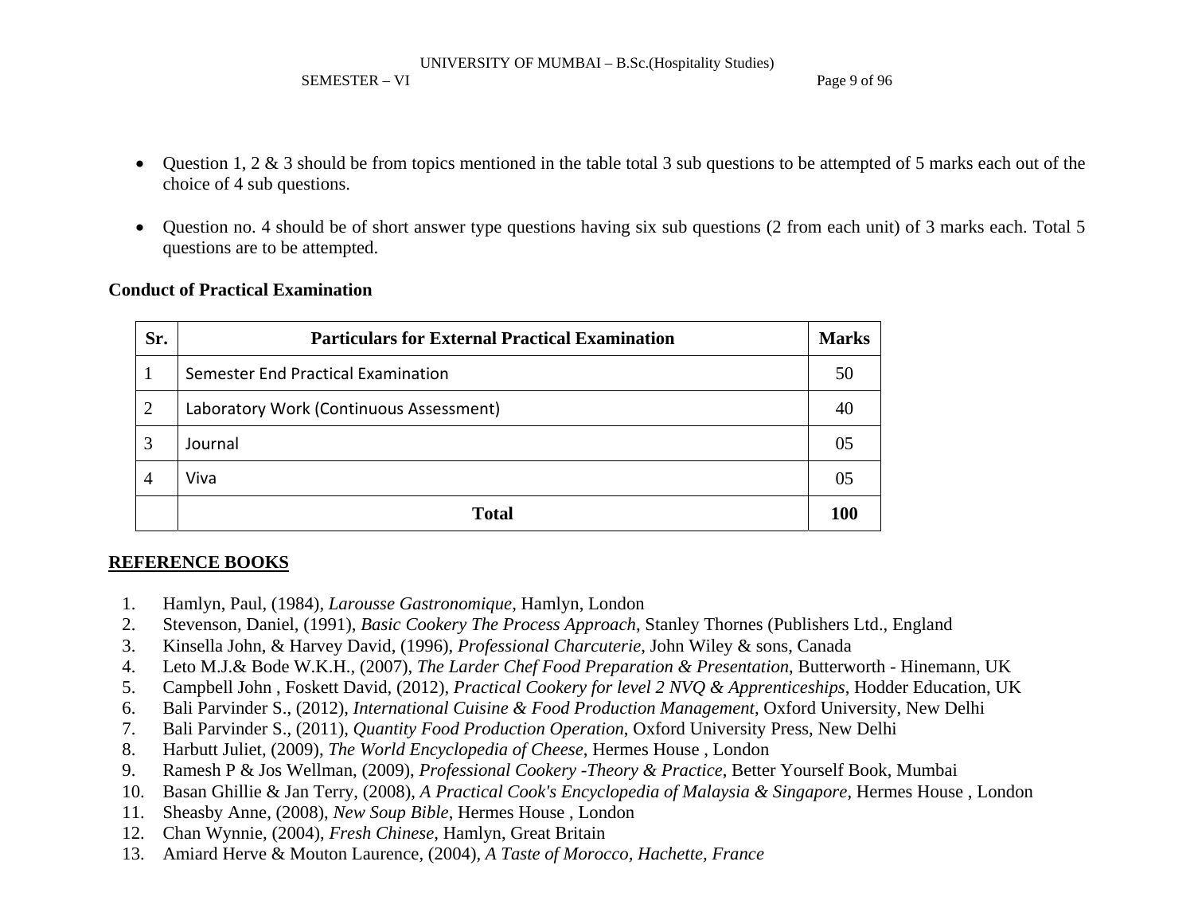- Question 1, 2 & 3 should be from topics mentioned in the table total 3 sub questions to be attempted of 5 marks each out of the choice of 4 sub questions.

- Question no. 4 should be of short answer type questions having six sub questions (2 from each unit) of 3 marks each. Total 5 questions are to be attempted.

**Conduct of Practical Examination**

| Sr. | Particulars for External Practical Examination | Marks |
|---|---|---|
| 1 | Semester End Practical Examination | 50 |
| 2 | Laboratory Work (Continuous Assessment) | 40 |
| 3 | Journal | 05 |
| 4 | Viva | 05 |
| | **Total** | **100** |

**REFERENCE BOOKS**

1. Hamlyn, Paul, (1984), *Larousse Gastronomique*, Hamlyn, London
2. Stevenson, Daniel, (1991), *Basic Cookery The Process Approach*, Stanley Thornes (Publishers Ltd., England
3. Kinsella John, & Harvey David, (1996), *Professional Charcuterie*, John Wiley & sons, Canada
4. Leto M.J.& Bode W.K.H., (2007), *The Larder Chef Food Preparation & Presentation*, Butterworth - Hinemann, UK
5. Campbell John , Foskett David, (2012), *Practical Cookery for level 2 NVQ & Apprenticeships*, Hodder Education, UK
6. Bali Parvinder S., (2012), *International Cuisine & Food Production Management*, Oxford University, New Delhi
7. Bali Parvinder S., (2011), *Quantity Food Production Operation*, Oxford University Press, New Delhi
8. Harbutt Juliet, (2009), *The World Encyclopedia of Cheese*, Hermes House , London
9. Ramesh P & Jos Wellman, (2009), *Professional Cookery -Theory & Practice*, Better Yourself Book, Mumbai
10. Basan Ghillie & Jan Terry, (2008), *A Practical Cook's Encyclopedia of Malaysia & Singapore*, Hermes House , London
11. Sheasby Anne, (2008), *New Soup Bible*, Hermes House , London
12. Chan Wynnie, (2004), *Fresh Chinese*, Hamlyn, Great Britain
13. Amiard Herve & Mouton Laurence, (2004), *A Taste of Morocco, Hachette, France*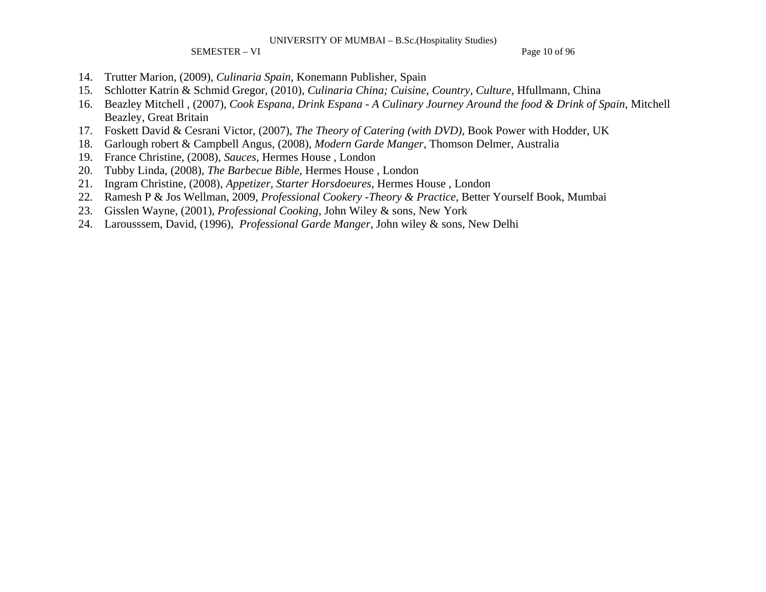14. Trutter Marion, (2009), *Culinaria Spain*, Konemann Publisher, Spain
15. Schlotter Katrin & Schmid Gregor, (2010), *Culinaria China; Cuisine, Country, Culture*, Hfullmann, China
16. Beazley Mitchell , (2007), *Cook Espana, Drink Espana - A Culinary Journey Around the food & Drink of Spain*, Mitchell Beazley, Great Britain
17. Foskett David & Cesrani Victor, (2007), *The Theory of Catering (with DVD)*, Book Power with Hodder, UK
18. Garlough robert & Campbell Angus, (2008), *Modern Garde Manger*, Thomson Delmer, Australia
19. France Christine, (2008), *Sauces*, Hermes House , London
20. Tubby Linda, (2008), *The Barbecue Bible*, Hermes House , London
21. Ingram Christine, (2008), *Appetizer, Starter Horsdoeures*, Hermes House , London
22. Ramesh P & Jos Wellman, 2009, *Professional Cookery -Theory & Practice*, Better Yourself Book, Mumbai
23. Gisslen Wayne, (2001), *Professional Cooking*, John Wiley & sons, New York
24. Larousssem, David, (1996), *Professional Garde Manger*, John wiley & sons, New Delhi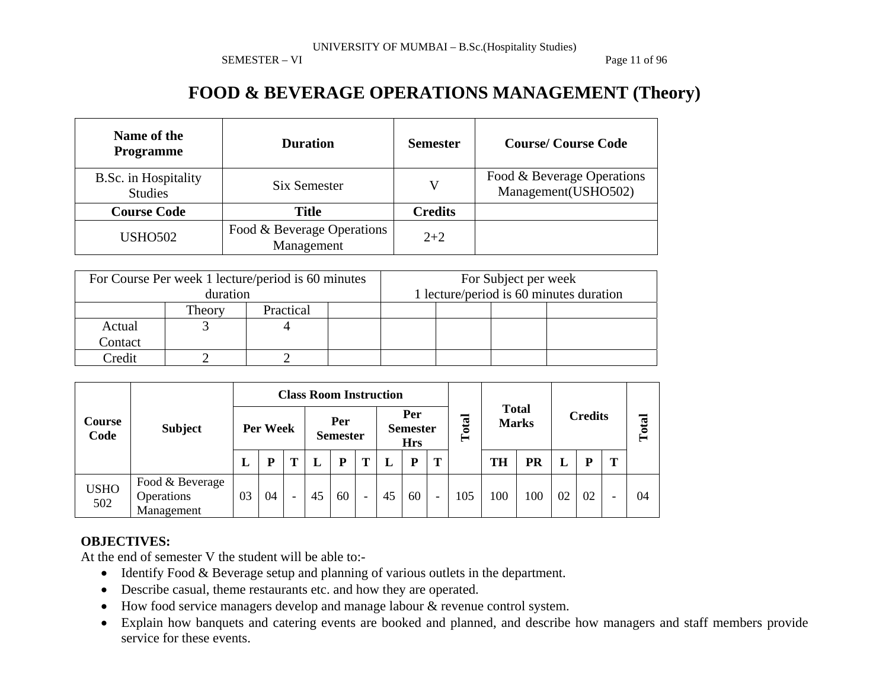# FOOD & BEVERAGE OPERATIONS MANAGEMENT (Theory)

| Name of the Programme | Duration | Semester | Course/ Course Code |
|---|---|---|---|
| B.Sc. in Hospitality Studies | Six Semester | V | Food & Beverage Operations Management(USHO502) |
| **Course Code** | **Title** | **Credits** | |
| USHO502 | Food & Beverage Operations Management | 2+2 | |

| For Course Per week 1 lecture/period is 60 minutes duration | | | | For Subject per week 1 lecture/period is 60 minutes duration | | | |
|---|---|---|---|---|---|---|---|
| | Theory | Practical | | | | | |
| Actual Contact | 3 | 4 | | | | | |
| Credit | 2 | 2 | | | | | |

| Course Code | Subject | Class Room Instruction | | | | | | | | | Total | Total Marks | | Credits | | | Total |
|---|---|---|---|---|---|---|---|---|---|---|---|---|---|---|---|---|---|
| | | Per Week | | | Per Semester | | | Per Semester Hrs | | | | | | | | | |
| | | L | P | T | L | P | T | L | P | T | | TH | PR | L | P | T | |
| USHO 502 | Food & Beverage Operations Management | 03 | 04 | - | 45 | 60 | - | 45 | 60 | - | 105 | 100 | 100 | 02 | 02 | - | 04 |

**OBJECTIVES:**

At the end of semester V the student will be able to:-

- Identify Food & Beverage setup and planning of various outlets in the department.
- Describe casual, theme restaurants etc. and how they are operated.
- How food service managers develop and manage labour & revenue control system.
- Explain how banquets and catering events are booked and planned, and describe how managers and staff members provide service for these events.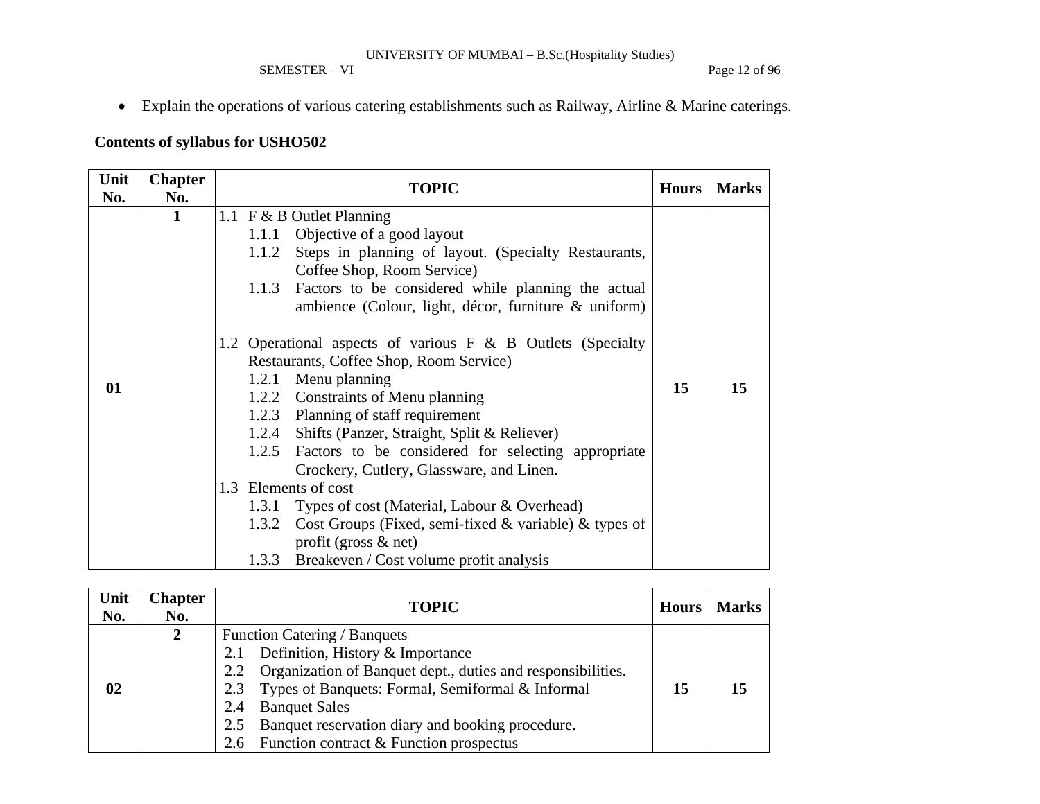- Explain the operations of various catering establishments such as Railway, Airline & Marine caterings.

**Contents of syllabus for USHO502**

| Unit No. | Chapter No. | TOPIC | Hours | Marks |
|---|---|---|---|---|
| 01 | 1 | 1.1 F & B Outlet Planning<br>1.1.1 Objective of a good layout<br>1.1.2 Steps in planning of layout. (Specialty Restaurants, Coffee Shop, Room Service)<br>1.1.3 Factors to be considered while planning the actual ambience (Colour, light, décor, furniture & uniform)<br><br>1.2 Operational aspects of various F & B Outlets (Specialty Restaurants, Coffee Shop, Room Service)<br>1.2.1 Menu planning<br>1.2.2 Constraints of Menu planning<br>1.2.3 Planning of staff requirement<br>1.2.4 Shifts (Panzer, Straight, Split & Reliever)<br>1.2.5 Factors to be considered for selecting appropriate Crockery, Cutlery, Glassware, and Linen.<br>1.3 Elements of cost<br>1.3.1 Types of cost (Material, Labour & Overhead)<br>1.3.2 Cost Groups (Fixed, semi-fixed & variable) & types of profit (gross & net)<br>1.3.3 Breakeven / Cost volume profit analysis | 15 | 15 |

| Unit No. | Chapter No. | TOPIC | Hours | Marks |
|---|---|---|---|---|
| 02 | 2 | Function Catering / Banquets<br>2.1 Definition, History & Importance<br>2.2 Organization of Banquet dept., duties and responsibilities.<br>2.3 Types of Banquets: Formal, Semiformal & Informal<br>2.4 Banquet Sales<br>2.5 Banquet reservation diary and booking procedure.<br>2.6 Function contract & Function prospectus | 15 | 15 |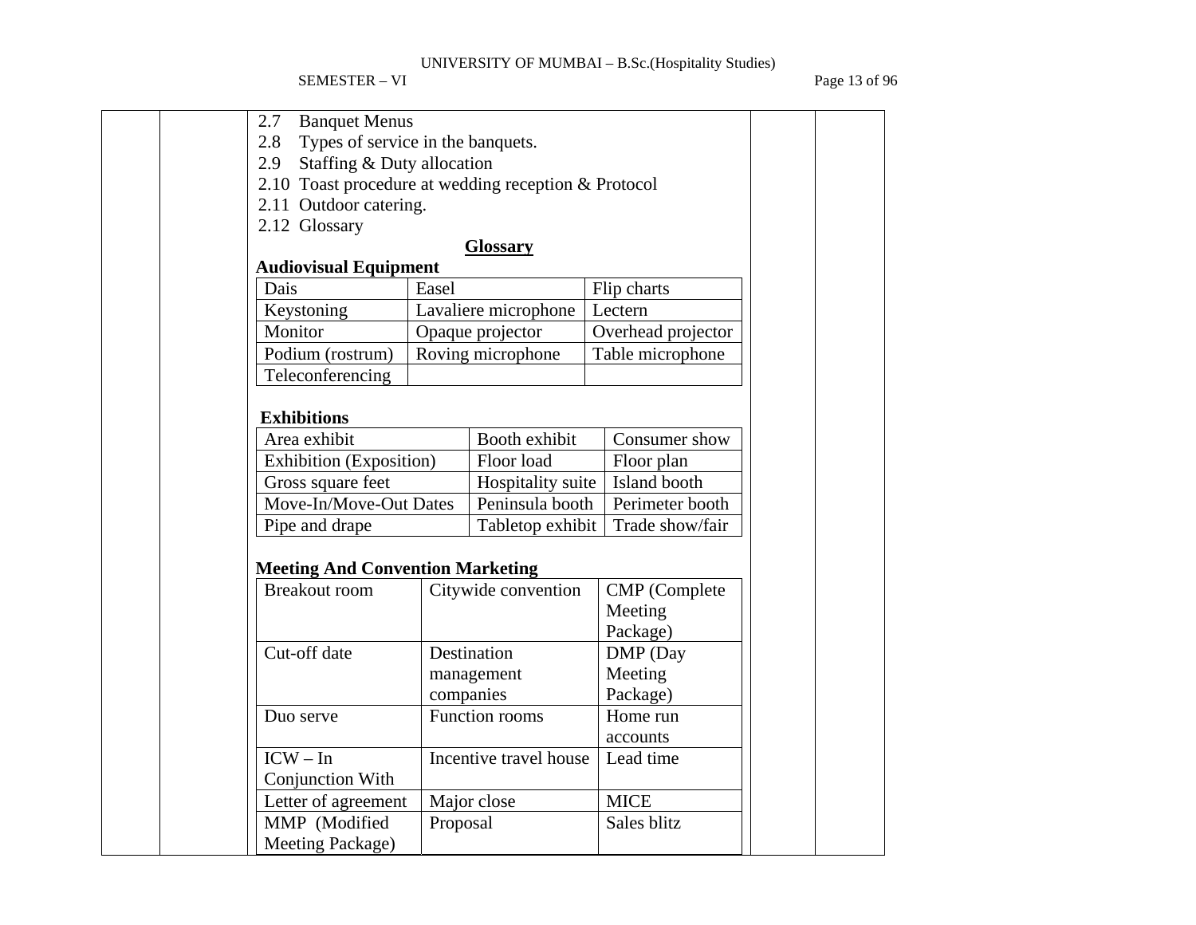2.7 Banquet Menus
2.8 Types of service in the banquets.
2.9 Staffing & Duty allocation
2.10 Toast procedure at wedding reception & Protocol
2.11 Outdoor catering.
2.12 Glossary

**Glossary**

**Audiovisual Equipment**

| Dais | Easel | Flip charts |
|---|---|---|
| Keystoning | Lavaliere microphone | Lectern |
| Monitor | Opaque projector | Overhead projector |
| Podium (rostrum) | Roving microphone | Table microphone |
| Teleconferencing | | |

**Exhibitions**

| Area exhibit | Booth exhibit | Consumer show |
|---|---|---|
| Exhibition (Exposition) | Floor load | Floor plan |
| Gross square feet | Hospitality suite | Island booth |
| Move-In/Move-Out Dates | Peninsula booth | Perimeter booth |
| Pipe and drape | Tabletop exhibit | Trade show/fair |

**Meeting And Convention Marketing**

| Breakout room | Citywide convention | CMP (Complete Meeting Package) |
|---|---|---|
| Cut-off date | Destination management companies | DMP (Day Meeting Package) |
| Duo serve | Function rooms | Home run accounts |
| ICW – In Conjunction With | Incentive travel house | Lead time |
| Letter of agreement | Major close | MICE |
| MMP (Modified Meeting Package) | Proposal | Sales blitz |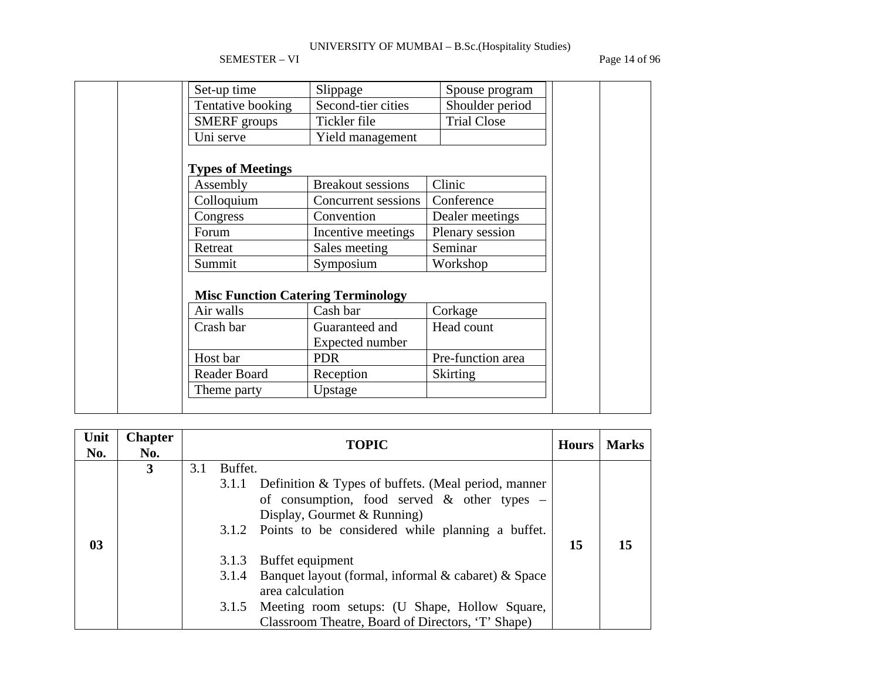| Set-up time | Slippage | Spouse program |
|---|---|---|
| Tentative booking | Second-tier cities | Shoulder period |
| SMERF groups | Tickler file | Trial Close |
| Uni serve | Yield management | |

**Types of Meetings**

| Assembly | Breakout sessions | Clinic |
|---|---|---|
| Colloquium | Concurrent sessions | Conference |
| Congress | Convention | Dealer meetings |
| Forum | Incentive meetings | Plenary session |
| Retreat | Sales meeting | Seminar |
| Summit | Symposium | Workshop |

**Misc Function Catering Terminology**

| Air walls | Cash bar | Corkage |
|---|---|---|
| Crash bar | Guaranteed and Expected number | Head count |
| Host bar | PDR | Pre-function area |
| Reader Board | Reception | Skirting |
| Theme party | Upstage | |

| Unit No. | Chapter No. | TOPIC | Hours | Marks |
|---|---|---|---|---|
| 03 | 3 | 3.1 Buffet.<br>3.1.1 Definition & Types of buffets. (Meal period, manner of consumption, food served & other types – Display, Gourmet & Running)<br>3.1.2 Points to be considered while planning a buffet.<br>3.1.3 Buffet equipment<br>3.1.4 Banquet layout (formal, informal & cabaret) & Space area calculation<br>3.1.5 Meeting room setups: (U Shape, Hollow Square, Classroom Theatre, Board of Directors, 'T' Shape) | 15 | 15 |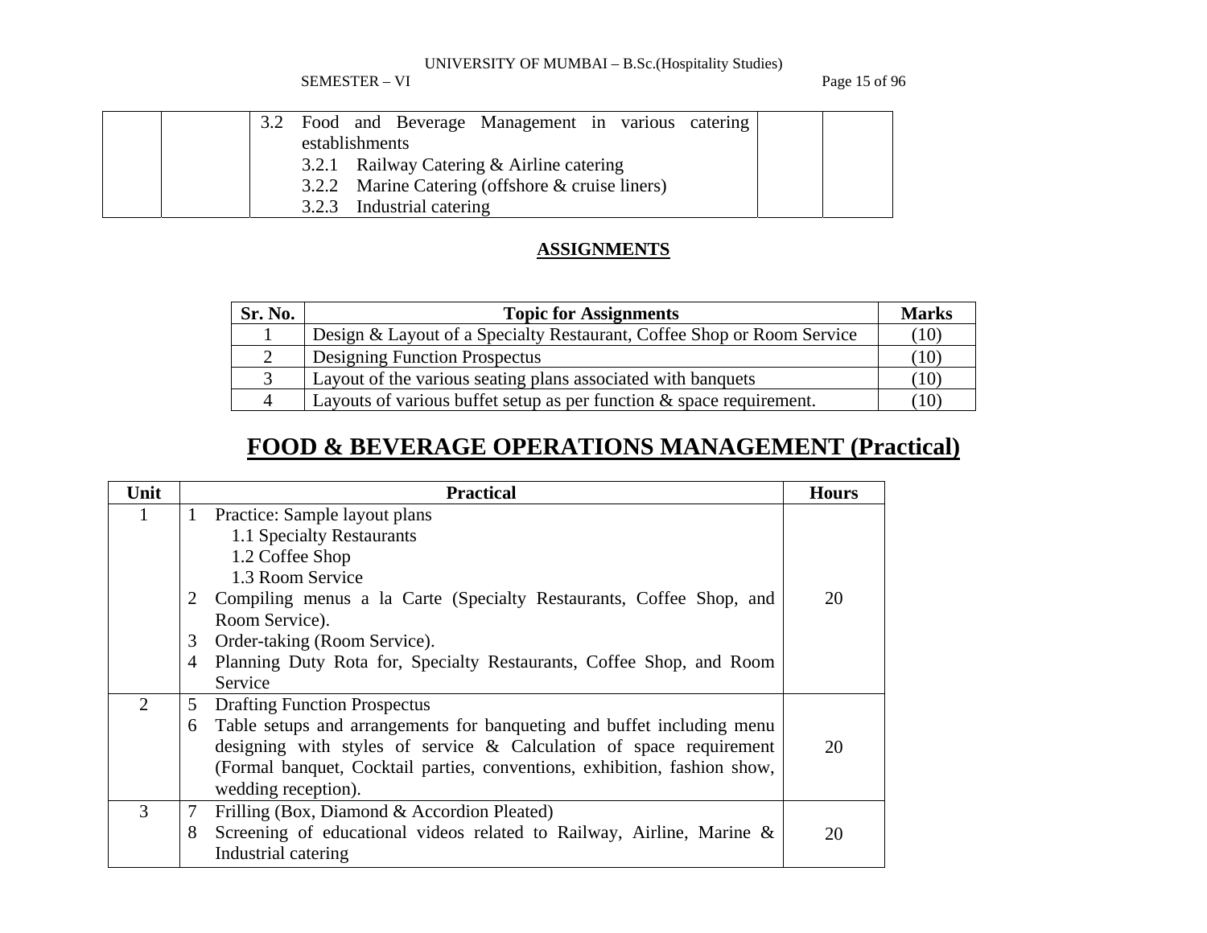| | | 3.2 Food and Beverage Management in various catering establishments<br>3.2.1 Railway Catering & Airline catering<br>3.2.2 Marine Catering (offshore & cruise liners)<br>3.2.3 Industrial catering | | |
|---|---|---|---|---|

## ASSIGNMENTS

| Sr. No. | Topic for Assignments | Marks |
|---|---|---|
| 1 | Design & Layout of a Specialty Restaurant, Coffee Shop or Room Service | (10) |
| 2 | Designing Function Prospectus | (10) |
| 3 | Layout of the various seating plans associated with banquets | (10) |
| 4 | Layouts of various buffet setup as per function & space requirement. | (10) |

# FOOD & BEVERAGE OPERATIONS MANAGEMENT (Practical)

| Unit | Practical | Hours |
|---|---|---|
| 1 | 1 Practice: Sample layout plans<br>1.1 Specialty Restaurants<br>1.2 Coffee Shop<br>1.3 Room Service<br>2 Compiling menus a la Carte (Specialty Restaurants, Coffee Shop, and Room Service).<br>3 Order-taking (Room Service).<br>4 Planning Duty Rota for, Specialty Restaurants, Coffee Shop, and Room Service | 20 |
| 2 | 5 Drafting Function Prospectus<br>6 Table setups and arrangements for banqueting and buffet including menu designing with styles of service & Calculation of space requirement (Formal banquet, Cocktail parties, conventions, exhibition, fashion show, wedding reception). | 20 |
| 3 | 7 Frilling (Box, Diamond & Accordion Pleated)<br>8 Screening of educational videos related to Railway, Airline, Marine & Industrial catering | 20 |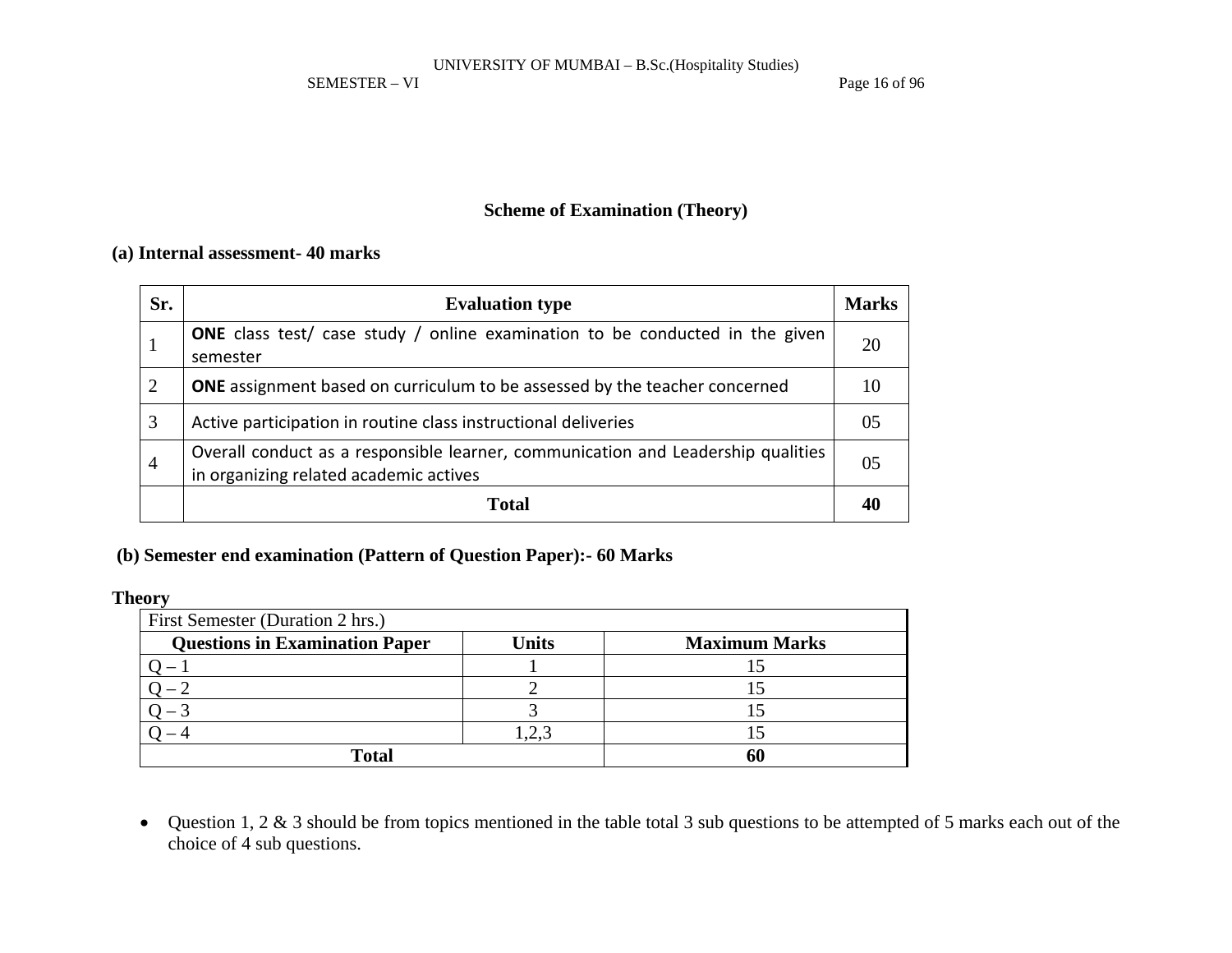## Scheme of Examination (Theory)

**(a) Internal assessment- 40 marks**

| Sr. | Evaluation type | Marks |
|---|---|---|
| 1 | **ONE** class test/ case study / online examination to be conducted in the given semester | 20 |
| 2 | **ONE** assignment based on curriculum to be assessed by the teacher concerned | 10 |
| 3 | Active participation in routine class instructional deliveries | 05 |
| 4 | Overall conduct as a responsible learner, communication and Leadership qualities in organizing related academic actives | 05 |
| | **Total** | **40** |

**(b) Semester end examination (Pattern of Question Paper):- 60 Marks**

**Theory**

| First Semester (Duration 2 hrs.) | | |
|---|---|---|
| **Questions in Examination Paper** | **Units** | **Maximum Marks** |
| Q – 1 | 1 | 15 |
| Q – 2 | 2 | 15 |
| Q – 3 | 3 | 15 |
| Q – 4 | 1,2,3 | 15 |
| **Total** | | **60** |

- Question 1, 2 & 3 should be from topics mentioned in the table total 3 sub questions to be attempted of 5 marks each out of the choice of 4 sub questions.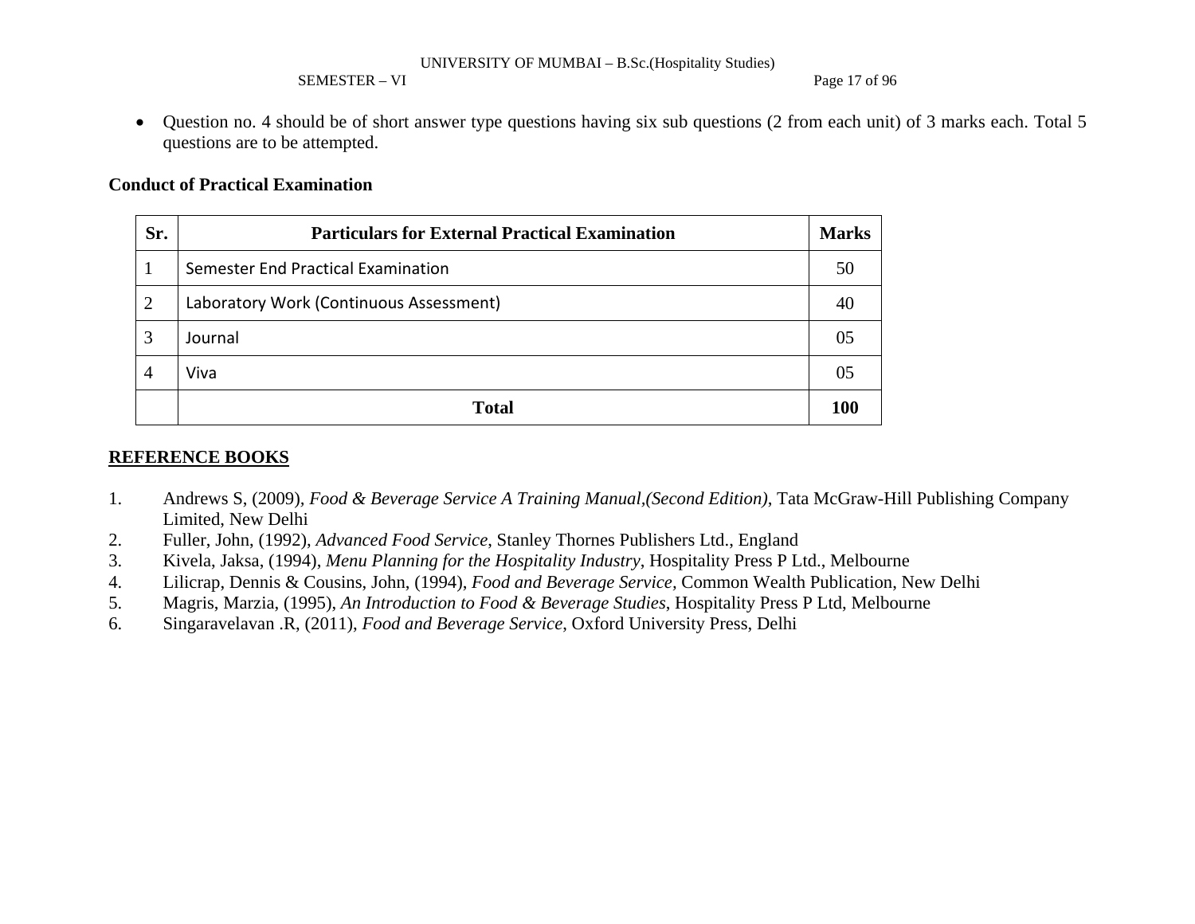- Question no. 4 should be of short answer type questions having six sub questions (2 from each unit) of 3 marks each. Total 5 questions are to be attempted.

**Conduct of Practical Examination**

| Sr. | Particulars for External Practical Examination | Marks |
|---|---|---|
| 1 | Semester End Practical Examination | 50 |
| 2 | Laboratory Work (Continuous Assessment) | 40 |
| 3 | Journal | 05 |
| 4 | Viva | 05 |
| | **Total** | **100** |

**REFERENCE BOOKS**

1. Andrews S, (2009), *Food & Beverage Service A Training Manual,(Second Edition)*, Tata McGraw-Hill Publishing Company Limited, New Delhi
2. Fuller, John, (1992), *Advanced Food Service*, Stanley Thornes Publishers Ltd., England
3. Kivela, Jaksa, (1994), *Menu Planning for the Hospitality Industry*, Hospitality Press P Ltd., Melbourne
4. Lilicrap, Dennis & Cousins, John, (1994), *Food and Beverage Service*, Common Wealth Publication, New Delhi
5. Magris, Marzia, (1995), *An Introduction to Food & Beverage Studies*, Hospitality Press P Ltd, Melbourne
6. Singaravelavan .R, (2011), *Food and Beverage Service*, Oxford University Press, Delhi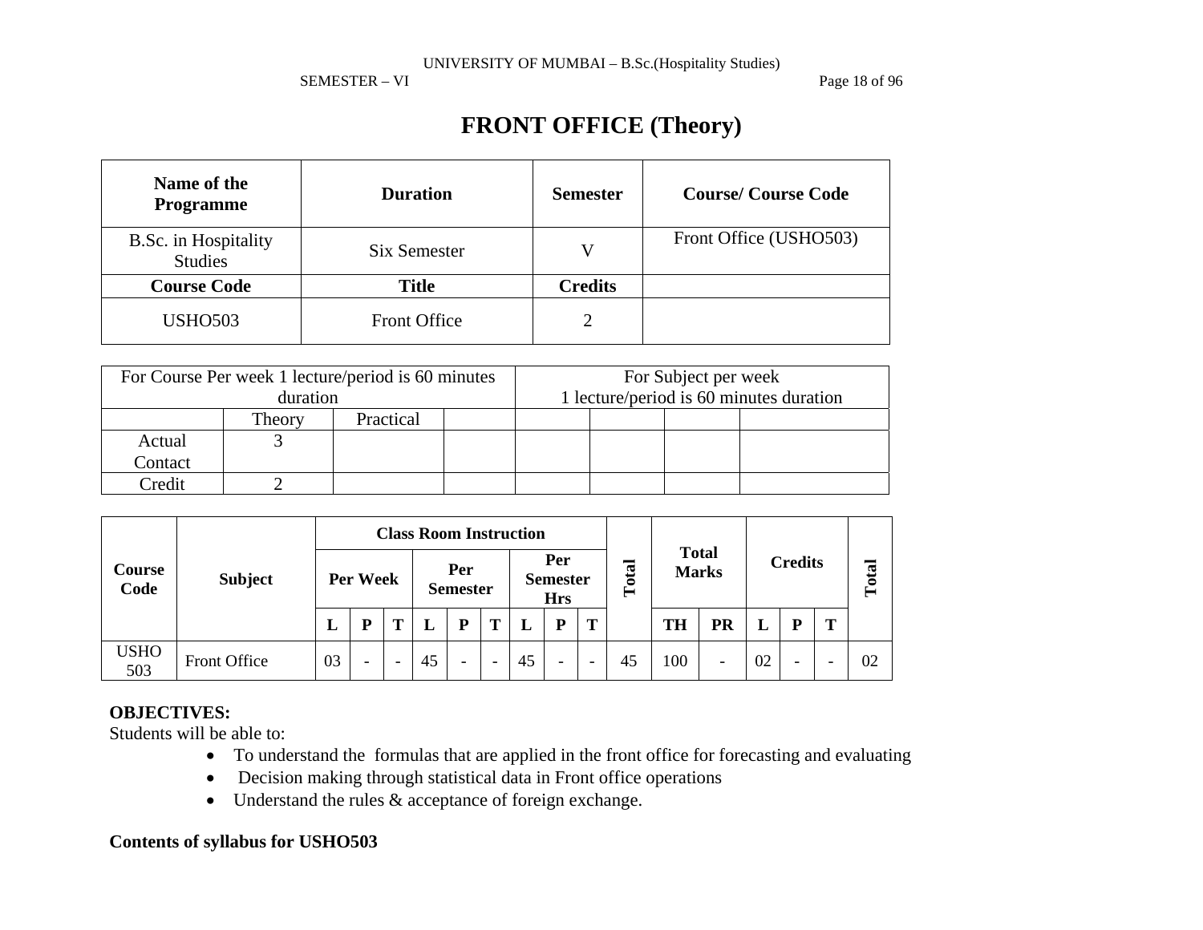# FRONT OFFICE (Theory)

| Name of the Programme | Duration | Semester | Course/ Course Code |
|---|---|---|---|
| B.Sc. in Hospitality Studies | Six Semester | V | Front Office (USHO503) |
| **Course Code** | **Title** | **Credits** | |
| USHO503 | Front Office | 2 | |

| For Course Per week 1 lecture/period is 60 minutes duration | | | | For Subject per week 1 lecture/period is 60 minutes duration | | | |
|---|---|---|---|---|---|---|---|
| | Theory | Practical | | | | | |
| Actual Contact | 3 | | | | | | |
| Credit | 2 | | | | | | |

| Course Code | Subject | Class Room Instruction | | | | | | | | | Total | Total Marks | | Credits | | | Total |
|---|---|---|---|---|---|---|---|---|---|---|---|---|---|---|---|---|---|
| | | Per Week | | | Per Semester | | | Per Semester Hrs | | | | | | | | | |
| | | L | P | T | L | P | T | L | P | T | | TH | PR | L | P | T | |
| USHO 503 | Front Office | 03 | - | - | 45 | - | - | 45 | - | - | 45 | 100 | - | 02 | - | - | 02 |

**OBJECTIVES:**

Students will be able to:

- To understand the formulas that are applied in the front office for forecasting and evaluating
- Decision making through statistical data in Front office operations
- Understand the rules & acceptance of foreign exchange.

**Contents of syllabus for USHO503**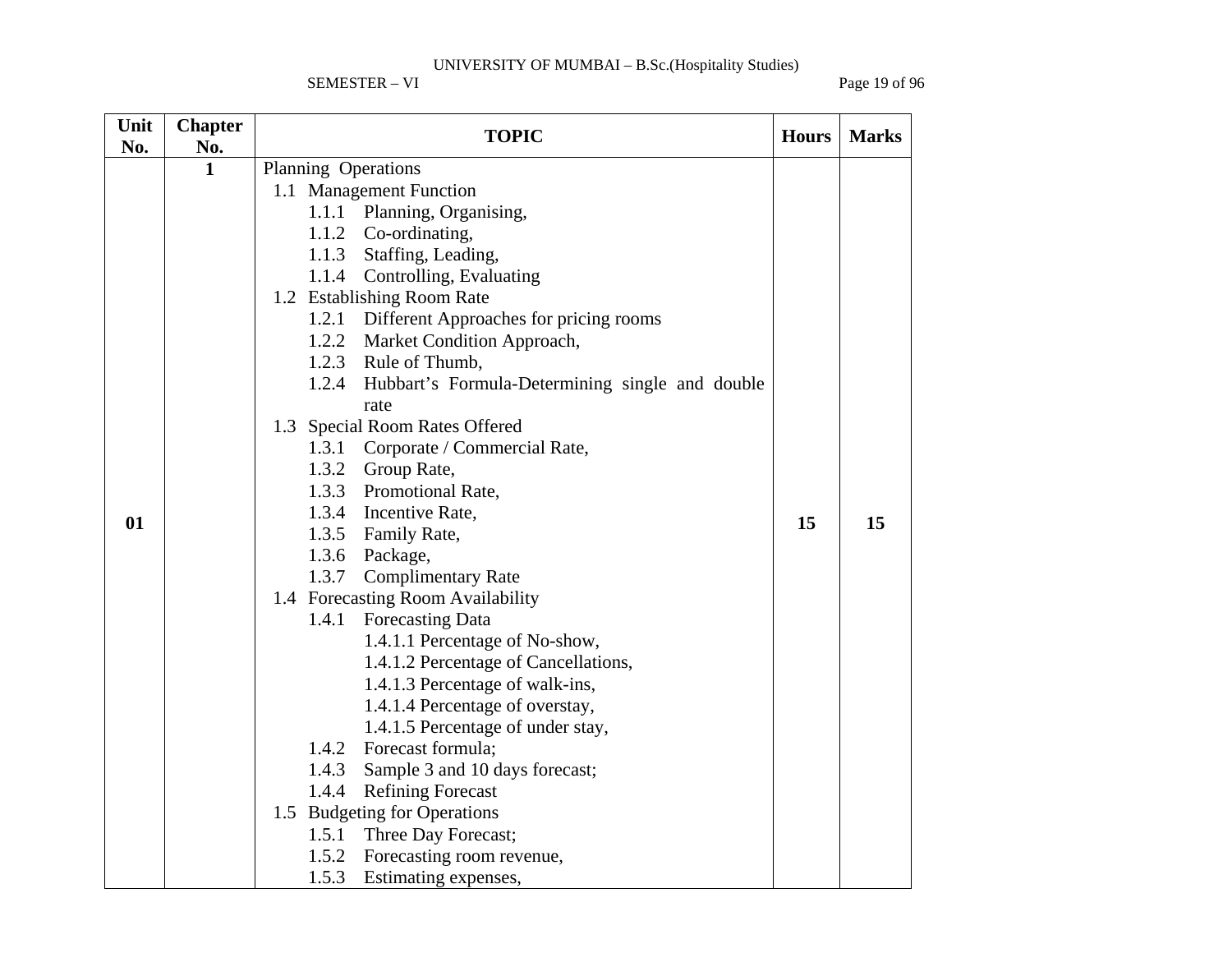| Unit No. | Chapter No. | TOPIC | Hours | Marks |
|---|---|---|---|---|
| 01 | 1 | Planning Operations<br>1.1 Management Function<br>1.1.1 Planning, Organising,<br>1.1.2 Co-ordinating,<br>1.1.3 Staffing, Leading,<br>1.1.4 Controlling, Evaluating<br>1.2 Establishing Room Rate<br>1.2.1 Different Approaches for pricing rooms<br>1.2.2 Market Condition Approach,<br>1.2.3 Rule of Thumb,<br>1.2.4 Hubbart's Formula-Determining single and double rate<br>1.3 Special Room Rates Offered<br>1.3.1 Corporate / Commercial Rate,<br>1.3.2 Group Rate,<br>1.3.3 Promotional Rate,<br>1.3.4 Incentive Rate,<br>1.3.5 Family Rate,<br>1.3.6 Package,<br>1.3.7 Complimentary Rate<br>1.4 Forecasting Room Availability<br>1.4.1 Forecasting Data<br>1.4.1.1 Percentage of No-show,<br>1.4.1.2 Percentage of Cancellations,<br>1.4.1.3 Percentage of walk-ins,<br>1.4.1.4 Percentage of overstay,<br>1.4.1.5 Percentage of under stay,<br>1.4.2 Forecast formula;<br>1.4.3 Sample 3 and 10 days forecast;<br>1.4.4 Refining Forecast<br>1.5 Budgeting for Operations<br>1.5.1 Three Day Forecast;<br>1.5.2 Forecasting room revenue,<br>1.5.3 Estimating expenses, | 15 | 15 |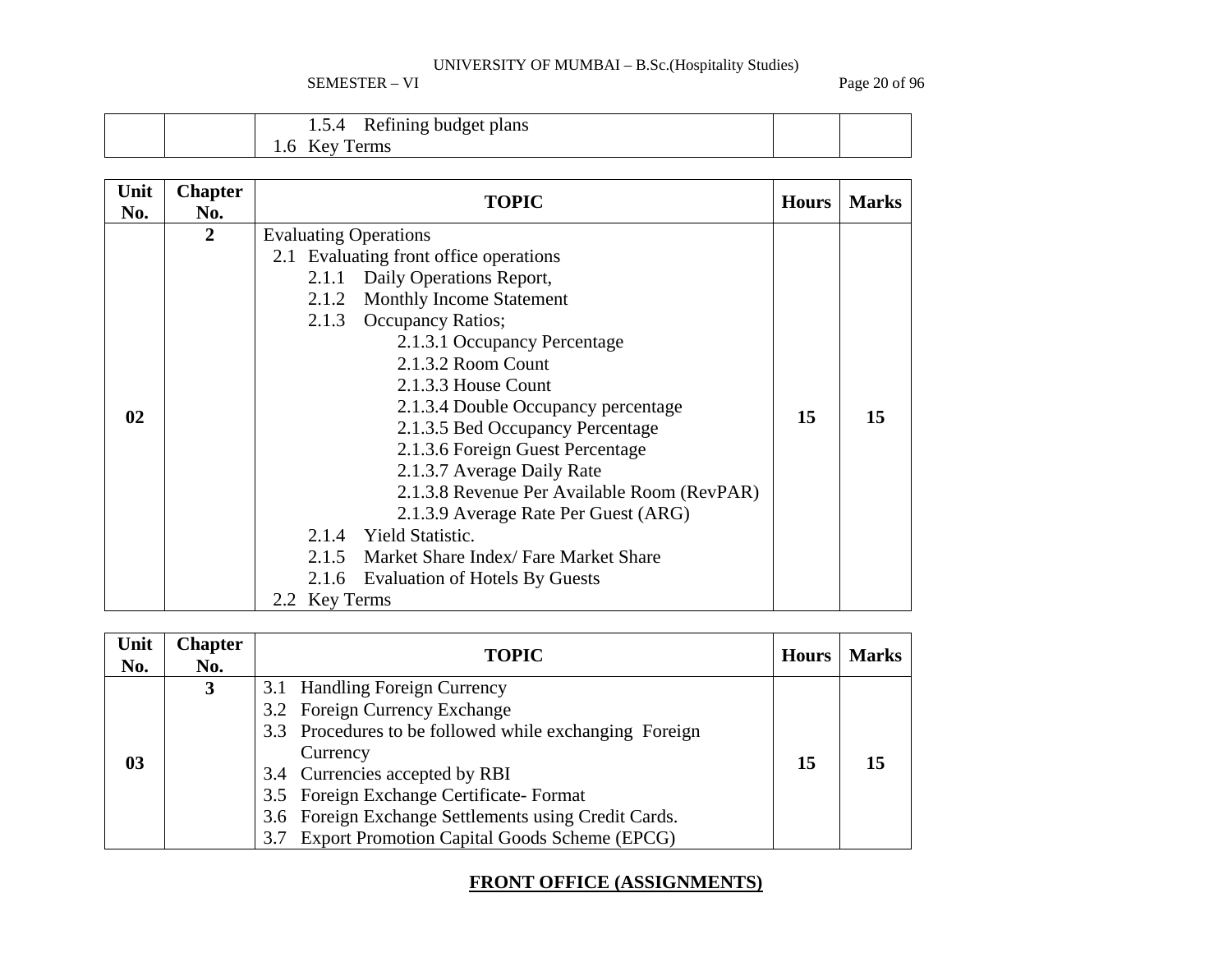| | | 1.5.4 Refining budget plans<br>1.6 Key Terms | | |
|---|---|---|---|---|

| Unit No. | Chapter No. | TOPIC | Hours | Marks |
|---|---|---|---|---|
| 02 | 2 | Evaluating Operations<br>2.1 Evaluating front office operations<br>2.1.1 Daily Operations Report,<br>2.1.2 Monthly Income Statement<br>2.1.3 Occupancy Ratios;<br>2.1.3.1 Occupancy Percentage<br>2.1.3.2 Room Count<br>2.1.3.3 House Count<br>2.1.3.4 Double Occupancy percentage<br>2.1.3.5 Bed Occupancy Percentage<br>2.1.3.6 Foreign Guest Percentage<br>2.1.3.7 Average Daily Rate<br>2.1.3.8 Revenue Per Available Room (RevPAR)<br>2.1.3.9 Average Rate Per Guest (ARG)<br>2.1.4 Yield Statistic.<br>2.1.5 Market Share Index/ Fare Market Share<br>2.1.6 Evaluation of Hotels By Guests<br>2.2 Key Terms | 15 | 15 |

| Unit No. | Chapter No. | TOPIC | Hours | Marks |
|---|---|---|---|---|
| 03 | 3 | 3.1 Handling Foreign Currency<br>3.2 Foreign Currency Exchange<br>3.3 Procedures to be followed while exchanging Foreign Currency<br>3.4 Currencies accepted by RBI<br>3.5 Foreign Exchange Certificate- Format<br>3.6 Foreign Exchange Settlements using Credit Cards.<br>3.7 Export Promotion Capital Goods Scheme (EPCG) | 15 | 15 |

## FRONT OFFICE (ASSIGNMENTS)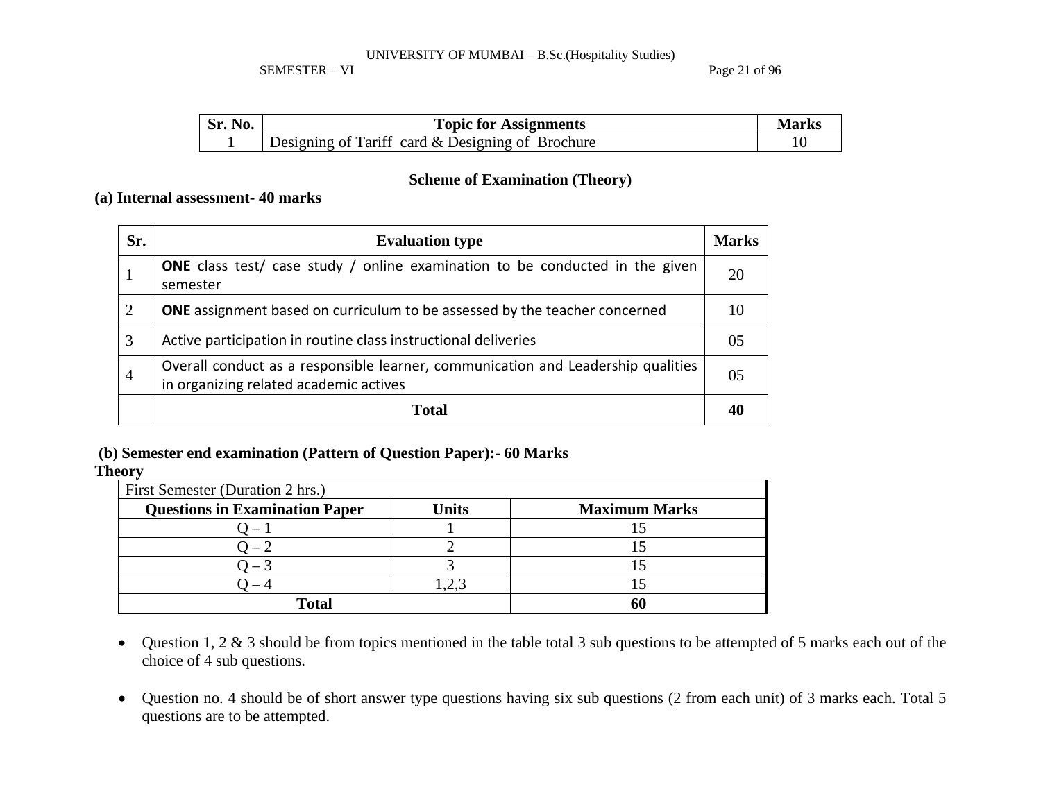| Sr. No. | Topic for Assignments | Marks |
| --- | --- | --- |
| 1 | Designing of Tariff card & Designing of Brochure | 10 |

### Scheme of Examination (Theory)

**(a) Internal assessment- 40 marks**

| Sr. | Evaluation type | Marks |
| --- | --- | --- |
| 1 | **ONE** class test/ case study / online examination to be conducted in the given semester | 20 |
| 2 | **ONE** assignment based on curriculum to be assessed by the teacher concerned | 10 |
| 3 | Active participation in routine class instructional deliveries | 05 |
| 4 | Overall conduct as a responsible learner, communication and Leadership qualities in organizing related academic actives | 05 |
| | **Total** | **40** |

**(b) Semester end examination (Pattern of Question Paper):- 60 Marks**

**Theory**

| First Semester (Duration 2 hrs.) | | |
| --- | --- | --- |
| **Questions in Examination Paper** | **Units** | **Maximum Marks** |
| Q – 1 | 1 | 15 |
| Q – 2 | 2 | 15 |
| Q – 3 | 3 | 15 |
| Q – 4 | 1,2,3 | 15 |
| **Total** | | **60** |

- Question 1, 2 & 3 should be from topics mentioned in the table total 3 sub questions to be attempted of 5 marks each out of the choice of 4 sub questions.

- Question no. 4 should be of short answer type questions having six sub questions (2 from each unit) of 3 marks each. Total 5 questions are to be attempted.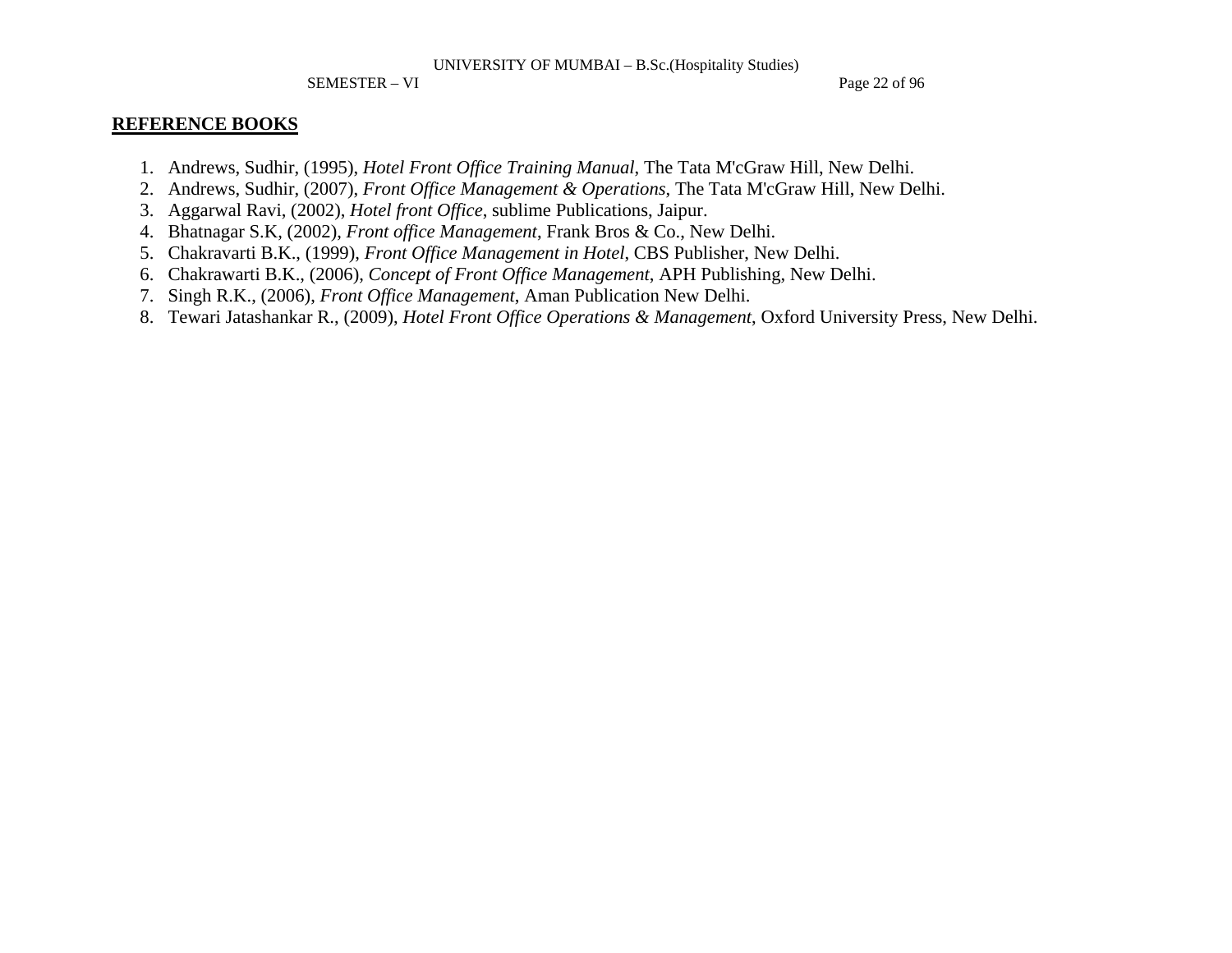## REFERENCE BOOKS

1. Andrews, Sudhir, (1995), *Hotel Front Office Training Manual*, The Tata M'cGraw Hill, New Delhi.
2. Andrews, Sudhir, (2007), *Front Office Management & Operations*, The Tata M'cGraw Hill, New Delhi.
3. Aggarwal Ravi, (2002), *Hotel front Office*, sublime Publications, Jaipur.
4. Bhatnagar S.K, (2002), *Front office Management*, Frank Bros & Co., New Delhi.
5. Chakravarti B.K., (1999), *Front Office Management in Hotel*, CBS Publisher, New Delhi.
6. Chakrawarti B.K., (2006), *Concept of Front Office Management*, APH Publishing, New Delhi.
7. Singh R.K., (2006), *Front Office Management*, Aman Publication New Delhi.
8. Tewari Jatashankar R., (2009), *Hotel Front Office Operations & Management*, Oxford University Press, New Delhi.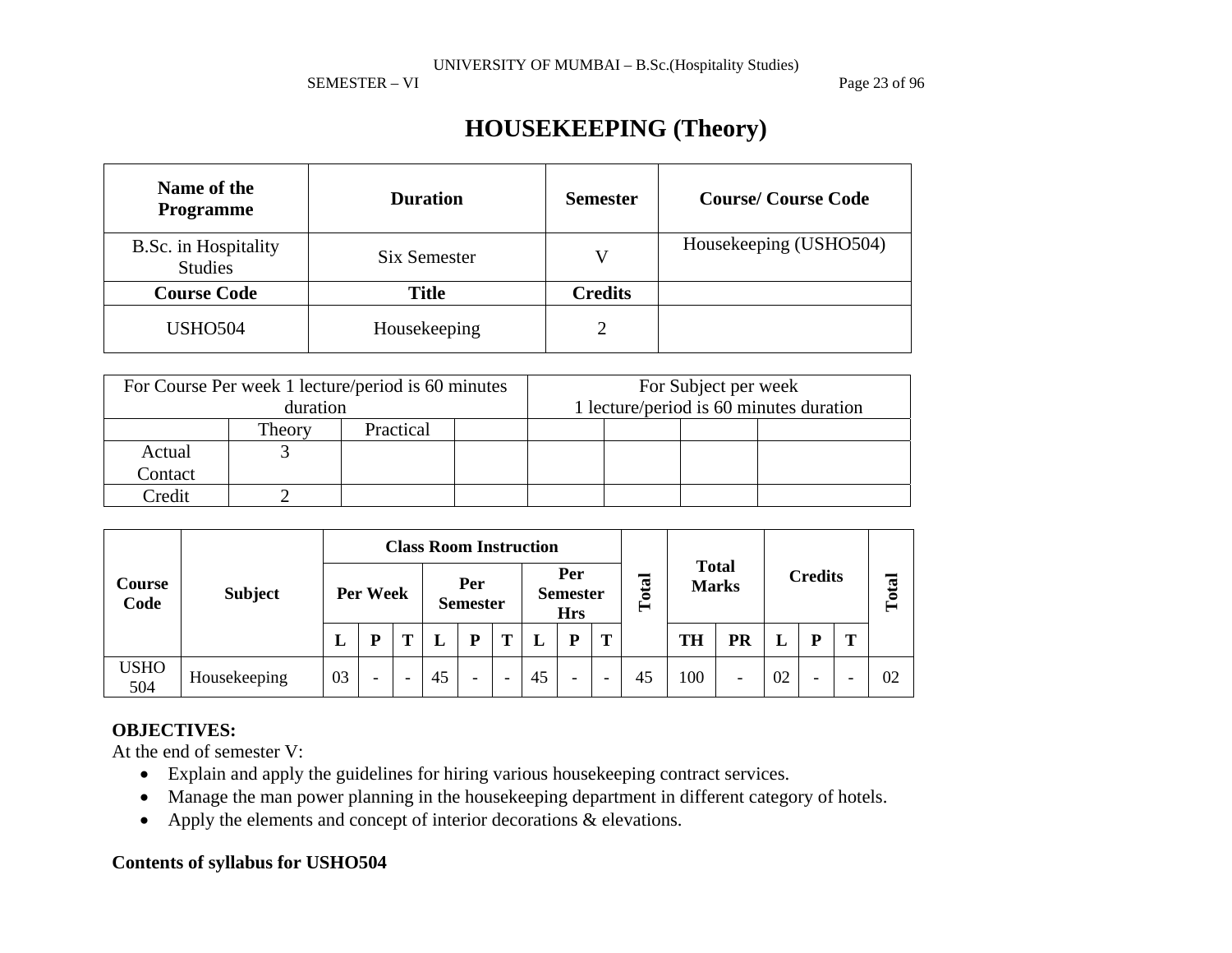# HOUSEKEEPING (Theory)

| Name of the Programme | Duration | Semester | Course/ Course Code |
|---|---|---|---|
| B.Sc. in Hospitality Studies | Six Semester | V | Housekeeping (USHO504) |
| **Course Code** | **Title** | **Credits** | |
| USHO504 | Housekeeping | 2 | |

| For Course Per week 1 lecture/period is 60 minutes duration | | | | For Subject per week 1 lecture/period is 60 minutes duration | | | |
|---|---|---|---|---|---|---|---|
| | Theory | Practical | | | | | |
| Actual Contact | 3 | | | | | | |
| Credit | 2 | | | | | | |

| Course Code | Subject | Class Room Instruction | | | | | | | | | Total | Total Marks | | Credits | | | Total |
|---|---|---|---|---|---|---|---|---|---|---|---|---|---|---|---|---|---|
| | | Per Week | | | Per Semester | | | Per Semester Hrs | | | | | | | | | |
| | | L | P | T | L | P | T | L | P | T | | TH | PR | L | P | T | |
| USHO 504 | Housekeeping | 03 | - | - | 45 | - | - | 45 | - | - | 45 | 100 | - | 02 | - | - | 02 |

**OBJECTIVES:**

At the end of semester V:

- Explain and apply the guidelines for hiring various housekeeping contract services.
- Manage the man power planning in the housekeeping department in different category of hotels.
- Apply the elements and concept of interior decorations & elevations.

**Contents of syllabus for USHO504**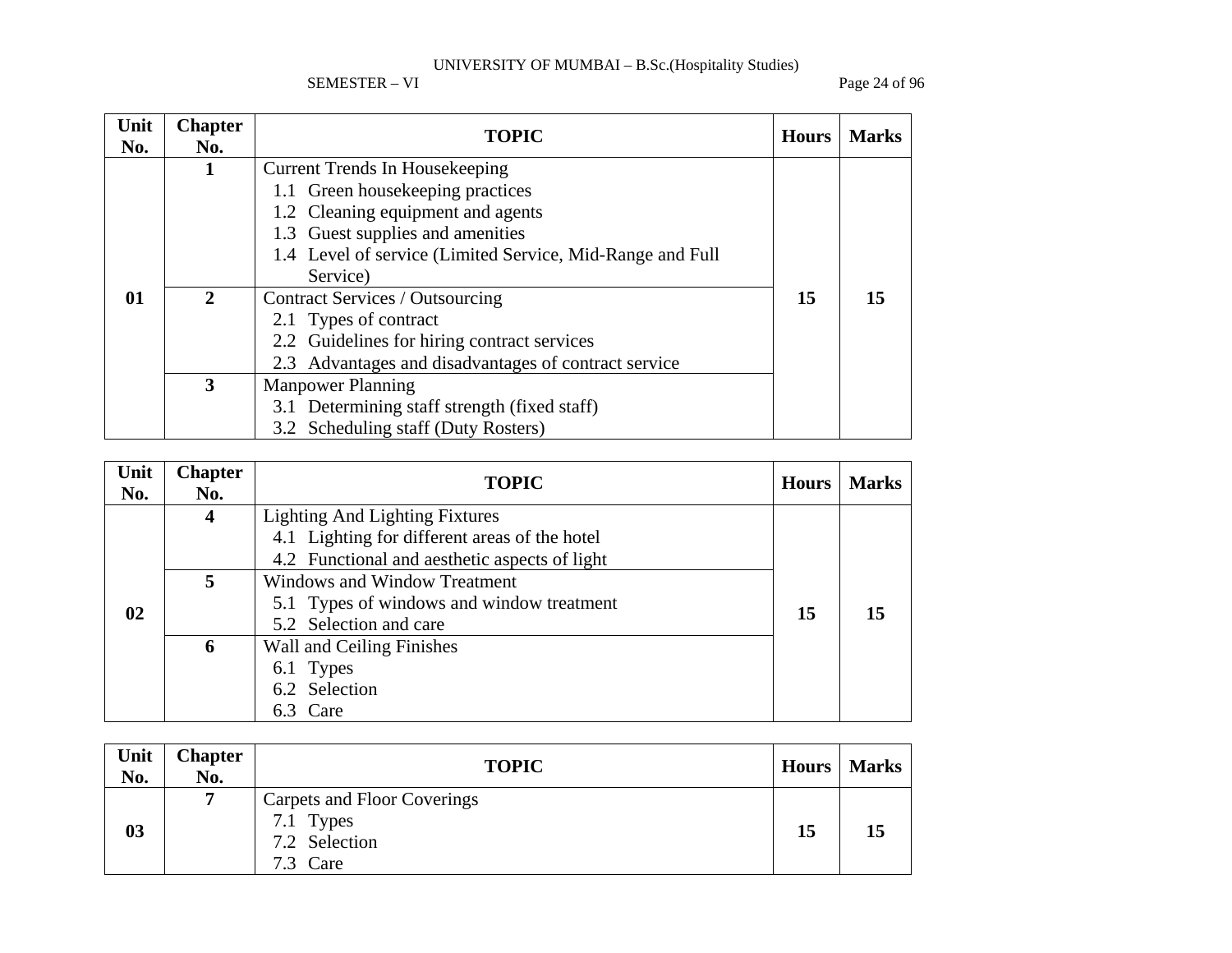| Unit No. | Chapter No. | TOPIC | Hours | Marks |
|---|---|---|---|---|
| 01 | 1 | Current Trends In Housekeeping<br>1.1 Green housekeeping practices<br>1.2 Cleaning equipment and agents<br>1.3 Guest supplies and amenities<br>1.4 Level of service (Limited Service, Mid-Range and Full Service) | 15 | 15 |
| | 2 | Contract Services / Outsourcing<br>2.1 Types of contract<br>2.2 Guidelines for hiring contract services<br>2.3 Advantages and disadvantages of contract service | | |
| | 3 | Manpower Planning<br>3.1 Determining staff strength (fixed staff)<br>3.2 Scheduling staff (Duty Rosters) | | |

| Unit No. | Chapter No. | TOPIC | Hours | Marks |
|---|---|---|---|---|
| 02 | 4 | Lighting And Lighting Fixtures<br>4.1 Lighting for different areas of the hotel<br>4.2 Functional and aesthetic aspects of light | 15 | 15 |
| | 5 | Windows and Window Treatment<br>5.1 Types of windows and window treatment<br>5.2 Selection and care | | |
| | 6 | Wall and Ceiling Finishes<br>6.1 Types<br>6.2 Selection<br>6.3 Care | | |

| Unit No. | Chapter No. | TOPIC | Hours | Marks |
|---|---|---|---|---|
| 03 | 7 | Carpets and Floor Coverings<br>7.1 Types<br>7.2 Selection<br>7.3 Care | 15 | 15 |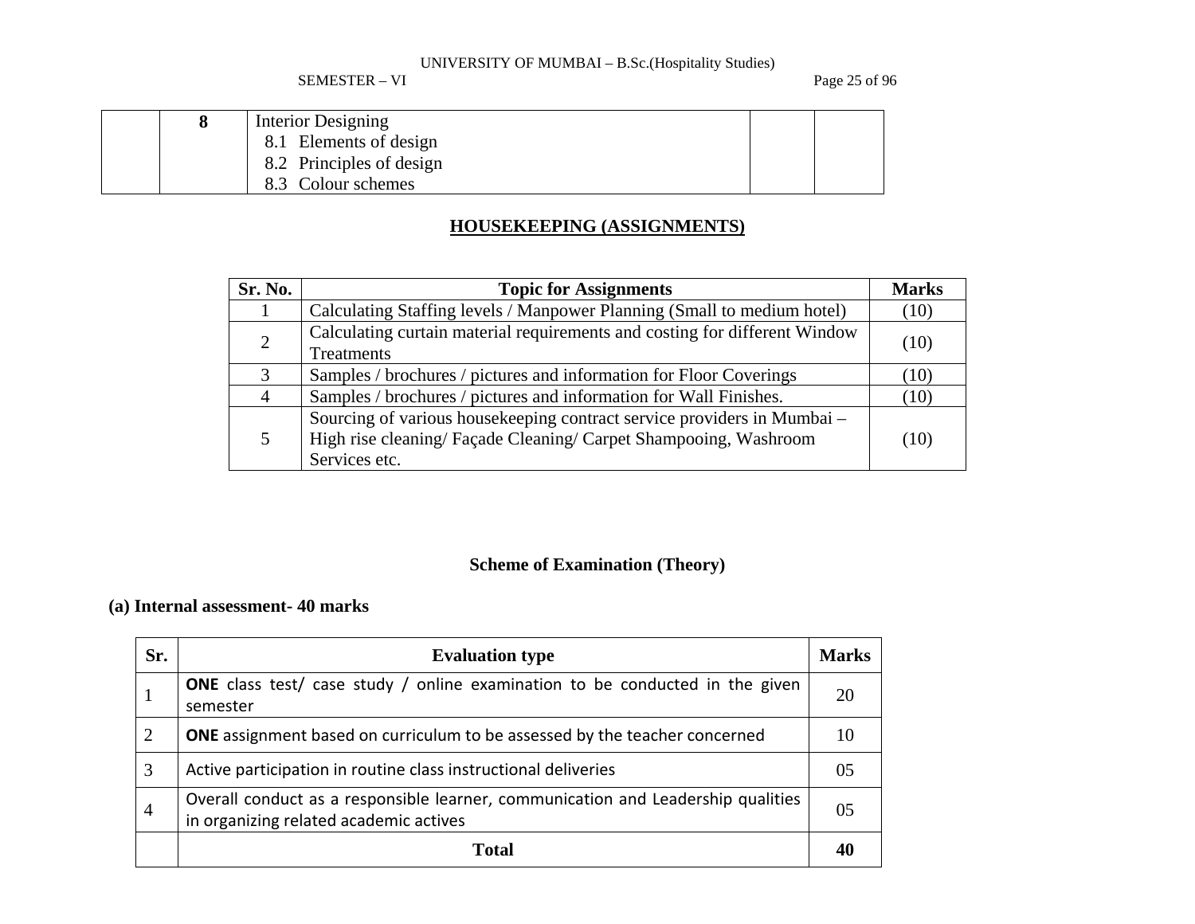|  | 8 | Interior Designing<br>8.1 Elements of design<br>8.2 Principles of design<br>8.3 Colour schemes |  |  |
|---|---|---|---|---|

## HOUSEKEEPING (ASSIGNMENTS)

| Sr. No. | Topic for Assignments | Marks |
|---|---|---|
| 1 | Calculating Staffing levels / Manpower Planning (Small to medium hotel) | (10) |
| 2 | Calculating curtain material requirements and costing for different Window Treatments | (10) |
| 3 | Samples / brochures / pictures and information for Floor Coverings | (10) |
| 4 | Samples / brochures / pictures and information for Wall Finishes. | (10) |
| 5 | Sourcing of various housekeeping contract service providers in Mumbai – High rise cleaning/ Façade Cleaning/ Carpet Shampooing, Washroom Services etc. | (10) |

### Scheme of Examination (Theory)

**(a) Internal assessment- 40 marks**

| Sr. | Evaluation type | Marks |
|---|---|---|
| 1 | **ONE** class test/ case study / online examination to be conducted in the given semester | 20 |
| 2 | **ONE** assignment based on curriculum to be assessed by the teacher concerned | 10 |
| 3 | Active participation in routine class instructional deliveries | 05 |
| 4 | Overall conduct as a responsible learner, communication and Leadership qualities in organizing related academic actives | 05 |
|  | **Total** | **40** |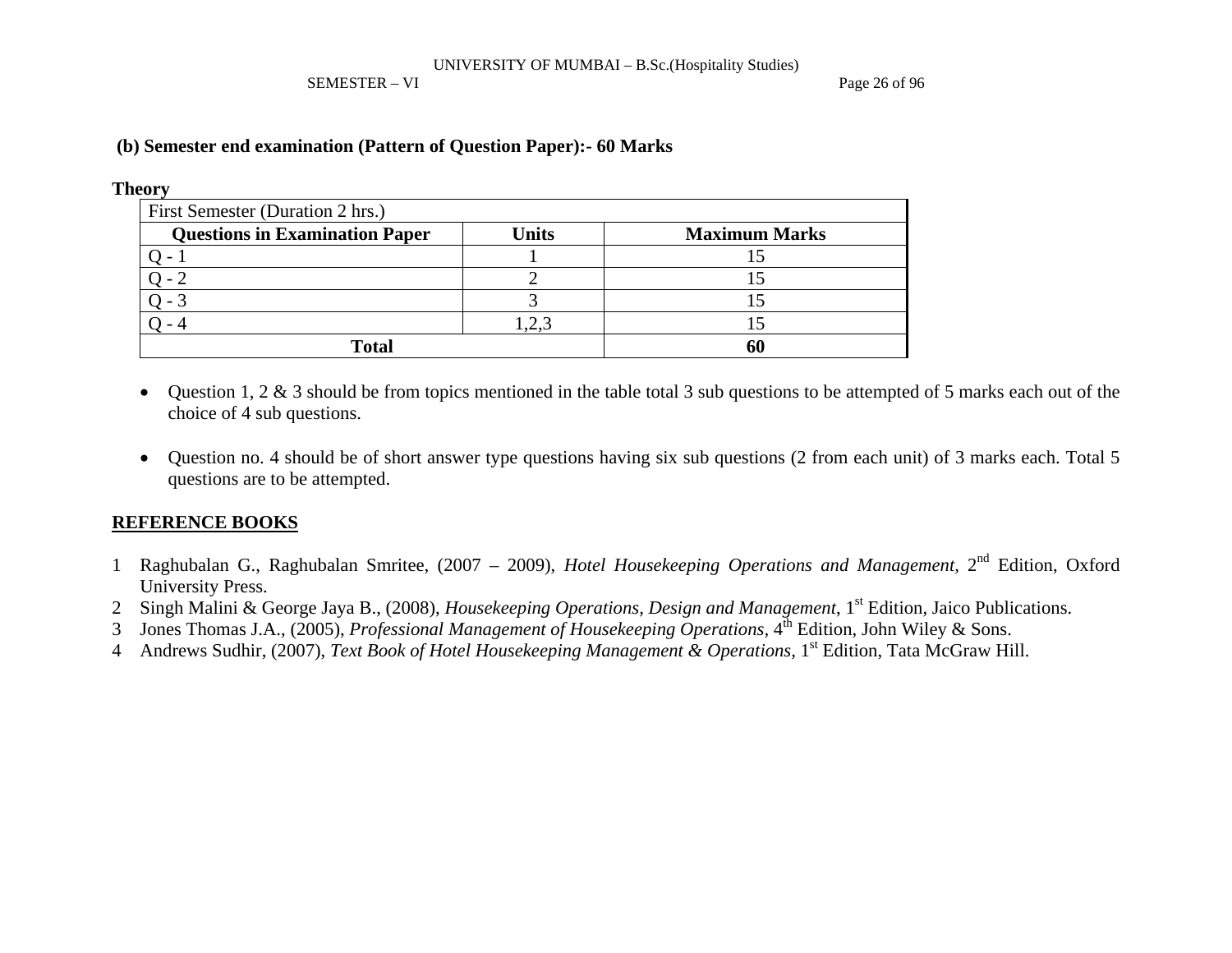**(b) Semester end examination (Pattern of Question Paper):- 60 Marks**

**Theory**

| First Semester (Duration 2 hrs.) | | |
|---|---|---|
| **Questions in Examination Paper** | **Units** | **Maximum Marks** |
| Q - 1 | 1 | 15 |
| Q - 2 | 2 | 15 |
| Q - 3 | 3 | 15 |
| Q - 4 | 1,2,3 | 15 |
| **Total** | | **60** |

- Question 1, 2 & 3 should be from topics mentioned in the table total 3 sub questions to be attempted of 5 marks each out of the choice of 4 sub questions.

- Question no. 4 should be of short answer type questions having six sub questions (2 from each unit) of 3 marks each. Total 5 questions are to be attempted.

**REFERENCE BOOKS**

1. Raghubalan G., Raghubalan Smritee, (2007 – 2009), *Hotel Housekeeping Operations and Management*, 2nd Edition, Oxford University Press.
2. Singh Malini & George Jaya B., (2008), *Housekeeping Operations, Design and Management*, 1st Edition, Jaico Publications.
3. Jones Thomas J.A., (2005), *Professional Management of Housekeeping Operations*, 4th Edition, John Wiley & Sons.
4. Andrews Sudhir, (2007), *Text Book of Hotel Housekeeping Management & Operations*, 1st Edition, Tata McGraw Hill.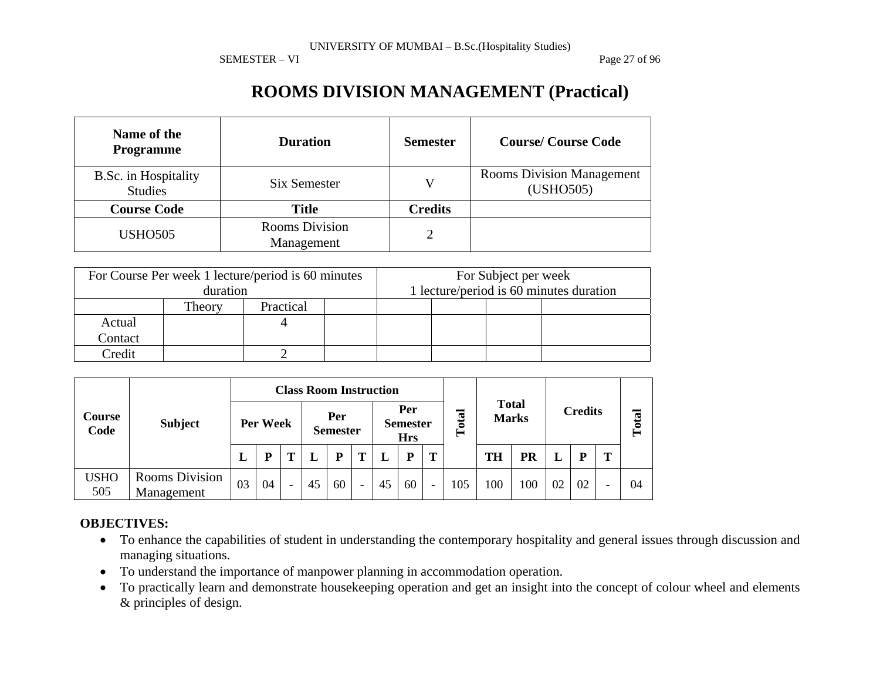# ROOMS DIVISION MANAGEMENT (Practical)

| Name of the Programme | Duration | Semester | Course/ Course Code |
|---|---|---|---|
| B.Sc. in Hospitality Studies | Six Semester | V | Rooms Division Management (USHO505) |
| **Course Code** | **Title** | **Credits** | |
| USHO505 | Rooms Division Management | 2 | |

| For Course Per week 1 lecture/period is 60 minutes duration | | | | For Subject per week 1 lecture/period is 60 minutes duration | | | |
|---|---|---|---|---|---|---|---|
| | Theory | Practical | | | | | |
| Actual Contact | | 4 | | | | | |
| Credit | | 2 | | | | | |

| Course Code | Subject | Class Room Instruction | | | | | | | | | Total | Total Marks | | Credits | | | Total |
|---|---|---|---|---|---|---|---|---|---|---|---|---|---|---|---|---|---|
| | | Per Week | | | Per Semester | | | Per Semester Hrs | | | | | | | | | |
| | | L | P | T | L | P | T | L | P | T | | TH | PR | L | P | T | |
| USHO 505 | Rooms Division Management | 03 | 04 | - | 45 | 60 | - | 45 | 60 | - | 105 | 100 | 100 | 02 | 02 | - | 04 |

**OBJECTIVES:**

- To enhance the capabilities of student in understanding the contemporary hospitality and general issues through discussion and managing situations.
- To understand the importance of manpower planning in accommodation operation.
- To practically learn and demonstrate housekeeping operation and get an insight into the concept of colour wheel and elements & principles of design.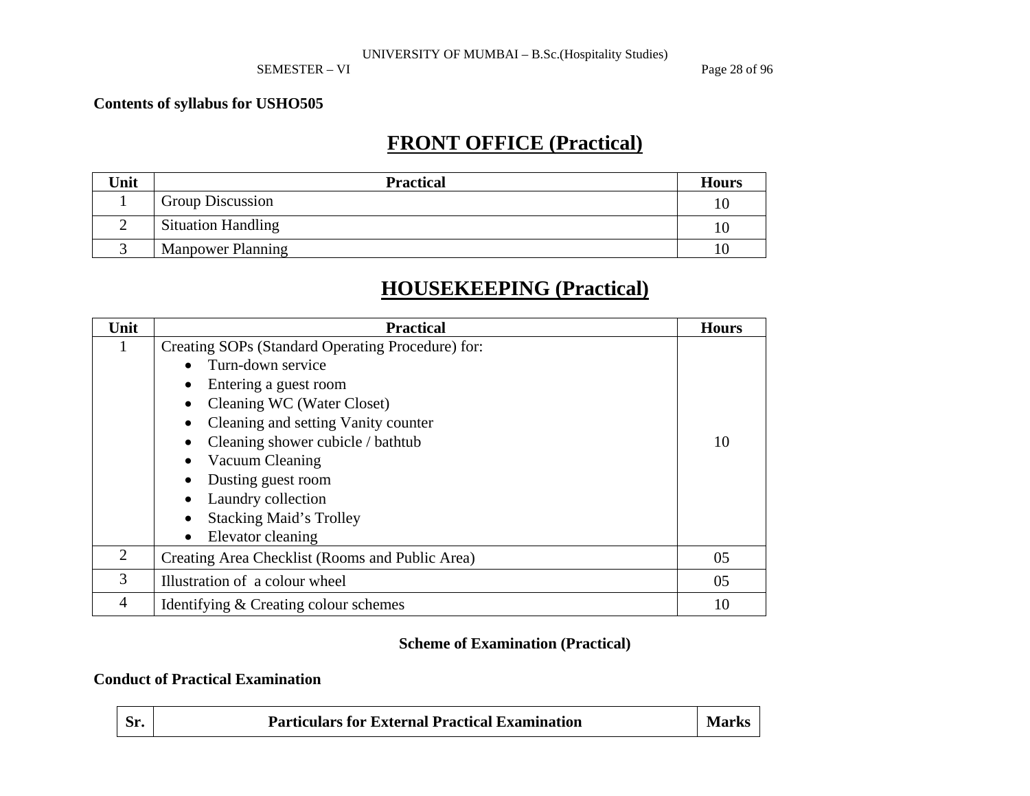**Contents of syllabus for USHO505**

# FRONT OFFICE (Practical)

| Unit | Practical | Hours |
|---|---|---|
| 1 | Group Discussion | 10 |
| 2 | Situation Handling | 10 |
| 3 | Manpower Planning | 10 |

# HOUSEKEEPING (Practical)

| Unit | Practical | Hours |
|---|---|---|
| 1 | Creating SOPs (Standard Operating Procedure) for:<br>• Turn-down service<br>• Entering a guest room<br>• Cleaning WC (Water Closet)<br>• Cleaning and setting Vanity counter<br>• Cleaning shower cubicle / bathtub<br>• Vacuum Cleaning<br>• Dusting guest room<br>• Laundry collection<br>• Stacking Maid's Trolley<br>• Elevator cleaning | 10 |
| 2 | Creating Area Checklist (Rooms and Public Area) | 05 |
| 3 | Illustration of a colour wheel | 05 |
| 4 | Identifying & Creating colour schemes | 10 |

**Scheme of Examination (Practical)**

**Conduct of Practical Examination**

| Sr. | Particulars for External Practical Examination | Marks |
|---|---|---|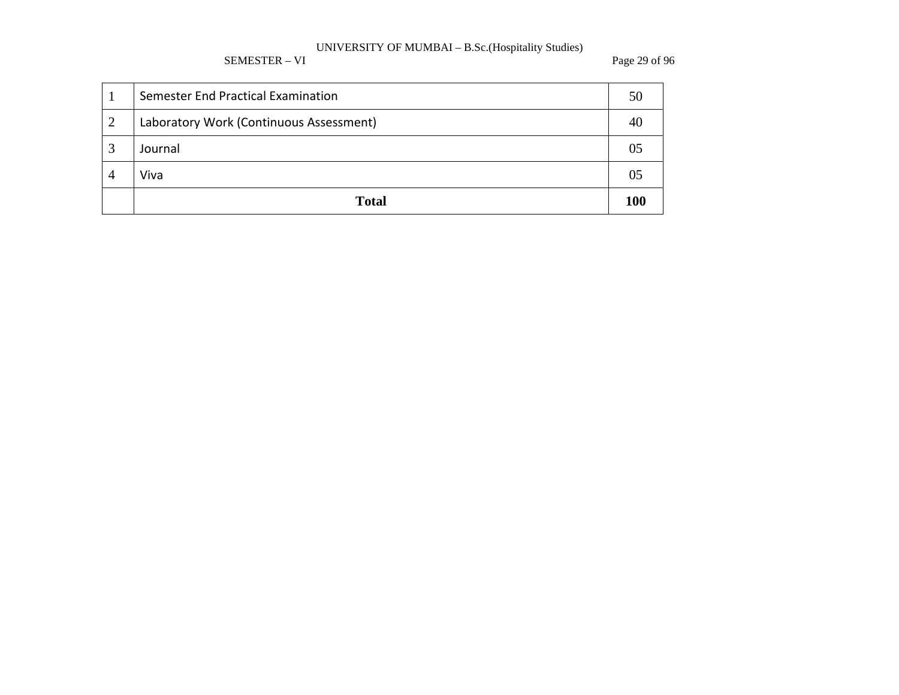| 1 | Semester End Practical Examination | 50 |
|---|---|---|
| 2 | Laboratory Work (Continuous Assessment) | 40 |
| 3 | Journal | 05 |
| 4 | Viva | 05 |
| | **Total** | **100** |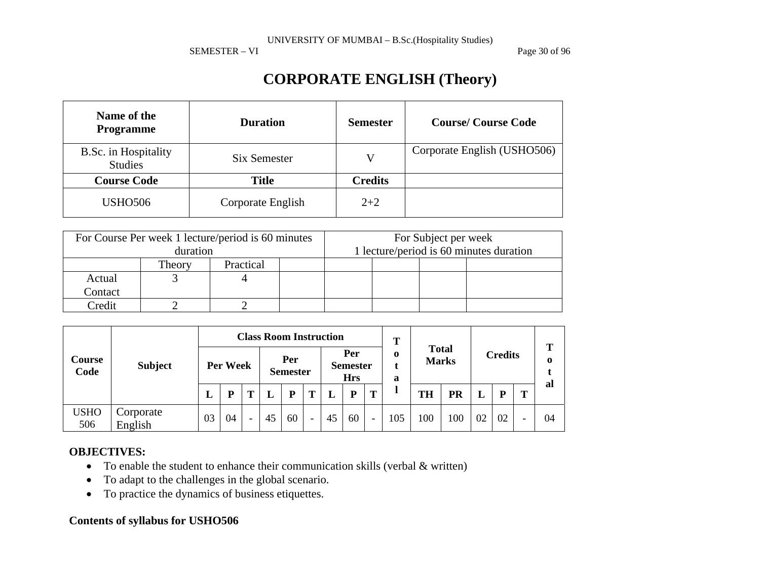# CORPORATE ENGLISH (Theory)

| Name of the Programme | Duration | Semester | Course/ Course Code |
|---|---|---|---|
| B.Sc. in Hospitality Studies | Six Semester | V | Corporate English (USHO506) |
| **Course Code** | **Title** | **Credits** | |
| USHO506 | Corporate English | 2+2 | |

| For Course Per week 1 lecture/period is 60 minutes duration | | | | For Subject per week 1 lecture/period is 60 minutes duration | | | |
|---|---|---|---|---|---|---|---|
| | Theory | Practical | | | | | |
| Actual Contact | 3 | 4 | | | | | |
| Credit | 2 | 2 | | | | | |

| Course Code | Subject | Class Room Instruction | | | | | | | | | Total | Total Marks | | Credits | | | Total |
|---|---|---|---|---|---|---|---|---|---|---|---|---|---|---|---|---|---|
| | | Per Week | | | Per Semester | | | Per Semester Hrs | | | | | | | | | |
| | | L | P | T | L | P | T | L | P | T | | TH | PR | L | P | T | |
| USHO 506 | Corporate English | 03 | 04 | - | 45 | 60 | - | 45 | 60 | - | 105 | 100 | 100 | 02 | 02 | - | 04 |

**OBJECTIVES:**

- To enable the student to enhance their communication skills (verbal & written)
- To adapt to the challenges in the global scenario.
- To practice the dynamics of business etiquettes.

**Contents of syllabus for USHO506**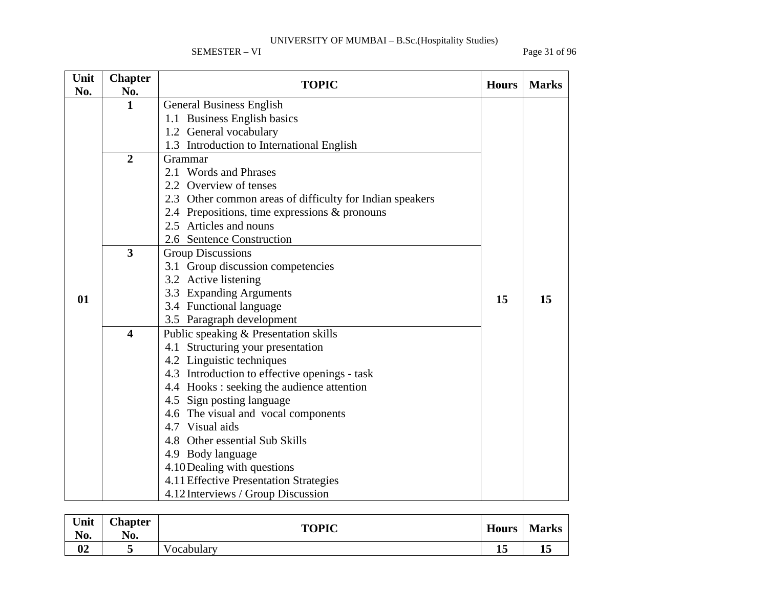| Unit No. | Chapter No. | TOPIC | Hours | Marks |
|---|---|---|---|---|
| 01 | 1 | General Business English<br>1.1 Business English basics<br>1.2 General vocabulary<br>1.3 Introduction to International English | 15 | 15 |
| | 2 | Grammar<br>2.1 Words and Phrases<br>2.2 Overview of tenses<br>2.3 Other common areas of difficulty for Indian speakers<br>2.4 Prepositions, time expressions & pronouns<br>2.5 Articles and nouns<br>2.6 Sentence Construction | | |
| | 3 | Group Discussions<br>3.1 Group discussion competencies<br>3.2 Active listening<br>3.3 Expanding Arguments<br>3.4 Functional language<br>3.5 Paragraph development | | |
| | 4 | Public speaking & Presentation skills<br>4.1 Structuring your presentation<br>4.2 Linguistic techniques<br>4.3 Introduction to effective openings - task<br>4.4 Hooks : seeking the audience attention<br>4.5 Sign posting language<br>4.6 The visual and vocal components<br>4.7 Visual aids<br>4.8 Other essential Sub Skills<br>4.9 Body language<br>4.10 Dealing with questions<br>4.11 Effective Presentation Strategies<br>4.12 Interviews / Group Discussion | | |

| Unit No. | Chapter No. | TOPIC | Hours | Marks |
|---|---|---|---|---|
| 02 | 5 | Vocabulary | 15 | 15 |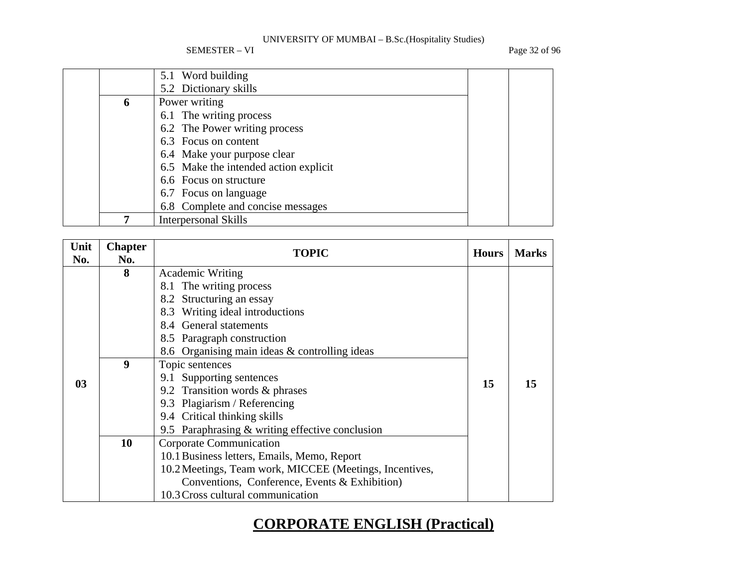| | | 5.1 Word building<br>5.2 Dictionary skills | | |
|---|---|---|---|---|
| | 6 | Power writing<br>6.1 The writing process<br>6.2 The Power writing process<br>6.3 Focus on content<br>6.4 Make your purpose clear<br>6.5 Make the intended action explicit<br>6.6 Focus on structure<br>6.7 Focus on language<br>6.8 Complete and concise messages | | |
| | 7 | Interpersonal Skills | | |

| Unit No. | Chapter No. | TOPIC | Hours | Marks |
|---|---|---|---|---|
| 03 | 8 | Academic Writing<br>8.1 The writing process<br>8.2 Structuring an essay<br>8.3 Writing ideal introductions<br>8.4 General statements<br>8.5 Paragraph construction<br>8.6 Organising main ideas & controlling ideas | 15 | 15 |
| | 9 | Topic sentences<br>9.1 Supporting sentences<br>9.2 Transition words & phrases<br>9.3 Plagiarism / Referencing<br>9.4 Critical thinking skills<br>9.5 Paraphrasing & writing effective conclusion | | |
| | 10 | Corporate Communication<br>10.1 Business letters, Emails, Memo, Report<br>10.2 Meetings, Team work, MICCEE (Meetings, Incentives, Conventions, Conference, Events & Exhibition)<br>10.3 Cross cultural communication | | |

## CORPORATE ENGLISH (Practical)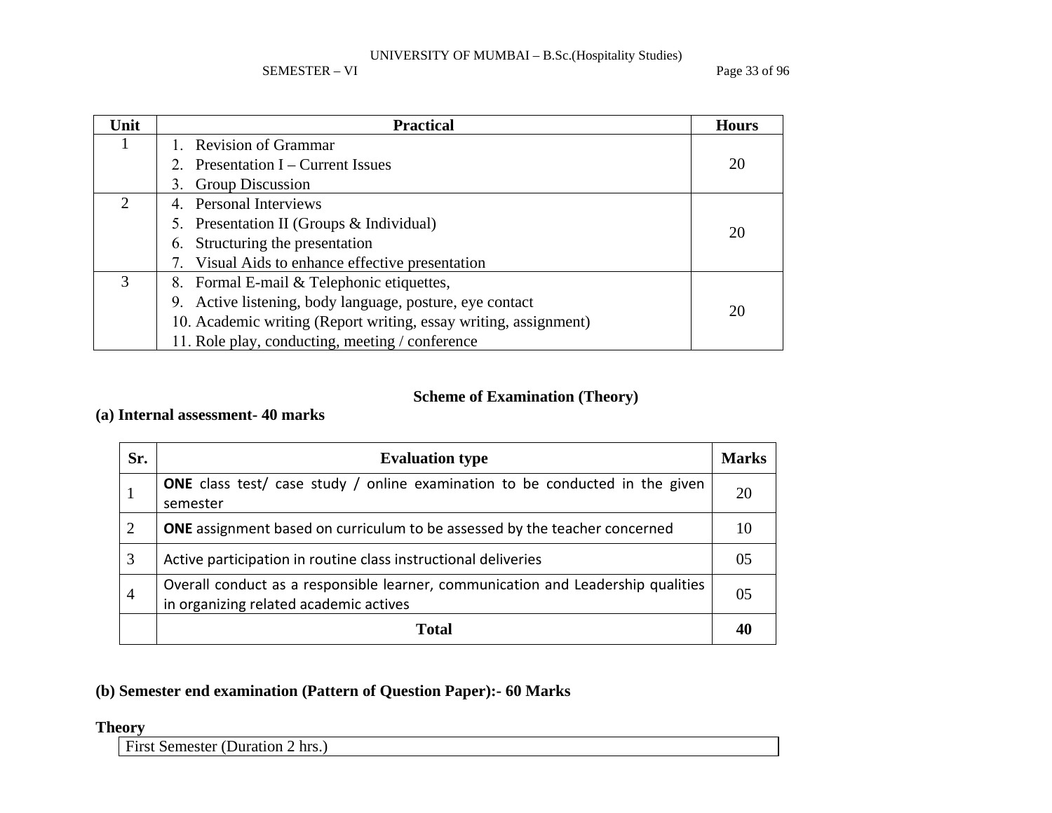| Unit | Practical | Hours |
|---|---|---|
| 1 | 1. Revision of Grammar<br>2. Presentation I – Current Issues<br>3. Group Discussion | 20 |
| 2 | 4. Personal Interviews<br>5. Presentation II (Groups & Individual)<br>6. Structuring the presentation<br>7. Visual Aids to enhance effective presentation | 20 |
| 3 | 8. Formal E-mail & Telephonic etiquettes,<br>9. Active listening, body language, posture, eye contact<br>10. Academic writing (Report writing, essay writing, assignment)<br>11. Role play, conducting, meeting / conference | 20 |

## Scheme of Examination (Theory)

**(a) Internal assessment- 40 marks**

| Sr. | Evaluation type | Marks |
|---|---|---|
| 1 | **ONE** class test/ case study / online examination to be conducted in the given semester | 20 |
| 2 | **ONE** assignment based on curriculum to be assessed by the teacher concerned | 10 |
| 3 | Active participation in routine class instructional deliveries | 05 |
| 4 | Overall conduct as a responsible learner, communication and Leadership qualities in organizing related academic actives | 05 |
| | **Total** | **40** |

**(b) Semester end examination (Pattern of Question Paper):- 60 Marks**

**Theory**

| First Semester (Duration 2 hrs.) |
|---|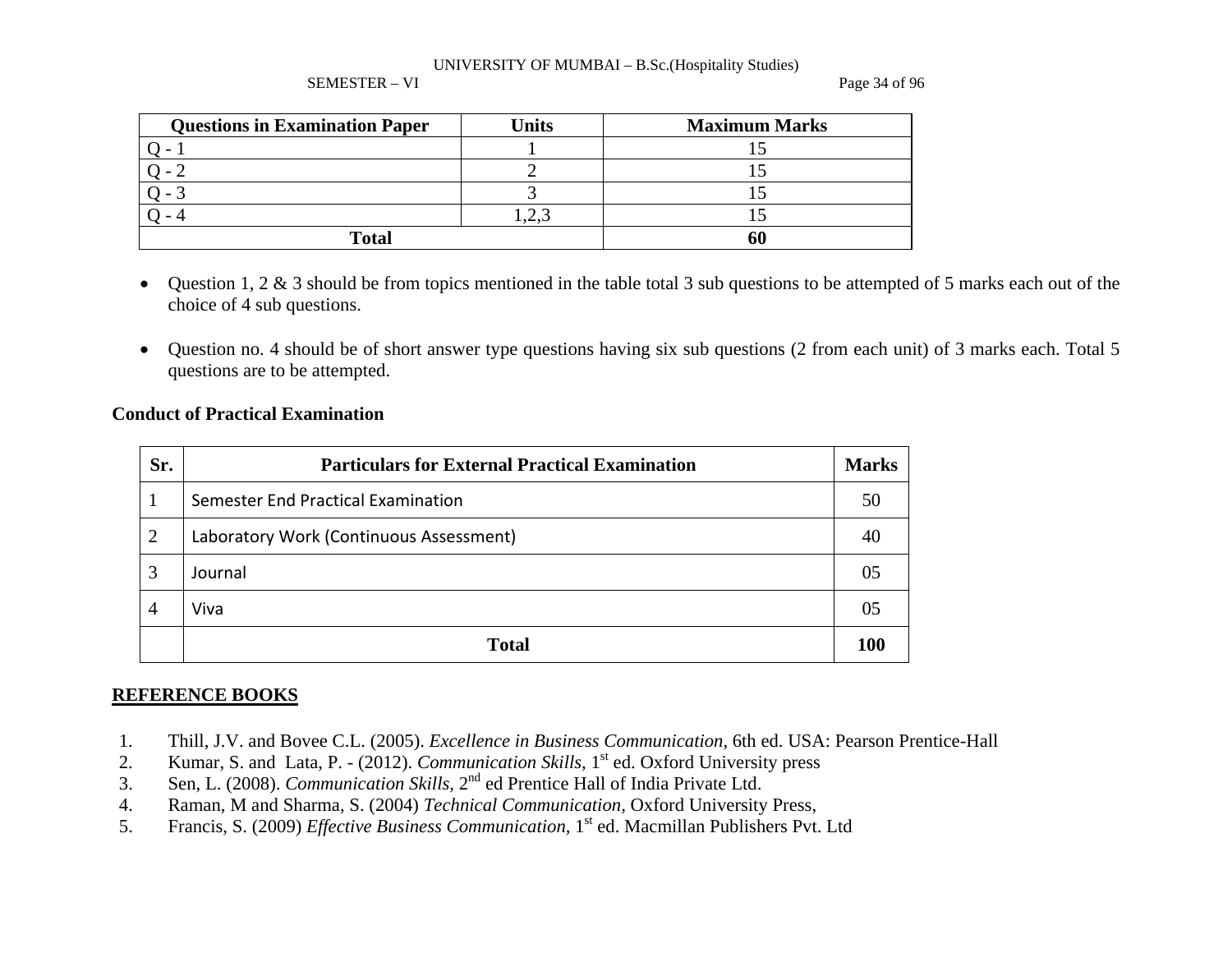| Questions in Examination Paper | Units | Maximum Marks |
|---|---|---|
| Q - 1 | 1 | 15 |
| Q - 2 | 2 | 15 |
| Q - 3 | 3 | 15 |
| Q - 4 | 1,2,3 | 15 |
| **Total** | | **60** |

- Question 1, 2 & 3 should be from topics mentioned in the table total 3 sub questions to be attempted of 5 marks each out of the choice of 4 sub questions.

- Question no. 4 should be of short answer type questions having six sub questions (2 from each unit) of 3 marks each. Total 5 questions are to be attempted.

**Conduct of Practical Examination**

| Sr. | Particulars for External Practical Examination | Marks |
|---|---|---|
| 1 | Semester End Practical Examination | 50 |
| 2 | Laboratory Work (Continuous Assessment) | 40 |
| 3 | Journal | 05 |
| 4 | Viva | 05 |
| | **Total** | **100** |

**REFERENCE BOOKS**

1. Thill, J.V. and Bovee C.L. (2005). *Excellence in Business Communication,* 6th ed. USA: Pearson Prentice-Hall
2. Kumar, S. and Lata, P. - (2012). *Communication Skills,* 1st ed. Oxford University press
3. Sen, L. (2008). *Communication Skills,* 2nd ed Prentice Hall of India Private Ltd.
4. Raman, M and Sharma, S. (2004) *Technical Communication,* Oxford University Press,
5. Francis, S. (2009) *Effective Business Communication,* 1st ed. Macmillan Publishers Pvt. Ltd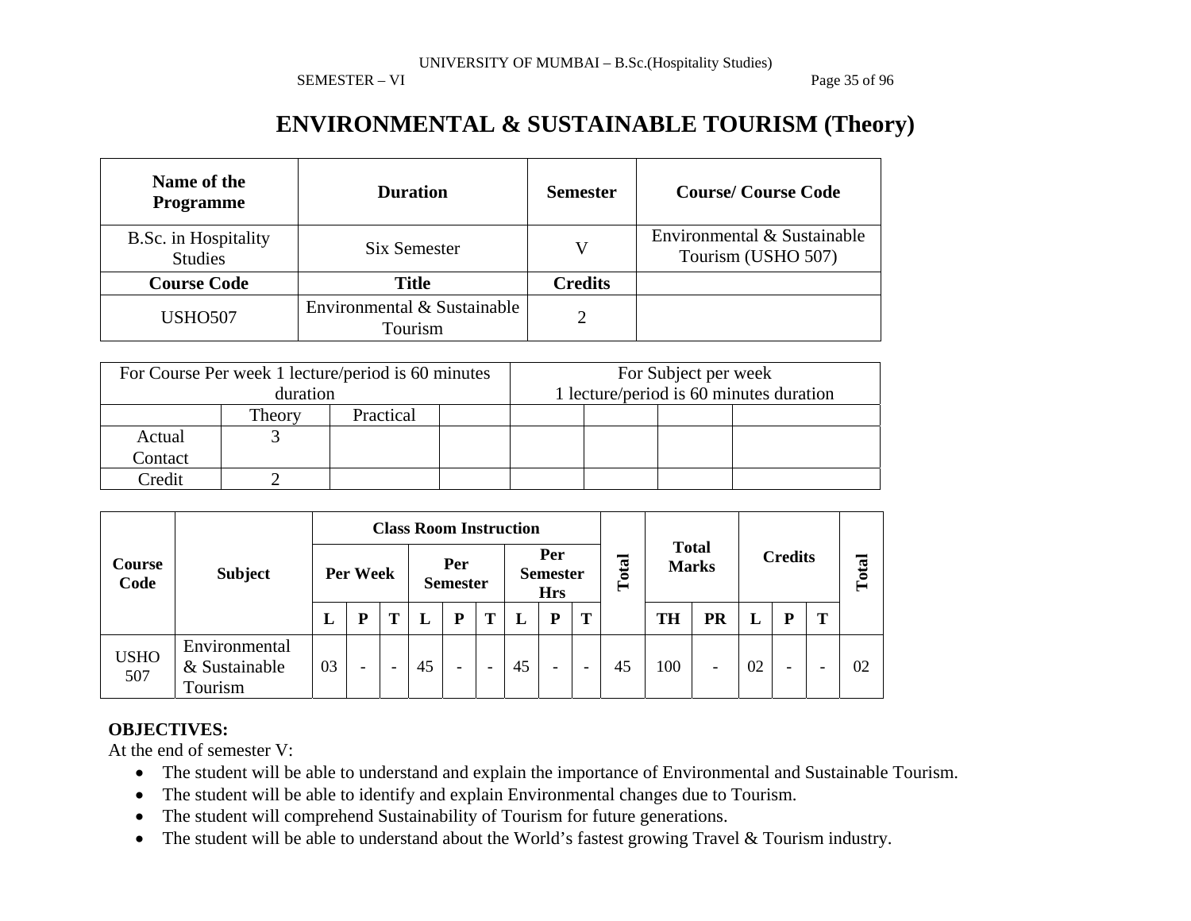# ENVIRONMENTAL & SUSTAINABLE TOURISM (Theory)

| Name of the Programme | Duration | Semester | Course/ Course Code |
|---|---|---|---|
| B.Sc. in Hospitality Studies | Six Semester | V | Environmental & Sustainable Tourism (USHO 507) |
| **Course Code** | **Title** | **Credits** | |
| USHO507 | Environmental & Sustainable Tourism | 2 | |

| For Course Per week 1 lecture/period is 60 minutes duration | | | | For Subject per week 1 lecture/period is 60 minutes duration | | | |
|---|---|---|---|---|---|---|---|
| | Theory | Practical | | | | | |
| Actual Contact | 3 | | | | | | |
| Credit | 2 | | | | | | |

| Course Code | Subject | Class Room Instruction | | | | | | | | | Total | Total Marks | | Credits | | | Total |
|---|---|---|---|---|---|---|---|---|---|---|---|---|---|---|---|---|---|
| | | Per Week | | | Per Semester | | | Per Semester Hrs | | | | | | | | | |
| | | L | P | T | L | P | T | L | P | T | | TH | PR | L | P | T | |
| USHO 507 | Environmental & Sustainable Tourism | 03 | - | - | 45 | - | - | 45 | - | - | 45 | 100 | - | 02 | - | - | 02 |

**OBJECTIVES:**

At the end of semester V:

- The student will be able to understand and explain the importance of Environmental and Sustainable Tourism.
- The student will be able to identify and explain Environmental changes due to Tourism.
- The student will comprehend Sustainability of Tourism for future generations.
- The student will be able to understand about the World's fastest growing Travel & Tourism industry.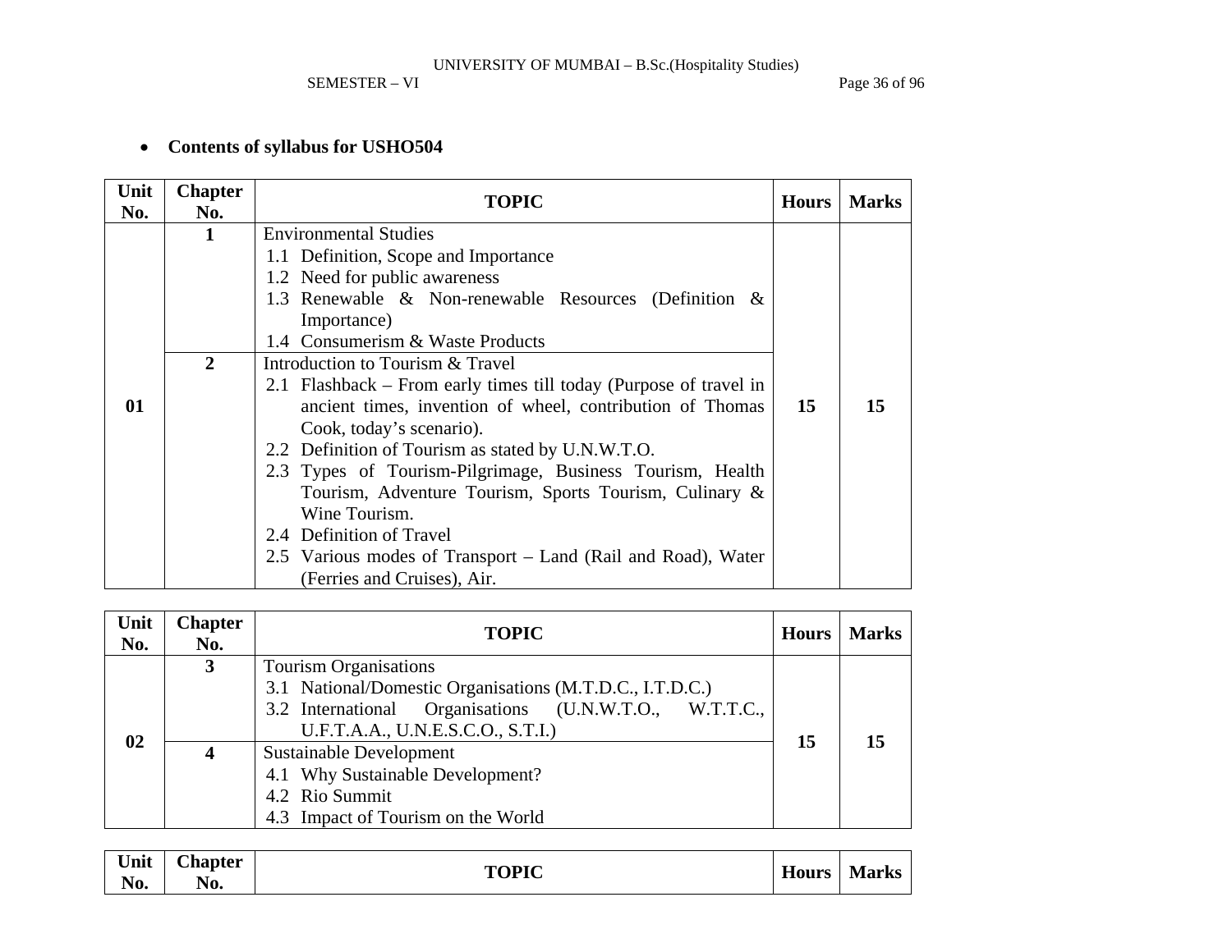- **Contents of syllabus for USHO504**

| Unit No. | Chapter No. | TOPIC | Hours | Marks |
|---|---|---|---|---|
| 01 | 1 | Environmental Studies<br>1.1 Definition, Scope and Importance<br>1.2 Need for public awareness<br>1.3 Renewable & Non-renewable Resources (Definition & Importance)<br>1.4 Consumerism & Waste Products | 15 | 15 |
| | 2 | Introduction to Tourism & Travel<br>2.1 Flashback – From early times till today (Purpose of travel in ancient times, invention of wheel, contribution of Thomas Cook, today's scenario).<br>2.2 Definition of Tourism as stated by U.N.W.T.O.<br>2.3 Types of Tourism-Pilgrimage, Business Tourism, Health Tourism, Adventure Tourism, Sports Tourism, Culinary & Wine Tourism.<br>2.4 Definition of Travel<br>2.5 Various modes of Transport – Land (Rail and Road), Water (Ferries and Cruises), Air. | | |

| Unit No. | Chapter No. | TOPIC | Hours | Marks |
|---|---|---|---|---|
| 02 | 3 | Tourism Organisations<br>3.1 National/Domestic Organisations (M.T.D.C., I.T.D.C.)<br>3.2 International Organisations (U.N.W.T.O., W.T.T.C., U.F.T.A.A., U.N.E.S.C.O., S.T.I.) | 15 | 15 |
| | 4 | Sustainable Development<br>4.1 Why Sustainable Development?<br>4.2 Rio Summit<br>4.3 Impact of Tourism on the World | | |

| Unit No. | Chapter No. | TOPIC | Hours | Marks |
|---|---|---|---|---|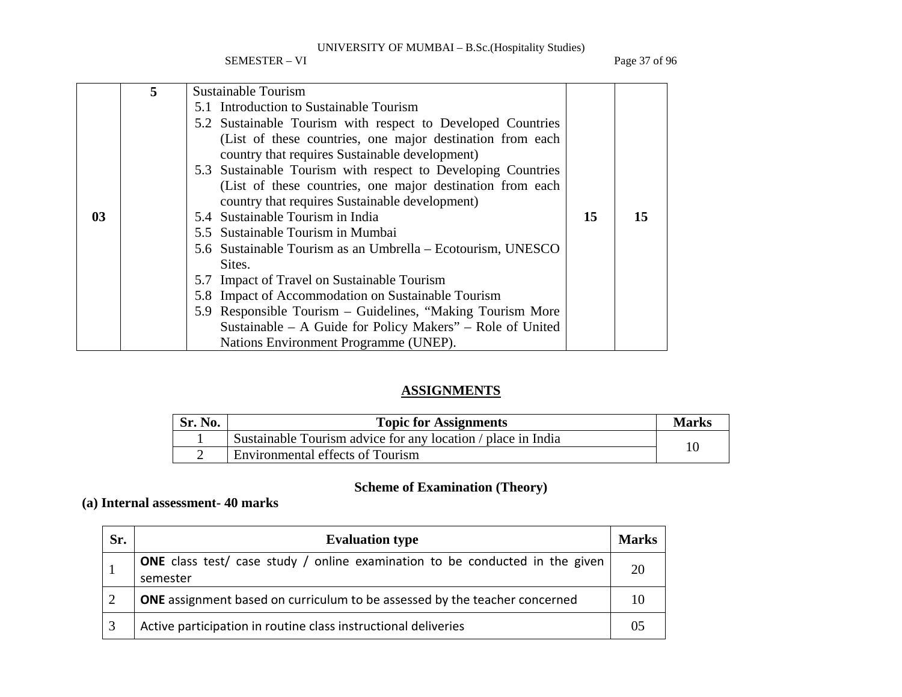| | | | | |
|---|---|---|---|---|
| 03 | 5 | Sustainable Tourism<br>5.1 Introduction to Sustainable Tourism<br>5.2 Sustainable Tourism with respect to Developed Countries (List of these countries, one major destination from each country that requires Sustainable development)<br>5.3 Sustainable Tourism with respect to Developing Countries (List of these countries, one major destination from each country that requires Sustainable development)<br>5.4 Sustainable Tourism in India<br>5.5 Sustainable Tourism in Mumbai<br>5.6 Sustainable Tourism as an Umbrella – Ecotourism, UNESCO Sites.<br>5.7 Impact of Travel on Sustainable Tourism<br>5.8 Impact of Accommodation on Sustainable Tourism<br>5.9 Responsible Tourism – Guidelines, "Making Tourism More Sustainable – A Guide for Policy Makers" – Role of United Nations Environment Programme (UNEP). | 15 | 15 |

## ASSIGNMENTS

| Sr. No. | Topic for Assignments | Marks |
|---|---|---|
| 1 | Sustainable Tourism advice for any location / place in India | 10 |
| 2 | Environmental effects of Tourism | |

### Scheme of Examination (Theory)

**(a) Internal assessment- 40 marks**

| Sr. | Evaluation type | Marks |
|---|---|---|
| 1 | **ONE** class test/ case study / online examination to be conducted in the given semester | 20 |
| 2 | **ONE** assignment based on curriculum to be assessed by the teacher concerned | 10 |
| 3 | Active participation in routine class instructional deliveries | 05 |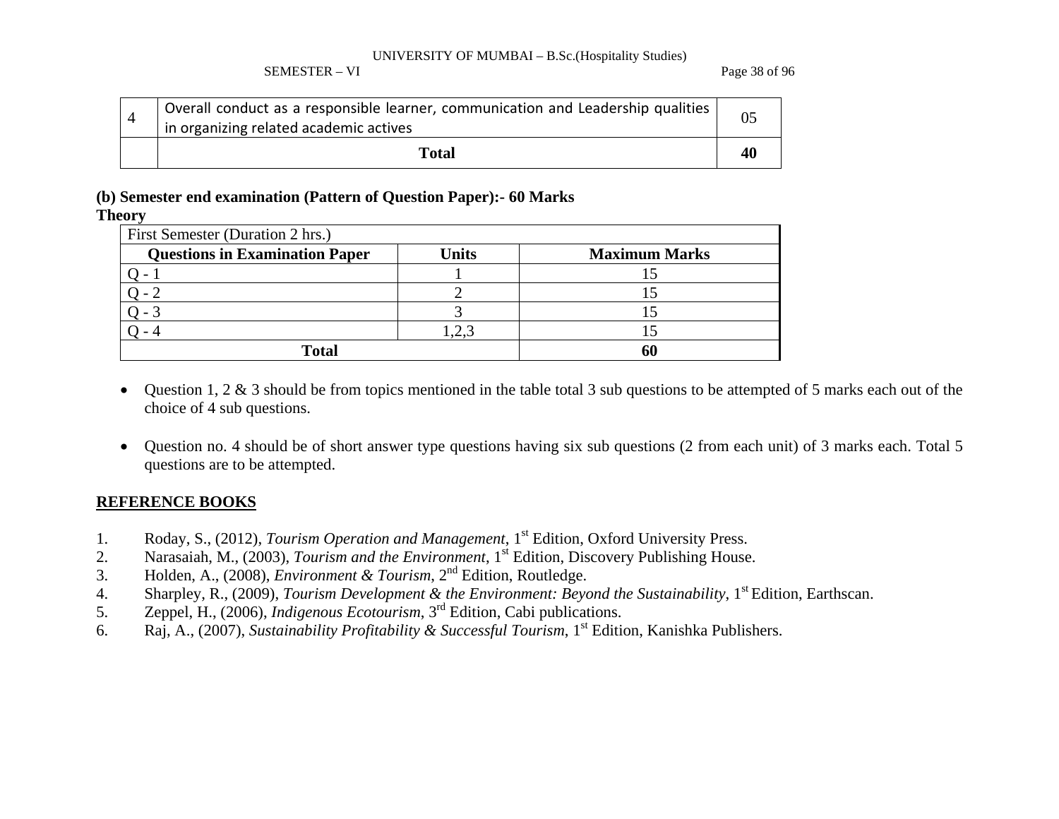| 4 | Overall conduct as a responsible learner, communication and Leadership qualities in organizing related academic actives | 05 |
|---|---|---|
| | **Total** | **40** |

**(b) Semester end examination (Pattern of Question Paper):- 60 Marks**

**Theory**

| First Semester (Duration 2 hrs.) | | |
|---|---|---|
| **Questions in Examination Paper** | **Units** | **Maximum Marks** |
| Q - 1 | 1 | 15 |
| Q - 2 | 2 | 15 |
| Q - 3 | 3 | 15 |
| Q - 4 | 1,2,3 | 15 |
| **Total** | | **60** |

- Question 1, 2 & 3 should be from topics mentioned in the table total 3 sub questions to be attempted of 5 marks each out of the choice of 4 sub questions.

- Question no. 4 should be of short answer type questions having six sub questions (2 from each unit) of 3 marks each. Total 5 questions are to be attempted.

**REFERENCE BOOKS**

1. Roday, S., (2012), *Tourism Operation and Management*, 1st Edition, Oxford University Press.
2. Narasaiah, M., (2003), *Tourism and the Environment*, 1st Edition, Discovery Publishing House.
3. Holden, A., (2008), *Environment & Tourism*, 2nd Edition, Routledge.
4. Sharpley, R., (2009), *Tourism Development & the Environment: Beyond the Sustainability*, 1st Edition, Earthscan.
5. Zeppel, H., (2006), *Indigenous Ecotourism*, 3rd Edition, Cabi publications.
6. Raj, A., (2007), *Sustainability Profitability & Successful Tourism*, 1st Edition, Kanishka Publishers.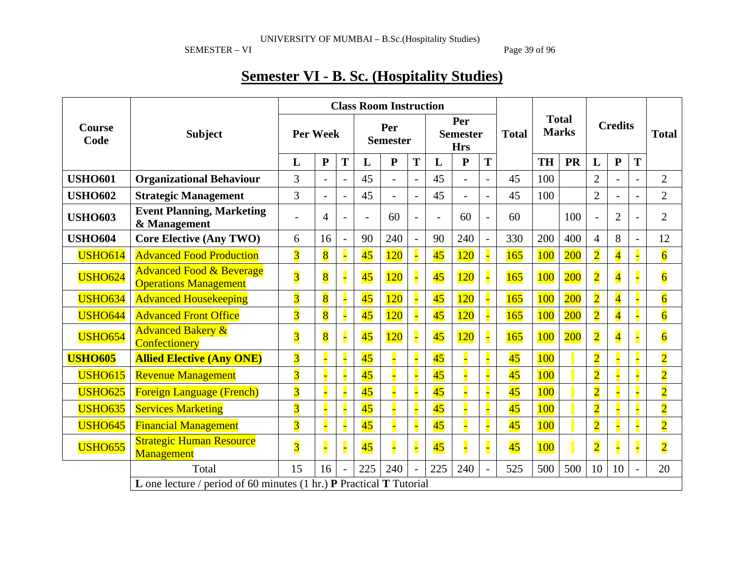# Semester VI - B. Sc. (Hospitality Studies)

| Course Code | Subject | Class Room Instruction | | | | | | | | | Total | Total Marks | | Credits | | | Total |
|---|---|---|---|---|---|---|---|---|---|---|---|---|---|---|---|---|---|
| | | Per Week | | | Per Semester | | | Per Semester Hrs | | | | | | | | | |
| | | L | P | T | L | P | T | L | P | T | | TH | PR | L | P | T | |
| **USHO601** | **Organizational Behaviour** | 3 | - | - | 45 | - | - | 45 | - | - | 45 | 100 | | 2 | - | - | 2 |
| **USHO602** | **Strategic Management** | 3 | - | - | 45 | - | - | 45 | - | - | 45 | 100 | | 2 | - | - | 2 |
| **USHO603** | **Event Planning, Marketing & Management** | - | 4 | - | - | 60 | - | - | 60 | - | 60 | | 100 | - | 2 | - | 2 |
| **USHO604** | **Core Elective (Any TWO)** | 6 | 16 | - | 90 | 240 | - | 90 | 240 | - | 330 | 200 | 400 | 4 | 8 | - | 12 |
| USHO614 | Advanced Food Production | 3 | 8 | - | 45 | 120 | - | 45 | 120 | - | 165 | 100 | 200 | 2 | 4 | - | 6 |
| USHO624 | Advanced Food & Beverage Operations Management | 3 | 8 | - | 45 | 120 | - | 45 | 120 | - | 165 | 100 | 200 | 2 | 4 | - | 6 |
| USHO634 | Advanced Housekeeping | 3 | 8 | - | 45 | 120 | - | 45 | 120 | - | 165 | 100 | 200 | 2 | 4 | - | 6 |
| USHO644 | Advanced Front Office | 3 | 8 | - | 45 | 120 | - | 45 | 120 | - | 165 | 100 | 200 | 2 | 4 | - | 6 |
| USHO654 | Advanced Bakery & Confectionery | 3 | 8 | - | 45 | 120 | - | 45 | 120 | - | 165 | 100 | 200 | 2 | 4 | - | 6 |
| **USHO605** | **Allied Elective (Any ONE)** | 3 | - | - | 45 | - | - | 45 | - | - | 45 | 100 | | 2 | - | - | 2 |
| USHO615 | Revenue Management | 3 | - | - | 45 | - | - | 45 | - | - | 45 | 100 | | 2 | - | - | 2 |
| USHO625 | Foreign Language (French) | 3 | - | - | 45 | - | - | 45 | - | - | 45 | 100 | | 2 | - | - | 2 |
| USHO635 | Services Marketing | 3 | - | - | 45 | - | - | 45 | - | - | 45 | 100 | | 2 | - | - | 2 |
| USHO645 | Financial Management | 3 | - | - | 45 | - | - | 45 | - | - | 45 | 100 | | 2 | - | - | 2 |
| USHO655 | Strategic Human Resource Management | 3 | - | - | 45 | - | - | 45 | - | - | 45 | 100 | | 2 | - | - | 2 |
| | Total | 15 | 16 | - | 225 | 240 | - | 225 | 240 | - | 525 | 500 | 500 | 10 | 10 | - | 20 |

**L** one lecture / period of 60 minutes (1 hr.) **P** Practical **T** Tutorial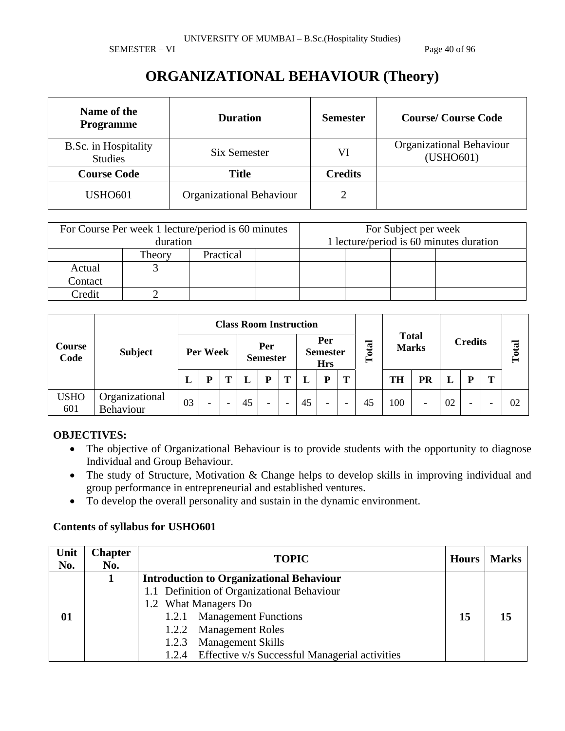# ORGANIZATIONAL BEHAVIOUR (Theory)

| Name of the Programme | Duration | Semester | Course/ Course Code |
|---|---|---|---|
| B.Sc. in Hospitality Studies | Six Semester | VI | Organizational Behaviour (USHO601) |
| **Course Code** | **Title** | **Credits** | |
| USHO601 | Organizational Behaviour | 2 | |

| For Course Per week 1 lecture/period is 60 minutes duration | | | | For Subject per week 1 lecture/period is 60 minutes duration | | | |
|---|---|---|---|---|---|---|---|
| | Theory | Practical | | | | | |
| Actual Contact | 3 | | | | | | |
| Credit | 2 | | | | | | |

| Course Code | Subject | Class Room Instruction | | | | | | | | | Total | Total Marks | | Credits | | | Total |
|---|---|---|---|---|---|---|---|---|---|---|---|---|---|---|---|---|---|
| | | Per Week | | | Per Semester | | | Per Semester Hrs | | | | | | | | | |
| | | L | P | T | L | P | T | L | P | T | | TH | PR | L | P | T | |
| USHO 601 | Organizational Behaviour | 03 | - | - | 45 | - | - | 45 | - | - | 45 | 100 | - | 02 | - | - | 02 |

**OBJECTIVES:**

- The objective of Organizational Behaviour is to provide students with the opportunity to diagnose Individual and Group Behaviour.
- The study of Structure, Motivation & Change helps to develop skills in improving individual and group performance in entrepreneurial and established ventures.
- To develop the overall personality and sustain in the dynamic environment.

**Contents of syllabus for USHO601**

| Unit No. | Chapter No. | TOPIC | Hours | Marks |
|---|---|---|---|---|
| **01** | **1** | **Introduction to Organizational Behaviour**<br>1.1 Definition of Organizational Behaviour<br>1.2 What Managers Do<br>1.2.1 Management Functions<br>1.2.2 Management Roles<br>1.2.3 Management Skills<br>1.2.4 Effective v/s Successful Managerial activities | **15** | **15** |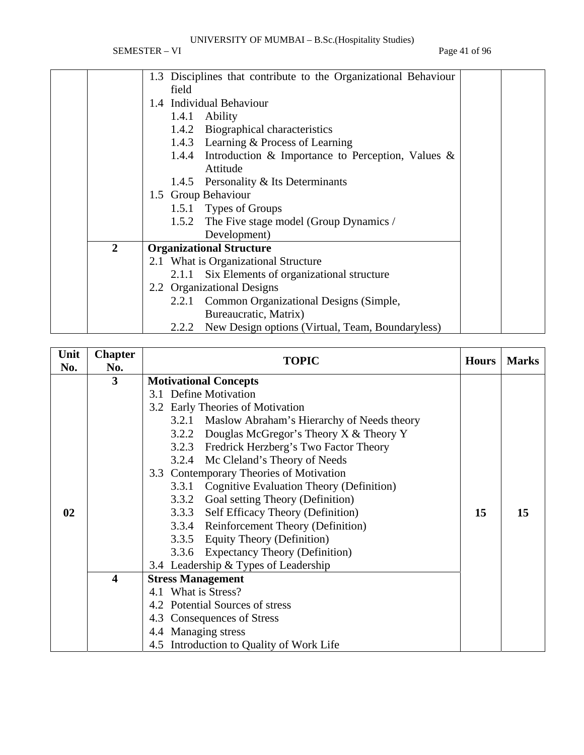| Unit No. | Chapter No. | TOPIC | Hours | Marks |
|---|---|---|---|---|
| | | 1.3 Disciplines that contribute to the Organizational Behaviour field<br>1.4 Individual Behaviour<br>1.4.1 Ability<br>1.4.2 Biographical characteristics<br>1.4.3 Learning & Process of Learning<br>1.4.4 Introduction & Importance to Perception, Values & Attitude<br>1.4.5 Personality & Its Determinants<br>1.5 Group Behaviour<br>1.5.1 Types of Groups<br>1.5.2 The Five stage model (Group Dynamics / Development) | | |
| | 2 | **Organizational Structure**<br>2.1 What is Organizational Structure<br>2.1.1 Six Elements of organizational structure<br>2.2 Organizational Designs<br>2.2.1 Common Organizational Designs (Simple, Bureaucratic, Matrix)<br>2.2.2 New Design options (Virtual, Team, Boundaryless) | | |

| Unit No. | Chapter No. | TOPIC | Hours | Marks |
|---|---|---|---|---|
| 02 | 3 | **Motivational Concepts**<br>3.1 Define Motivation<br>3.2 Early Theories of Motivation<br>3.2.1 Maslow Abraham's Hierarchy of Needs theory<br>3.2.2 Douglas McGregor's Theory X & Theory Y<br>3.2.3 Fredrick Herzberg's Two Factor Theory<br>3.2.4 Mc Cleland's Theory of Needs<br>3.3 Contemporary Theories of Motivation<br>3.3.1 Cognitive Evaluation Theory (Definition)<br>3.3.2 Goal setting Theory (Definition)<br>3.3.3 Self Efficacy Theory (Definition)<br>3.3.4 Reinforcement Theory (Definition)<br>3.3.5 Equity Theory (Definition)<br>3.3.6 Expectancy Theory (Definition)<br>3.4 Leadership & Types of Leadership | 15 | 15 |
| | 4 | **Stress Management**<br>4.1 What is Stress?<br>4.2 Potential Sources of stress<br>4.3 Consequences of Stress<br>4.4 Managing stress<br>4.5 Introduction to Quality of Work Life | | |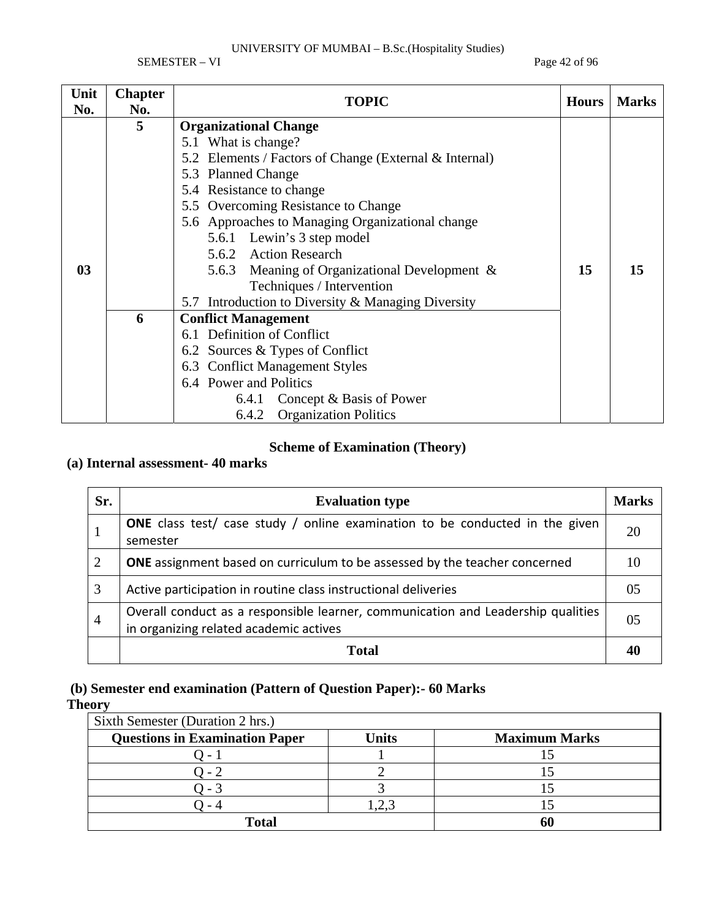| Unit No. | Chapter No. | TOPIC | Hours | Marks |
|---|---|---|---|---|
| 03 | 5 | **Organizational Change**<br>5.1 What is change?<br>5.2 Elements / Factors of Change (External & Internal)<br>5.3 Planned Change<br>5.4 Resistance to change<br>5.5 Overcoming Resistance to Change<br>5.6 Approaches to Managing Organizational change<br>5.6.1 Lewin's 3 step model<br>5.6.2 Action Research<br>5.6.3 Meaning of Organizational Development & Techniques / Intervention<br>5.7 Introduction to Diversity & Managing Diversity | 15 | 15 |
| | 6 | **Conflict Management**<br>6.1 Definition of Conflict<br>6.2 Sources & Types of Conflict<br>6.3 Conflict Management Styles<br>6.4 Power and Politics<br>6.4.1 Concept & Basis of Power<br>6.4.2 Organization Politics | | |

## Scheme of Examination (Theory)

### (a) Internal assessment- 40 marks

| Sr. | Evaluation type | Marks |
|---|---|---|
| 1 | **ONE** class test/ case study / online examination to be conducted in the given semester | 20 |
| 2 | **ONE** assignment based on curriculum to be assessed by the teacher concerned | 10 |
| 3 | Active participation in routine class instructional deliveries | 05 |
| 4 | Overall conduct as a responsible learner, communication and Leadership qualities in organizing related academic actives | 05 |
| | **Total** | **40** |

### (b) Semester end examination (Pattern of Question Paper):- 60 Marks

**Theory**

| Sixth Semester (Duration 2 hrs.) | | |
|---|---|---|
| **Questions in Examination Paper** | **Units** | **Maximum Marks** |
| Q - 1 | 1 | 15 |
| Q - 2 | 2 | 15 |
| Q - 3 | 3 | 15 |
| Q - 4 | 1,2,3 | 15 |
| **Total** | | **60** |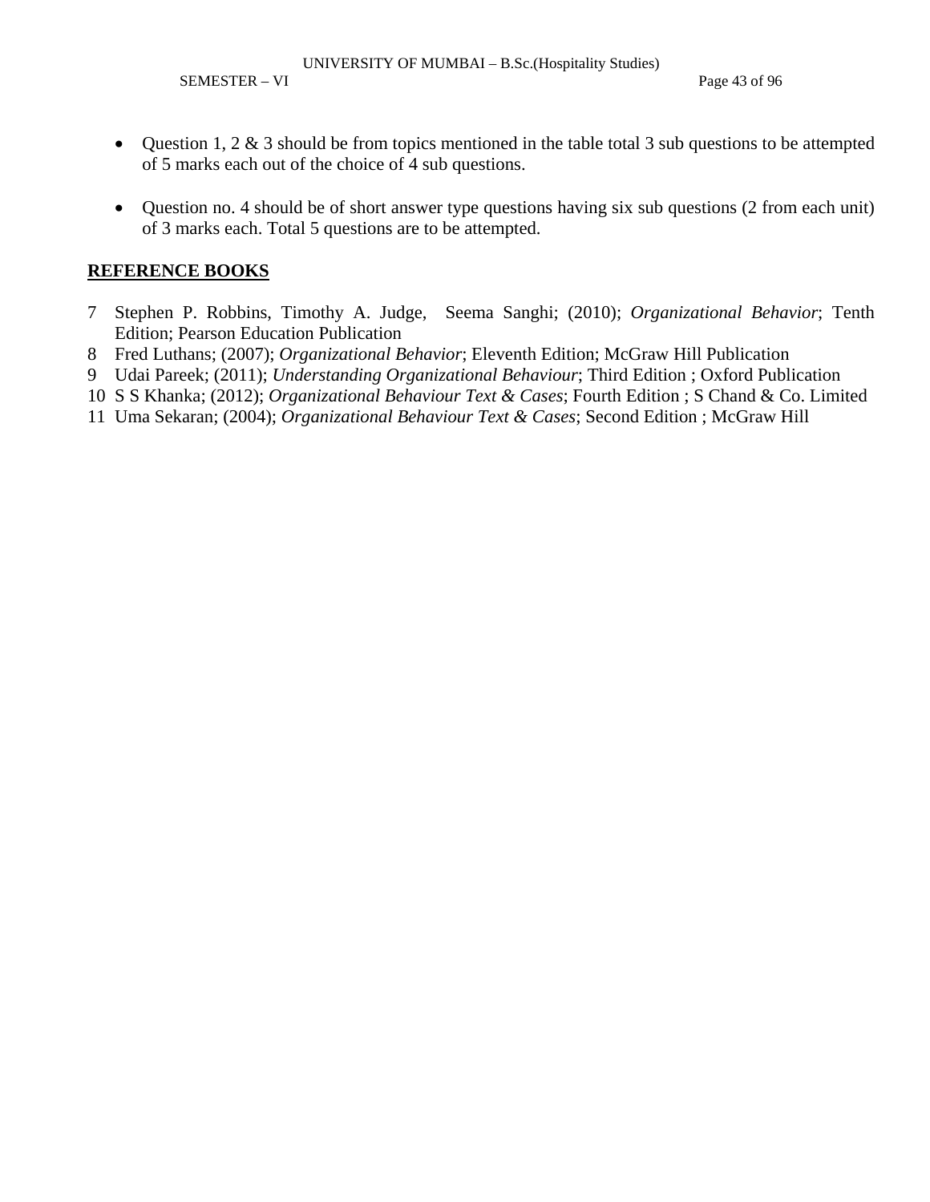- Question 1, 2 & 3 should be from topics mentioned in the table total 3 sub questions to be attempted of 5 marks each out of the choice of 4 sub questions.

- Question no. 4 should be of short answer type questions having six sub questions (2 from each unit) of 3 marks each. Total 5 questions are to be attempted.

**REFERENCE BOOKS**

7 Stephen P. Robbins, Timothy A. Judge, Seema Sanghi; (2010); *Organizational Behavior*; Tenth Edition; Pearson Education Publication

8 Fred Luthans; (2007); *Organizational Behavior*; Eleventh Edition; McGraw Hill Publication

9 Udai Pareek; (2011); *Understanding Organizational Behaviour*; Third Edition ; Oxford Publication

10 S S Khanka; (2012); *Organizational Behaviour Text & Cases*; Fourth Edition ; S Chand & Co. Limited

11 Uma Sekaran; (2004); *Organizational Behaviour Text & Cases*; Second Edition ; McGraw Hill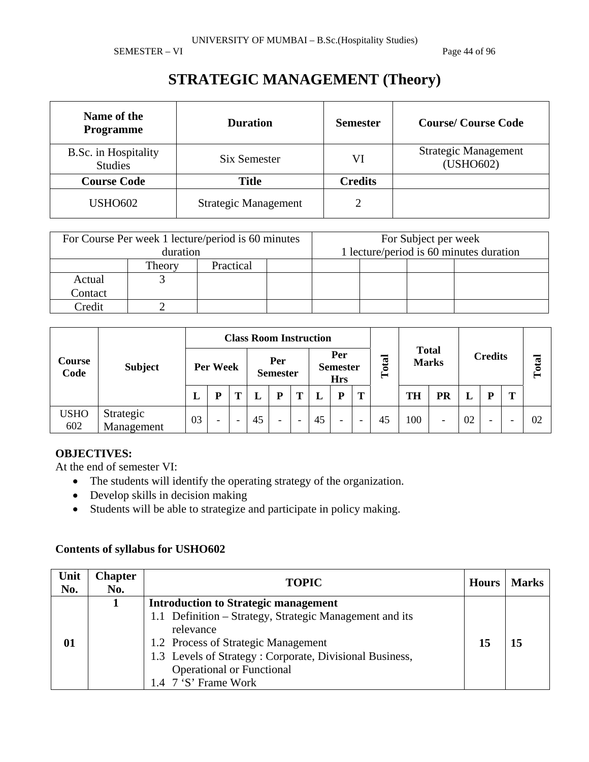# STRATEGIC MANAGEMENT (Theory)

| Name of the Programme | Duration | Semester | Course/ Course Code |
|---|---|---|---|
| B.Sc. in Hospitality Studies | Six Semester | VI | Strategic Management (USHO602) |
| **Course Code** | **Title** | **Credits** | |
| USHO602 | Strategic Management | 2 | |

| For Course Per week 1 lecture/period is 60 minutes duration | | | | For Subject per week 1 lecture/period is 60 minutes duration | | | |
|---|---|---|---|---|---|---|---|
| | Theory | Practical | | | | | |
| Actual Contact | 3 | | | | | | |
| Credit | 2 | | | | | | |

| Course Code | Subject | Class Room Instruction | | | | | | | | | Total | Total Marks | | Credits | | | Total |
|---|---|---|---|---|---|---|---|---|---|---|---|---|---|---|---|---|---|
| | | Per Week | | | Per Semester | | | Per Semester Hrs | | | | | | | | | |
| | | L | P | T | L | P | T | L | P | T | | TH | PR | L | P | T | |
| USHO 602 | Strategic Management | 03 | - | - | 45 | - | - | 45 | - | - | 45 | 100 | - | 02 | - | - | 02 |

**OBJECTIVES:**

At the end of semester VI:

- The students will identify the operating strategy of the organization.
- Develop skills in decision making
- Students will be able to strategize and participate in policy making.

**Contents of syllabus for USHO602**

| Unit No. | Chapter No. | TOPIC | Hours | Marks |
|---|---|---|---|---|
| 01 | 1 | **Introduction to Strategic management**<br>1.1 Definition – Strategy, Strategic Management and its relevance<br>1.2 Process of Strategic Management<br>1.3 Levels of Strategy : Corporate, Divisional Business, Operational or Functional<br>1.4 7 'S' Frame Work | 15 | 15 |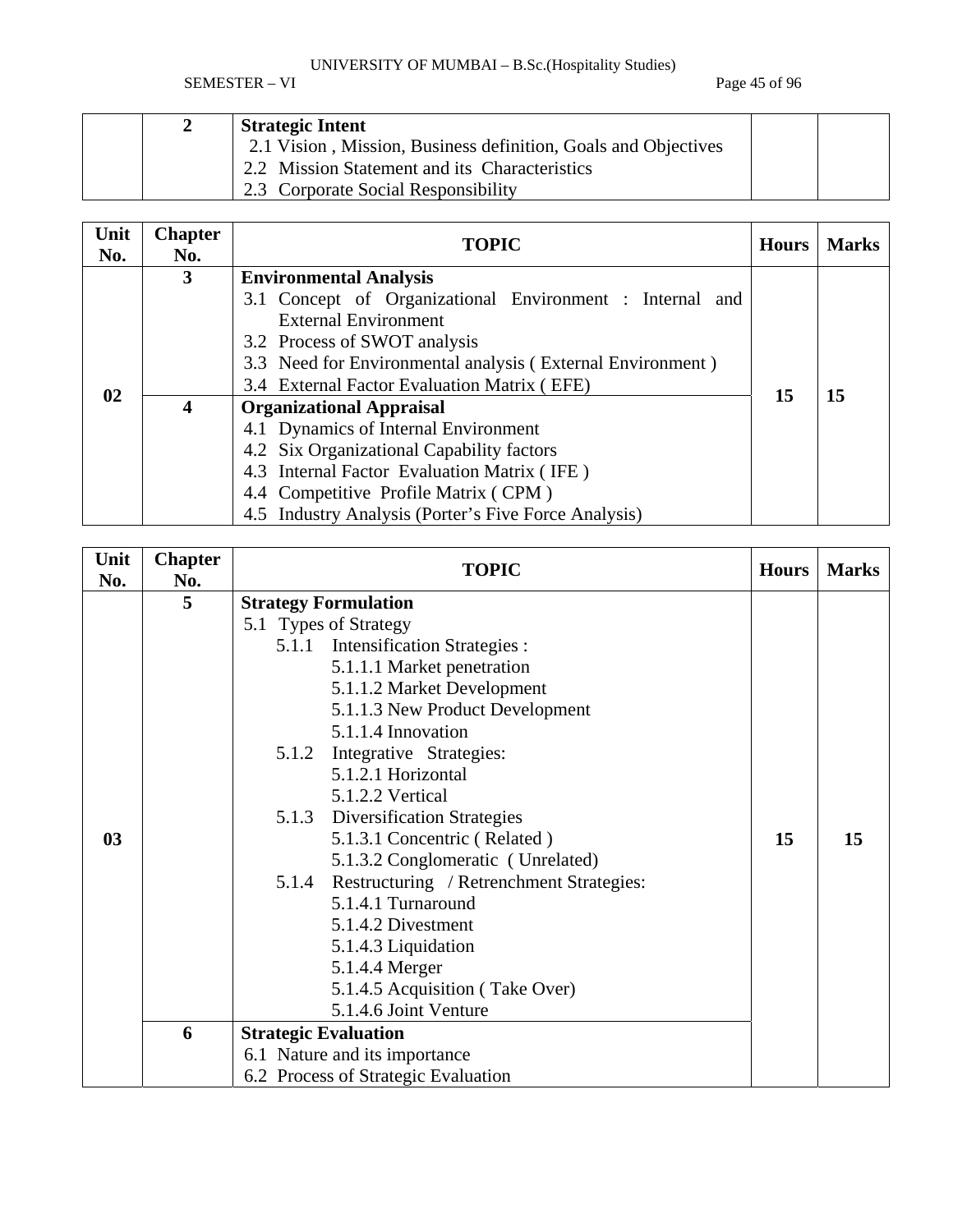| | 2 | **Strategic Intent**<br>2.1 Vision , Mission, Business definition, Goals and Objectives<br>2.2 Mission Statement and its Characteristics<br>2.3 Corporate Social Responsibility | | |
|---|---|---|---|---|

| Unit No. | Chapter No. | TOPIC | Hours | Marks |
|---|---|---|---|---|
| 02 | 3 | **Environmental Analysis**<br>3.1 Concept of Organizational Environment : Internal and External Environment<br>3.2 Process of SWOT analysis<br>3.3 Need for Environmental analysis ( External Environment )<br>3.4 External Factor Evaluation Matrix ( EFE) | 15 | 15 |
| | 4 | **Organizational Appraisal**<br>4.1 Dynamics of Internal Environment<br>4.2 Six Organizational Capability factors<br>4.3 Internal Factor Evaluation Matrix ( IFE )<br>4.4 Competitive Profile Matrix ( CPM )<br>4.5 Industry Analysis (Porter's Five Force Analysis) | | |

| Unit No. | Chapter No. | TOPIC | Hours | Marks |
|---|---|---|---|---|
| 03 | 5 | **Strategy Formulation**<br>5.1 Types of Strategy<br>5.1.1 Intensification Strategies :<br>5.1.1.1 Market penetration<br>5.1.1.2 Market Development<br>5.1.1.3 New Product Development<br>5.1.1.4 Innovation<br>5.1.2 Integrative Strategies:<br>5.1.2.1 Horizontal<br>5.1.2.2 Vertical<br>5.1.3 Diversification Strategies<br>5.1.3.1 Concentric ( Related )<br>5.1.3.2 Conglomeratic ( Unrelated)<br>5.1.4 Restructuring / Retrenchment Strategies:<br>5.1.4.1 Turnaround<br>5.1.4.2 Divestment<br>5.1.4.3 Liquidation<br>5.1.4.4 Merger<br>5.1.4.5 Acquisition ( Take Over)<br>5.1.4.6 Joint Venture | 15 | 15 |
| | 6 | **Strategic Evaluation**<br>6.1 Nature and its importance<br>6.2 Process of Strategic Evaluation | | |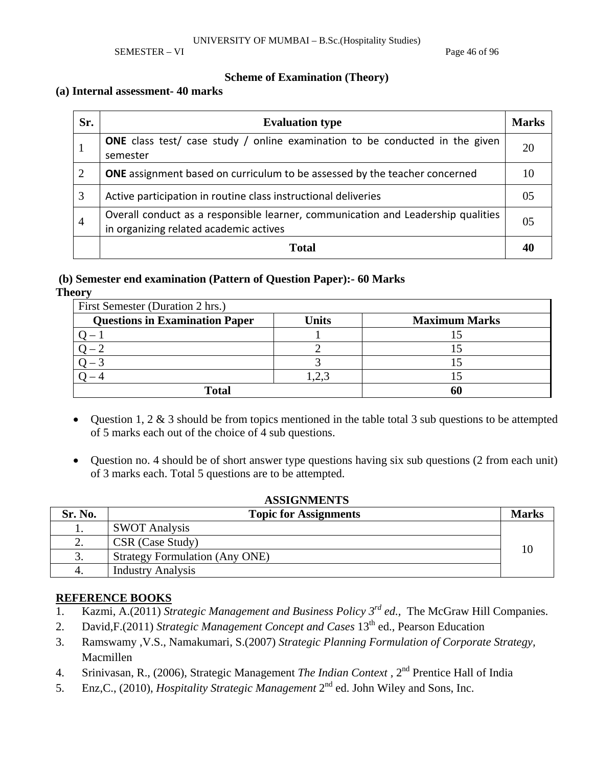### Scheme of Examination (Theory)

**(a) Internal assessment- 40 marks**

| Sr. | Evaluation type | Marks |
|---|---|---|
| 1 | **ONE** class test/ case study / online examination to be conducted in the given semester | 20 |
| 2 | **ONE** assignment based on curriculum to be assessed by the teacher concerned | 10 |
| 3 | Active participation in routine class instructional deliveries | 05 |
| 4 | Overall conduct as a responsible learner, communication and Leadership qualities in organizing related academic actives | 05 |
| | **Total** | **40** |

**(b) Semester end examination (Pattern of Question Paper):- 60 Marks**

**Theory**

| First Semester (Duration 2 hrs.) | | |
|---|---|---|
| **Questions in Examination Paper** | **Units** | **Maximum Marks** |
| Q – 1 | 1 | 15 |
| Q – 2 | 2 | 15 |
| Q – 3 | 3 | 15 |
| Q – 4 | 1,2,3 | 15 |
| **Total** | | **60** |

- Question 1, 2 & 3 should be from topics mentioned in the table total 3 sub questions to be attempted of 5 marks each out of the choice of 4 sub questions.
- Question no. 4 should be of short answer type questions having six sub questions (2 from each unit) of 3 marks each. Total 5 questions are to be attempted.

**ASSIGNMENTS**

| Sr. No. | Topic for Assignments | Marks |
|---|---|---|
| 1. | SWOT Analysis | 10 |
| 2. | CSR (Case Study) | |
| 3. | Strategy Formulation (Any ONE) | |
| 4. | Industry Analysis | |

**REFERENCE BOOKS**

1. Kazmi, A.(2011) *Strategic Management and Business Policy 3rd ed.,* The McGraw Hill Companies.
2. David,F.(2011) *Strategic Management Concept and Cases* 13th ed., Pearson Education
3. Ramswamy ,V.S., Namakumari, S.(2007) *Strategic Planning Formulation of Corporate Strategy*, Macmillen
4. Srinivasan, R., (2006), Strategic Management *The Indian Context* , 2nd Prentice Hall of India
5. Enz,C., (2010), *Hospitality Strategic Management* 2nd ed. John Wiley and Sons, Inc.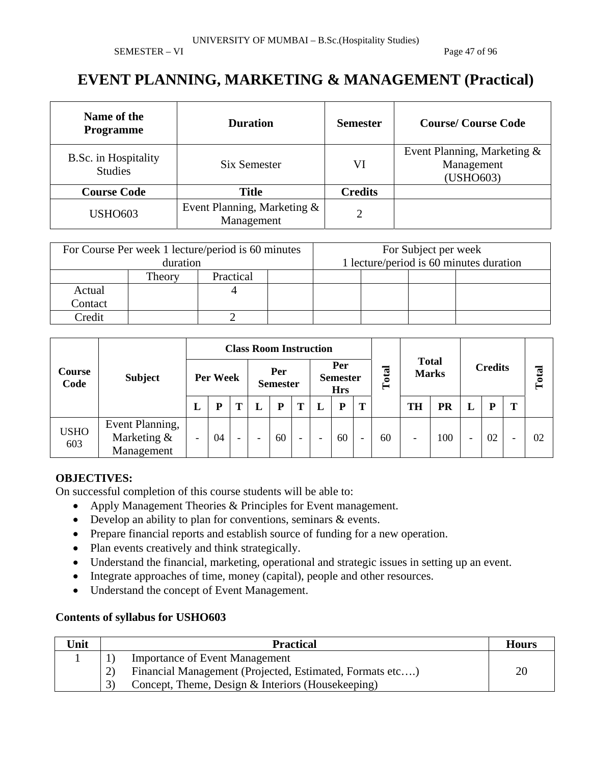# EVENT PLANNING, MARKETING & MANAGEMENT (Practical)

| Name of the Programme | Duration | Semester | Course/ Course Code |
|---|---|---|---|
| B.Sc. in Hospitality Studies | Six Semester | VI | Event Planning, Marketing & Management (USHO603) |
| **Course Code** | **Title** | **Credits** | |
| USHO603 | Event Planning, Marketing & Management | 2 | |

| For Course Per week 1 lecture/period is 60 minutes duration | | | | For Subject per week 1 lecture/period is 60 minutes duration | | | |
|---|---|---|---|---|---|---|---|
| | Theory | Practical | | | | | |
| Actual Contact | | 4 | | | | | |
| Credit | | 2 | | | | | |

| Course Code | Subject | Class Room Instruction | | | | | | | | | Total | Total Marks | | Credits | | | Total |
|---|---|---|---|---|---|---|---|---|---|---|---|---|---|---|---|---|---|
| | | Per Week | | | Per Semester | | | Per Semester Hrs | | | | | | | | | |
| | | L | P | T | L | P | T | L | P | T | | TH | PR | L | P | T | |
| USHO 603 | Event Planning, Marketing & Management | - | 04 | - | - | 60 | - | - | 60 | - | 60 | - | 100 | - | 02 | - | 02 |

**OBJECTIVES:**

On successful completion of this course students will be able to:

- Apply Management Theories & Principles for Event management.
- Develop an ability to plan for conventions, seminars & events.
- Prepare financial reports and establish source of funding for a new operation.
- Plan events creatively and think strategically.
- Understand the financial, marketing, operational and strategic issues in setting up an event.
- Integrate approaches of time, money (capital), people and other resources.
- Understand the concept of Event Management.

**Contents of syllabus for USHO603**

| Unit | Practical | Hours |
|---|---|---|
| 1 | 1) Importance of Event Management<br>2) Financial Management (Projected, Estimated, Formats etc….)<br>3) Concept, Theme, Design & Interiors (Housekeeping) | 20 |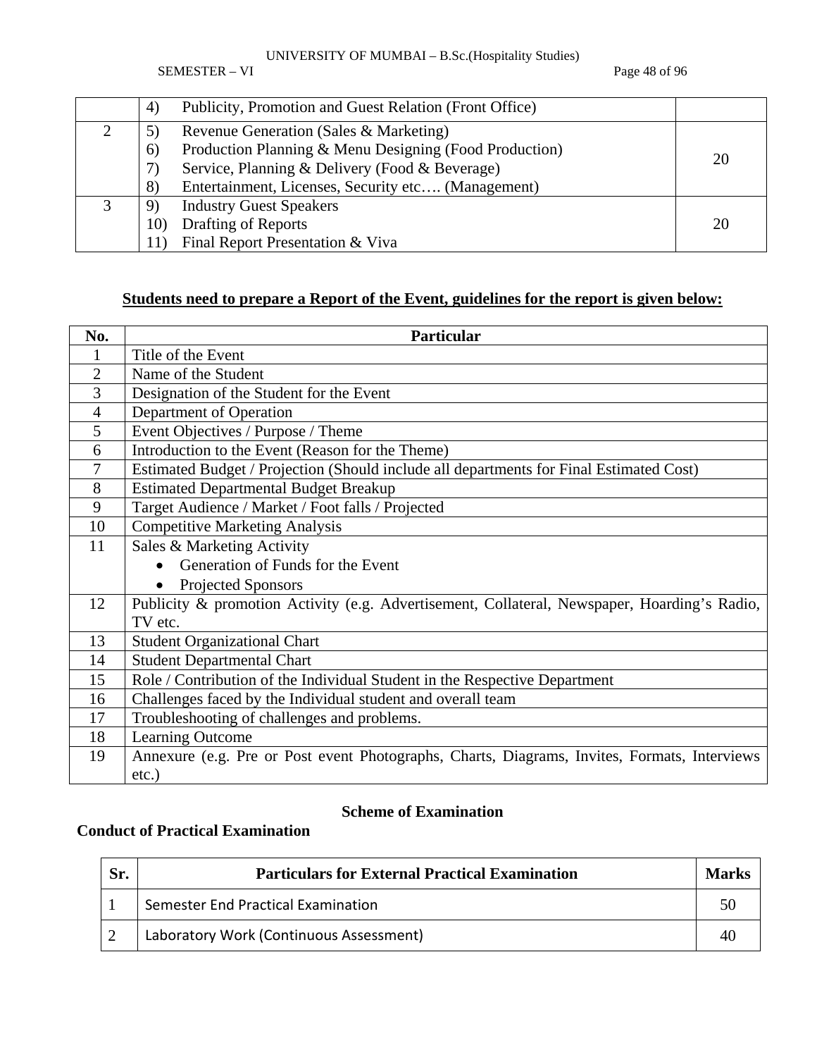|   |   |   |
|---|---|---|
|   | 4) Publicity, Promotion and Guest Relation (Front Office) |   |
| 2 | 5) Revenue Generation (Sales & Marketing)<br>6) Production Planning & Menu Designing (Food Production)<br>7) Service, Planning & Delivery (Food & Beverage)<br>8) Entertainment, Licenses, Security etc…. (Management) | 20 |
| 3 | 9) Industry Guest Speakers<br>10) Drafting of Reports<br>11) Final Report Presentation & Viva | 20 |

**<u>Students need to prepare a Report of the Event, guidelines for the report is given below:</u>**

| No. | Particular |
|---|---|
| 1 | Title of the Event |
| 2 | Name of the Student |
| 3 | Designation of the Student for the Event |
| 4 | Department of Operation |
| 5 | Event Objectives / Purpose / Theme |
| 6 | Introduction to the Event (Reason for the Theme) |
| 7 | Estimated Budget / Projection (Should include all departments for Final Estimated Cost) |
| 8 | Estimated Departmental Budget Breakup |
| 9 | Target Audience / Market / Foot falls / Projected |
| 10 | Competitive Marketing Analysis |
| 11 | Sales & Marketing Activity<br>• Generation of Funds for the Event<br>• Projected Sponsors |
| 12 | Publicity & promotion Activity (e.g. Advertisement, Collateral, Newspaper, Hoarding's Radio, TV etc. |
| 13 | Student Organizational Chart |
| 14 | Student Departmental Chart |
| 15 | Role / Contribution of the Individual Student in the Respective Department |
| 16 | Challenges faced by the Individual student and overall team |
| 17 | Troubleshooting of challenges and problems. |
| 18 | Learning Outcome |
| 19 | Annexure (e.g. Pre or Post event Photographs, Charts, Diagrams, Invites, Formats, Interviews etc.) |

**Scheme of Examination**

**Conduct of Practical Examination**

| Sr. | Particulars for External Practical Examination | Marks |
|---|---|---|
| 1 | Semester End Practical Examination | 50 |
| 2 | Laboratory Work (Continuous Assessment) | 40 |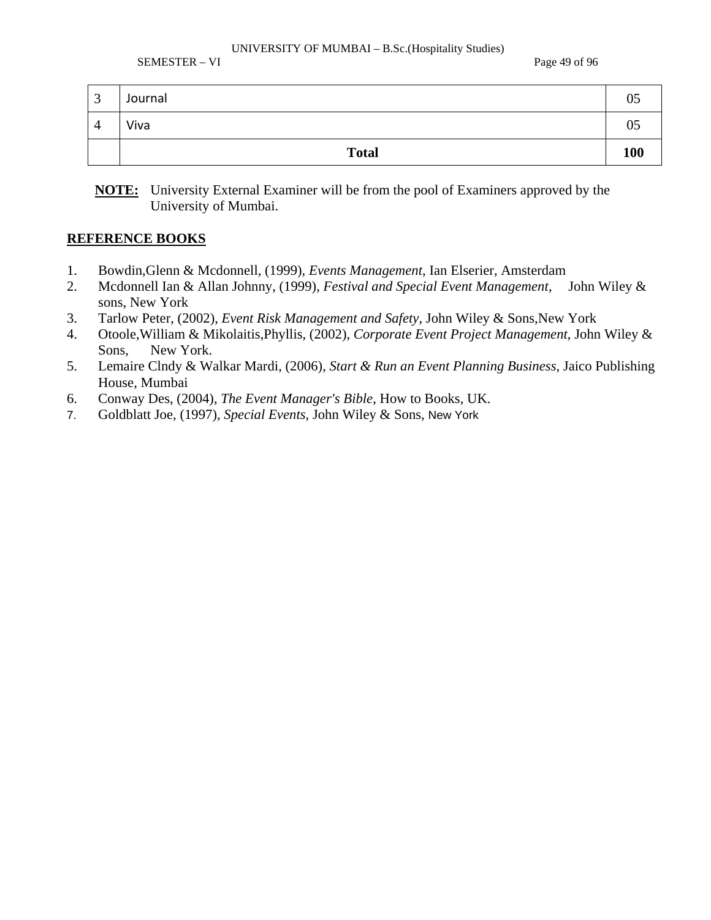| 3 | Journal | 05 |
|---|---|---|
| 4 | Viva | 05 |
| | **Total** | **100** |

**NOTE:** University External Examiner will be from the pool of Examiners approved by the University of Mumbai.

## REFERENCE BOOKS

1. Bowdin,Glenn & Mcdonnell, (1999), *Events Management*, Ian Elserier, Amsterdam
2. Mcdonnell Ian & Allan Johnny, (1999), *Festival and Special Event Management*, John Wiley & sons, New York
3. Tarlow Peter, (2002), *Event Risk Management and Safety*, John Wiley & Sons,New York
4. Otoole,William & Mikolaitis,Phyllis, (2002), *Corporate Event Project Management*, John Wiley & Sons, New York.
5. Lemaire Clndy & Walkar Mardi, (2006), *Start & Run an Event Planning Business*, Jaico Publishing House, Mumbai
6. Conway Des, (2004), *The Event Manager's Bible*, How to Books, UK.
7. Goldblatt Joe, (1997), *Special Events*, John Wiley & Sons, New York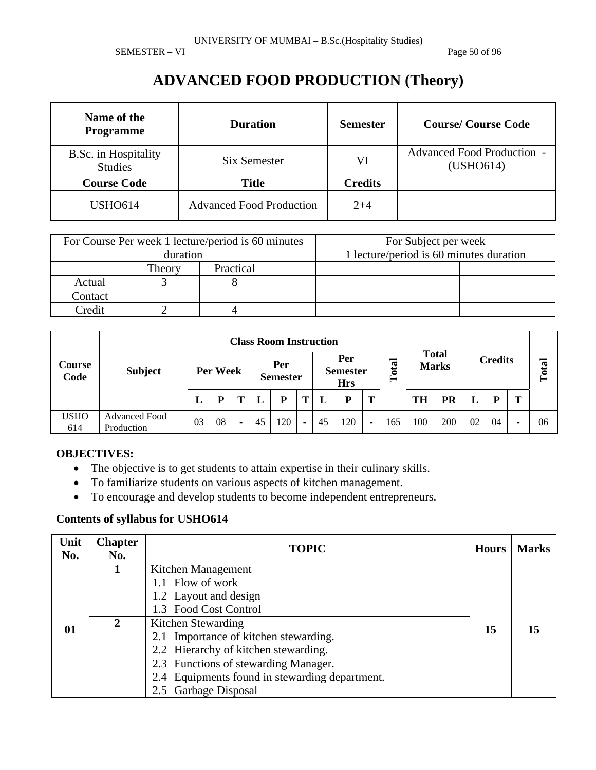# ADVANCED FOOD PRODUCTION (Theory)

| Name of the Programme | Duration | Semester | Course/ Course Code |
|---|---|---|---|
| B.Sc. in Hospitality Studies | Six Semester | VI | Advanced Food Production - (USHO614) |
| **Course Code** | **Title** | **Credits** | |
| USHO614 | Advanced Food Production | 2+4 | |

| For Course Per week 1 lecture/period is 60 minutes duration | | | | For Subject per week 1 lecture/period is 60 minutes duration | | | |
|---|---|---|---|---|---|---|---|
| | Theory | Practical | | | | | |
| Actual Contact | 3 | 8 | | | | | |
| Credit | 2 | 4 | | | | | |

| Course Code | Subject | Class Room Instruction | | | | | | | | | Total | Total Marks | | Credits | | | Total |
|---|---|---|---|---|---|---|---|---|---|---|---|---|---|---|---|---|---|
| | | Per Week | | | Per Semester | | | Per Semester Hrs | | | | | | | | | |
| | | L | P | T | L | P | T | L | P | T | | TH | PR | L | P | T | |
| USHO 614 | Advanced Food Production | 03 | 08 | - | 45 | 120 | - | 45 | 120 | - | 165 | 100 | 200 | 02 | 04 | - | 06 |

**OBJECTIVES:**

- The objective is to get students to attain expertise in their culinary skills.
- To familiarize students on various aspects of kitchen management.
- To encourage and develop students to become independent entrepreneurs.

**Contents of syllabus for USHO614**

| Unit No. | Chapter No. | TOPIC | Hours | Marks |
|---|---|---|---|---|
| 01 | 1 | Kitchen Management<br>1.1 Flow of work<br>1.2 Layout and design<br>1.3 Food Cost Control | 15 | 15 |
| | 2 | Kitchen Stewarding<br>2.1 Importance of kitchen stewarding.<br>2.2 Hierarchy of kitchen stewarding.<br>2.3 Functions of stewarding Manager.<br>2.4 Equipments found in stewarding department.<br>2.5 Garbage Disposal | | |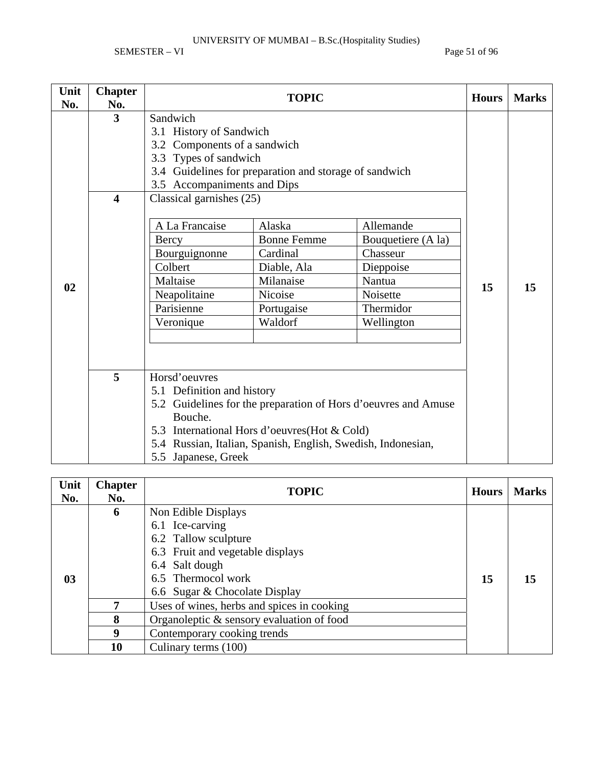| Unit No. | Chapter No. | TOPIC | Hours | Marks |
|---|---|---|---|---|
| 02 | 3 | Sandwich<br>3.1 History of Sandwich<br>3.2 Components of a sandwich<br>3.3 Types of sandwich<br>3.4 Guidelines for preparation and storage of sandwich<br>3.5 Accompaniments and Dips | 15 | 15 |
| | 4 | Classical garnishes (25)<br>A La Francaise, Alaska, Allemande<br>Bercy, Bonne Femme, Bouquetiere (A la)<br>Bourguignonne, Cardinal, Chasseur<br>Colbert, Diable, Ala, Dieppoise<br>Maltaise, Milanaise, Nantua<br>Neapolitaine, Nicoise, Noisette<br>Parisienne, Portugaise, Thermidor<br>Veronique, Waldorf, Wellington | | |
| | 5 | Horsd'oeuvres<br>5.1 Definition and history<br>5.2 Guidelines for the preparation of Hors d'oeuvres and Amuse Bouche.<br>5.3 International Hors d'oeuvres(Hot & Cold)<br>5.4 Russian, Italian, Spanish, English, Swedish, Indonesian,<br>5.5 Japanese, Greek | | |

| A La Francaise | Alaska | Allemande |
|---|---|---|
| Bercy | Bonne Femme | Bouquetiere (A la) |
| Bourguignonne | Cardinal | Chasseur |
| Colbert | Diable, Ala | Dieppoise |
| Maltaise | Milanaise | Nantua |
| Neapolitaine | Nicoise | Noisette |
| Parisienne | Portugaise | Thermidor |
| Veronique | Waldorf | Wellington |
| | | |

| Unit No. | Chapter No. | TOPIC | Hours | Marks |
|---|---|---|---|---|
| 03 | 6 | Non Edible Displays<br>6.1 Ice-carving<br>6.2 Tallow sculpture<br>6.3 Fruit and vegetable displays<br>6.4 Salt dough<br>6.5 Thermocol work<br>6.6 Sugar & Chocolate Display | 15 | 15 |
| | 7 | Uses of wines, herbs and spices in cooking | | |
| | 8 | Organoleptic & sensory evaluation of food | | |
| | 9 | Contemporary cooking trends | | |
| | 10 | Culinary terms (100) | | |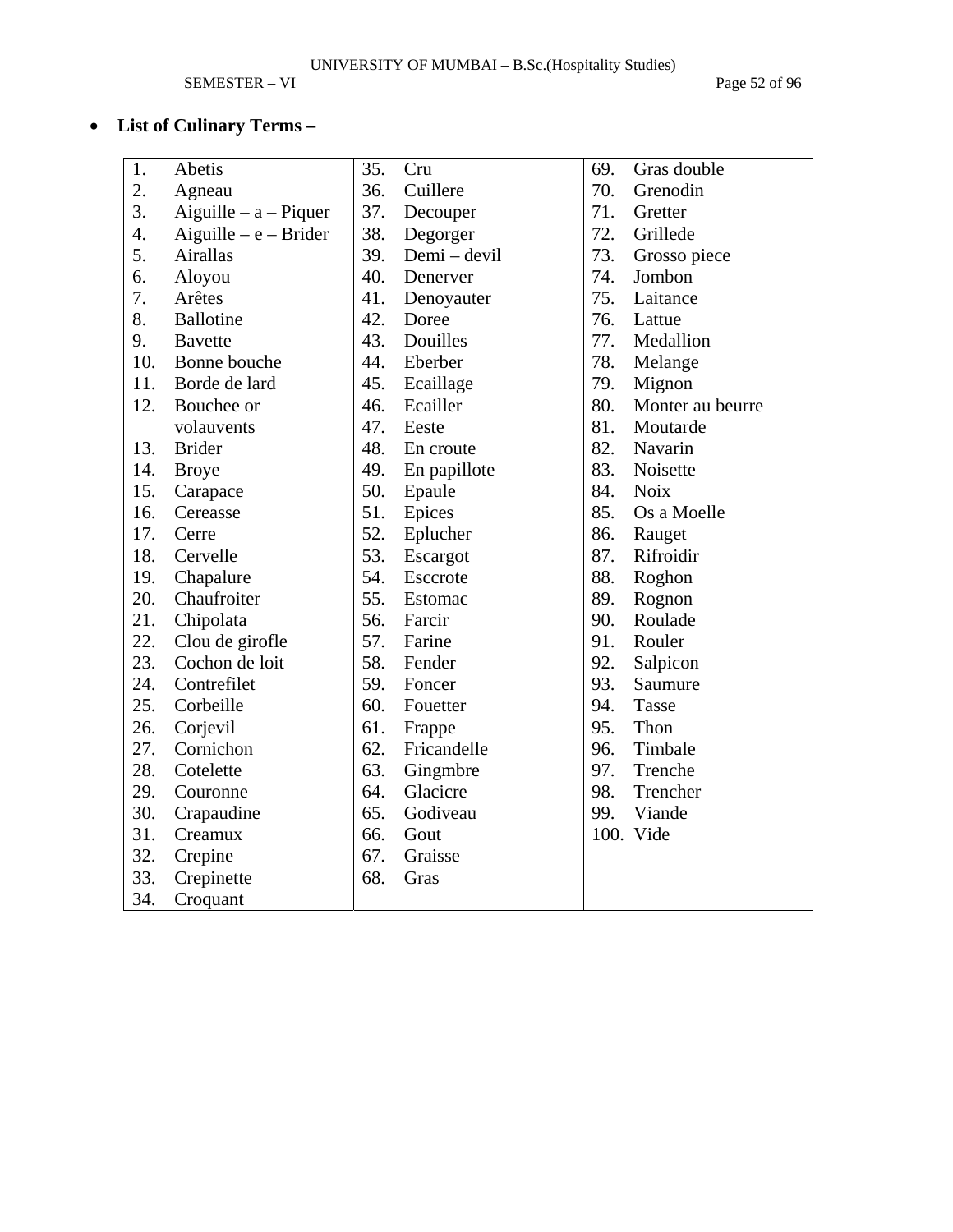- **List of Culinary Terms –**

| | | |
|---|---|---|
| 1. Abetis | 35. Cru | 69. Gras double |
| 2. Agneau | 36. Cuillere | 70. Grenodin |
| 3. Aiguille – a – Piquer | 37. Decouper | 71. Gretter |
| 4. Aiguille – e – Brider | 38. Degorger | 72. Grillede |
| 5. Airallas | 39. Demi – devil | 73. Grosso piece |
| 6. Aloyou | 40. Denerver | 74. Jombon |
| 7. Arêtes | 41. Denoyauter | 75. Laitance |
| 8. Ballotine | 42. Doree | 76. Lattue |
| 9. Bavette | 43. Douilles | 77. Medallion |
| 10. Bonne bouche | 44. Eberber | 78. Melange |
| 11. Borde de lard | 45. Ecaillage | 79. Mignon |
| 12. Bouchee or volauvents | 46. Ecailler | 80. Monter au beurre |
| 13. Brider | 47. Eeste | 81. Moutarde |
| 14. Broye | 48. En croute | 82. Navarin |
| 15. Carapace | 49. En papillote | 83. Noisette |
| 16. Cereasse | 50. Epaule | 84. Noix |
| 17. Cerre | 51. Epices | 85. Os a Moelle |
| 18. Cervelle | 52. Eplucher | 86. Rauget |
| 19. Chapalure | 53. Escargot | 87. Rifroidir |
| 20. Chaufroiter | 54. Esccrote | 88. Roghon |
| 21. Chipolata | 55. Estomac | 89. Rognon |
| 22. Clou de girofle | 56. Farcir | 90. Roulade |
| 23. Cochon de loit | 57. Farine | 91. Rouler |
| 24. Contrefilet | 58. Fender | 92. Salpicon |
| 25. Corbeille | 59. Foncer | 93. Saumure |
| 26. Corjevil | 60. Fouetter | 94. Tasse |
| 27. Cornichon | 61. Frappe | 95. Thon |
| 28. Cotelette | 62. Fricandelle | 96. Timbale |
| 29. Couronne | 63. Gingmbre | 97. Trenche |
| 30. Crapaudine | 64. Glacicre | 98. Trencher |
| 31. Creamux | 65. Godiveau | 99. Viande |
| 32. Crepine | 66. Gout | 100. Vide |
| 33. Crepinette | 67. Graisse | |
| 34. Croquant | 68. Gras | |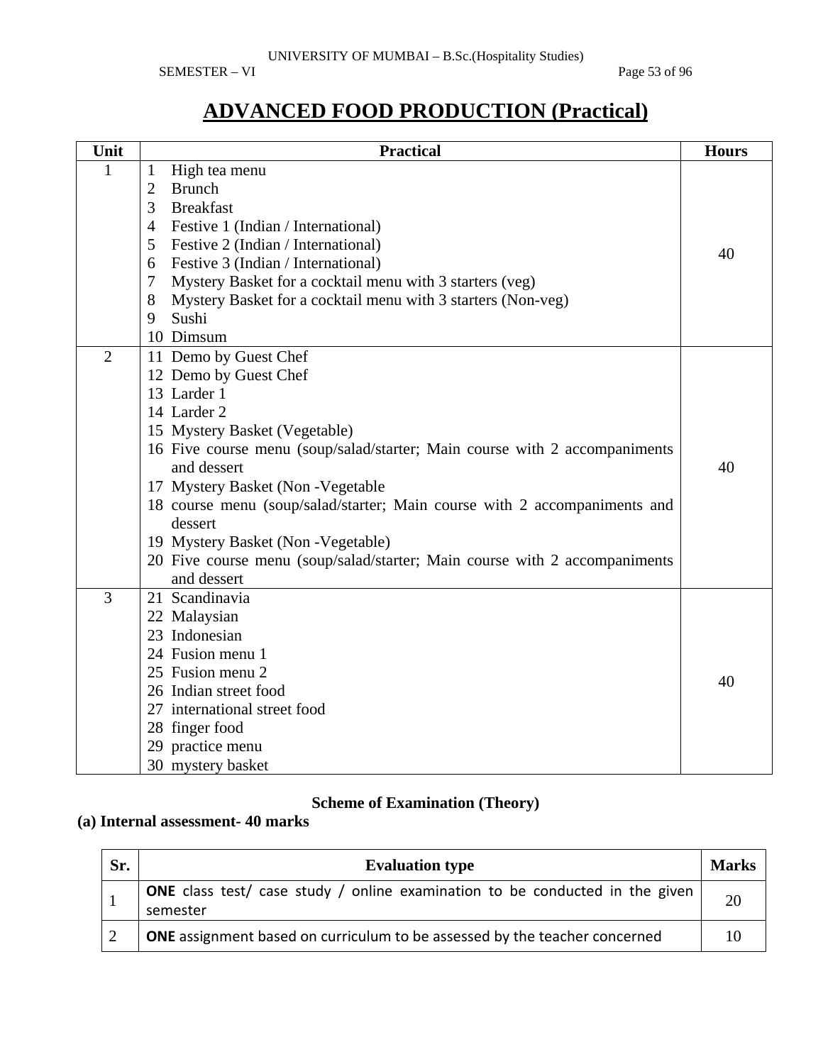# ADVANCED FOOD PRODUCTION (Practical)

| Unit | Practical | Hours |
|---|---|---|
| 1 | 1 High tea menu<br>2 Brunch<br>3 Breakfast<br>4 Festive 1 (Indian / International)<br>5 Festive 2 (Indian / International)<br>6 Festive 3 (Indian / International)<br>7 Mystery Basket for a cocktail menu with 3 starters (veg)<br>8 Mystery Basket for a cocktail menu with 3 starters (Non-veg)<br>9 Sushi<br>10 Dimsum | 40 |
| 2 | 11 Demo by Guest Chef<br>12 Demo by Guest Chef<br>13 Larder 1<br>14 Larder 2<br>15 Mystery Basket (Vegetable)<br>16 Five course menu (soup/salad/starter; Main course with 2 accompaniments and dessert<br>17 Mystery Basket (Non -Vegetable<br>18 course menu (soup/salad/starter; Main course with 2 accompaniments and dessert<br>19 Mystery Basket (Non -Vegetable)<br>20 Five course menu (soup/salad/starter; Main course with 2 accompaniments and dessert | 40 |
| 3 | 21 Scandinavia<br>22 Malaysian<br>23 Indonesian<br>24 Fusion menu 1<br>25 Fusion menu 2<br>26 Indian street food<br>27 international street food<br>28 finger food<br>29 practice menu<br>30 mystery basket | 40 |

### Scheme of Examination (Theory)

**(a) Internal assessment- 40 marks**

| Sr. | Evaluation type | Marks |
|---|---|---|
| 1 | **ONE** class test/ case study / online examination to be conducted in the given semester | 20 |
| 2 | **ONE** assignment based on curriculum to be assessed by the teacher concerned | 10 |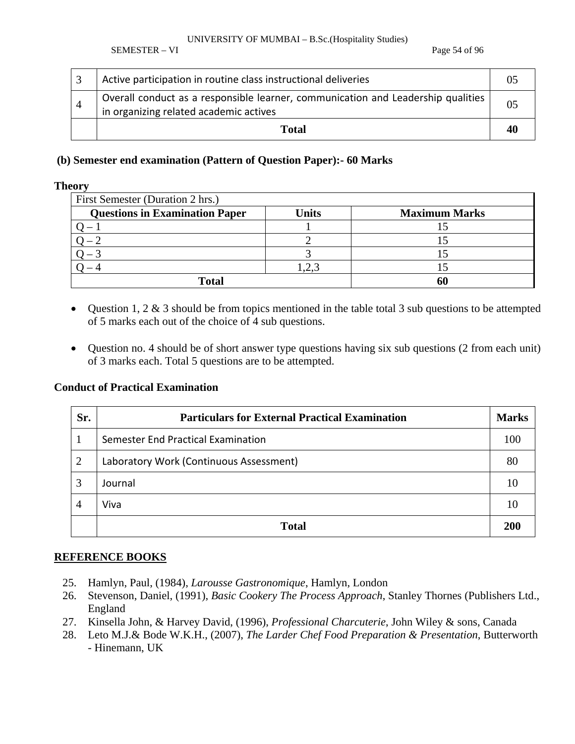| 3 | Active participation in routine class instructional deliveries | 05 |
|---|---|---|
| 4 | Overall conduct as a responsible learner, communication and Leadership qualities in organizing related academic actives | 05 |
| | **Total** | **40** |

**(b) Semester end examination (Pattern of Question Paper):- 60 Marks**

**Theory**

| First Semester (Duration 2 hrs.) | | |
|---|---|---|
| **Questions in Examination Paper** | **Units** | **Maximum Marks** |
| Q – 1 | 1 | 15 |
| Q – 2 | 2 | 15 |
| Q – 3 | 3 | 15 |
| Q – 4 | 1,2,3 | 15 |
| **Total** | | **60** |

- Question 1, 2 & 3 should be from topics mentioned in the table total 3 sub questions to be attempted of 5 marks each out of the choice of 4 sub questions.

- Question no. 4 should be of short answer type questions having six sub questions (2 from each unit) of 3 marks each. Total 5 questions are to be attempted.

**Conduct of Practical Examination**

| Sr. | Particulars for External Practical Examination | Marks |
|---|---|---|
| 1 | Semester End Practical Examination | 100 |
| 2 | Laboratory Work (Continuous Assessment) | 80 |
| 3 | Journal | 10 |
| 4 | Viva | 10 |
| | **Total** | **200** |

**REFERENCE BOOKS**

25. Hamlyn, Paul, (1984), *Larousse Gastronomique*, Hamlyn, London
26. Stevenson, Daniel, (1991), *Basic Cookery The Process Approach*, Stanley Thornes (Publishers Ltd., England
27. Kinsella John, & Harvey David, (1996), *Professional Charcuterie*, John Wiley & sons, Canada
28. Leto M.J.& Bode W.K.H., (2007), *The Larder Chef Food Preparation & Presentation*, Butterworth - Hinemann, UK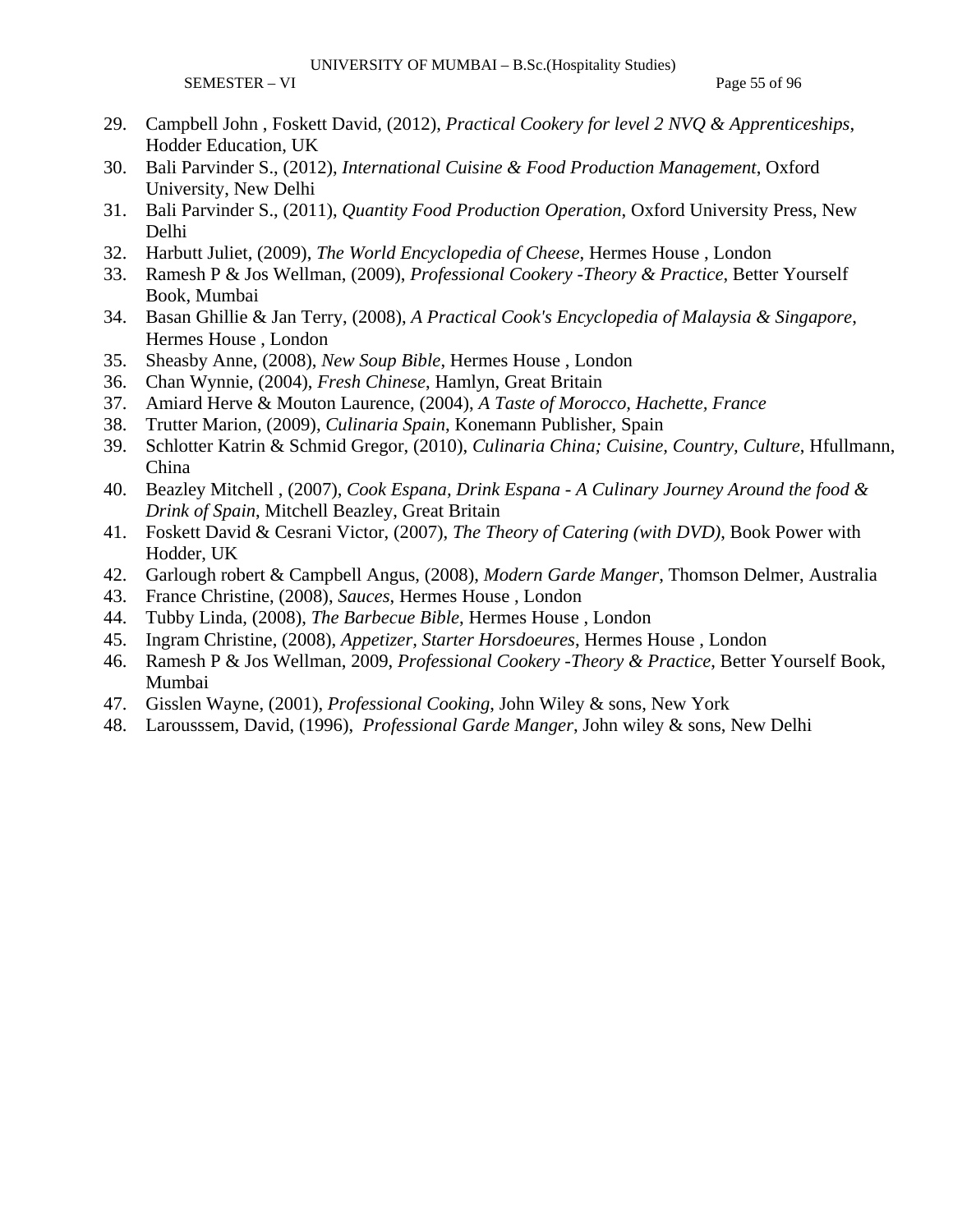29. Campbell John , Foskett David, (2012), *Practical Cookery for level 2 NVQ & Apprenticeships*, Hodder Education, UK
30. Bali Parvinder S., (2012), *International Cuisine & Food Production Management*, Oxford University, New Delhi
31. Bali Parvinder S., (2011), *Quantity Food Production Operation*, Oxford University Press, New Delhi
32. Harbutt Juliet, (2009), *The World Encyclopedia of Cheese*, Hermes House , London
33. Ramesh P & Jos Wellman, (2009), *Professional Cookery -Theory & Practice*, Better Yourself Book, Mumbai
34. Basan Ghillie & Jan Terry, (2008), *A Practical Cook's Encyclopedia of Malaysia & Singapore*, Hermes House , London
35. Sheasby Anne, (2008), *New Soup Bible*, Hermes House , London
36. Chan Wynnie, (2004), *Fresh Chinese*, Hamlyn, Great Britain
37. Amiard Herve & Mouton Laurence, (2004), *A Taste of Morocco, Hachette, France*
38. Trutter Marion, (2009), *Culinaria Spain*, Konemann Publisher, Spain
39. Schlotter Katrin & Schmid Gregor, (2010), *Culinaria China; Cuisine, Country, Culture*, Hfullmann, China
40. Beazley Mitchell , (2007), *Cook Espana, Drink Espana - A Culinary Journey Around the food & Drink of Spain*, Mitchell Beazley, Great Britain
41. Foskett David & Cesrani Victor, (2007), *The Theory of Catering (with DVD)*, Book Power with Hodder, UK
42. Garlough robert & Campbell Angus, (2008), *Modern Garde Manger*, Thomson Delmer, Australia
43. France Christine, (2008), *Sauces*, Hermes House , London
44. Tubby Linda, (2008), *The Barbecue Bible*, Hermes House , London
45. Ingram Christine, (2008), *Appetizer, Starter Horsdoeures*, Hermes House , London
46. Ramesh P & Jos Wellman, 2009, *Professional Cookery -Theory & Practice*, Better Yourself Book, Mumbai
47. Gisslen Wayne, (2001), *Professional Cooking*, John Wiley & sons, New York
48. Larousssem, David, (1996), *Professional Garde Manger*, John wiley & sons, New Delhi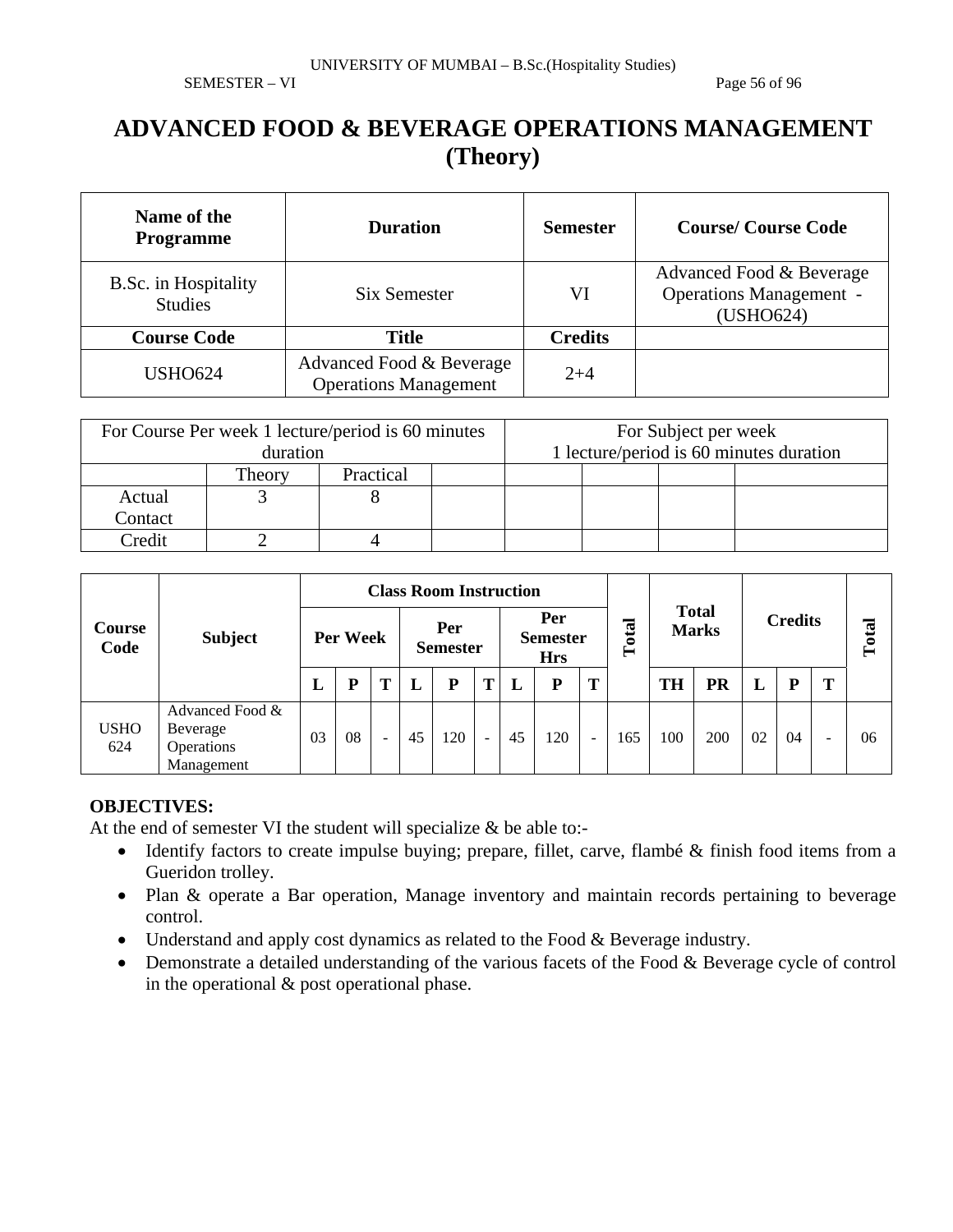# ADVANCED FOOD & BEVERAGE OPERATIONS MANAGEMENT (Theory)

| Name of the Programme | Duration | Semester | Course/ Course Code |
|---|---|---|---|
| B.Sc. in Hospitality Studies | Six Semester | VI | Advanced Food & Beverage Operations Management - (USHO624) |
| **Course Code** | **Title** | **Credits** | |
| USHO624 | Advanced Food & Beverage Operations Management | 2+4 | |

| For Course Per week 1 lecture/period is 60 minutes duration | | | | For Subject per week 1 lecture/period is 60 minutes duration | | | |
|---|---|---|---|---|---|---|---|
| | Theory | Practical | | | | | |
| Actual Contact | 3 | 8 | | | | | |
| Credit | 2 | 4 | | | | | |

| Course Code | Subject | Class Room Instruction | | | | | | | | | Total | Total Marks | | Credits | | | Total |
|---|---|---|---|---|---|---|---|---|---|---|---|---|---|---|---|---|---|
| | | Per Week | | | Per Semester | | | Per Semester Hrs | | | | | | | | | |
| | | L | P | T | L | P | T | L | P | T | | TH | PR | L | P | T | |
| USHO 624 | Advanced Food & Beverage Operations Management | 03 | 08 | - | 45 | 120 | - | 45 | 120 | - | 165 | 100 | 200 | 02 | 04 | - | 06 |

**OBJECTIVES:**

At the end of semester VI the student will specialize & be able to:-

- Identify factors to create impulse buying; prepare, fillet, carve, flambé & finish food items from a Gueridon trolley.
- Plan & operate a Bar operation, Manage inventory and maintain records pertaining to beverage control.
- Understand and apply cost dynamics as related to the Food & Beverage industry.
- Demonstrate a detailed understanding of the various facets of the Food & Beverage cycle of control in the operational & post operational phase.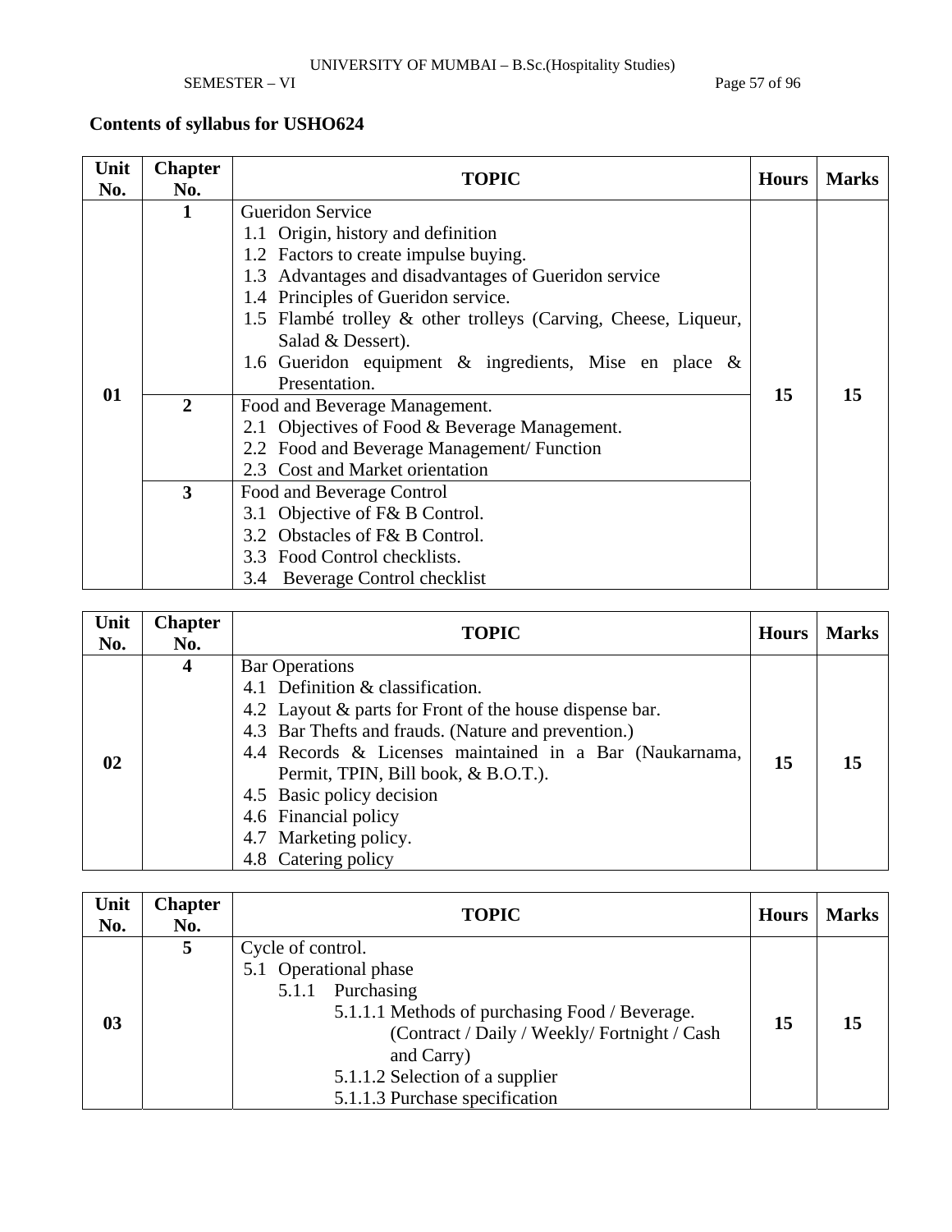## Contents of syllabus for USHO624

| Unit No. | Chapter No. | TOPIC | Hours | Marks |
|---|---|---|---|---|
| 01 | 1 | Gueridon Service<br>1.1 Origin, history and definition<br>1.2 Factors to create impulse buying.<br>1.3 Advantages and disadvantages of Gueridon service<br>1.4 Principles of Gueridon service.<br>1.5 Flambé trolley & other trolleys (Carving, Cheese, Liqueur, Salad & Dessert).<br>1.6 Gueridon equipment & ingredients, Mise en place & Presentation. | 15 | 15 |
| | 2 | Food and Beverage Management.<br>2.1 Objectives of Food & Beverage Management.<br>2.2 Food and Beverage Management/ Function<br>2.3 Cost and Market orientation | | |
| | 3 | Food and Beverage Control<br>3.1 Objective of F& B Control.<br>3.2 Obstacles of F& B Control.<br>3.3 Food Control checklists.<br>3.4 Beverage Control checklist | | |

| Unit No. | Chapter No. | TOPIC | Hours | Marks |
|---|---|---|---|---|
| 02 | 4 | Bar Operations<br>4.1 Definition & classification.<br>4.2 Layout & parts for Front of the house dispense bar.<br>4.3 Bar Thefts and frauds. (Nature and prevention.)<br>4.4 Records & Licenses maintained in a Bar (Naukarnama, Permit, TPIN, Bill book, & B.O.T.).<br>4.5 Basic policy decision<br>4.6 Financial policy<br>4.7 Marketing policy.<br>4.8 Catering policy | 15 | 15 |

| Unit No. | Chapter No. | TOPIC | Hours | Marks |
|---|---|---|---|---|
| 03 | 5 | Cycle of control.<br>5.1 Operational phase<br>5.1.1 Purchasing<br>5.1.1.1 Methods of purchasing Food / Beverage. (Contract / Daily / Weekly/ Fortnight / Cash and Carry)<br>5.1.1.2 Selection of a supplier<br>5.1.1.3 Purchase specification | 15 | 15 |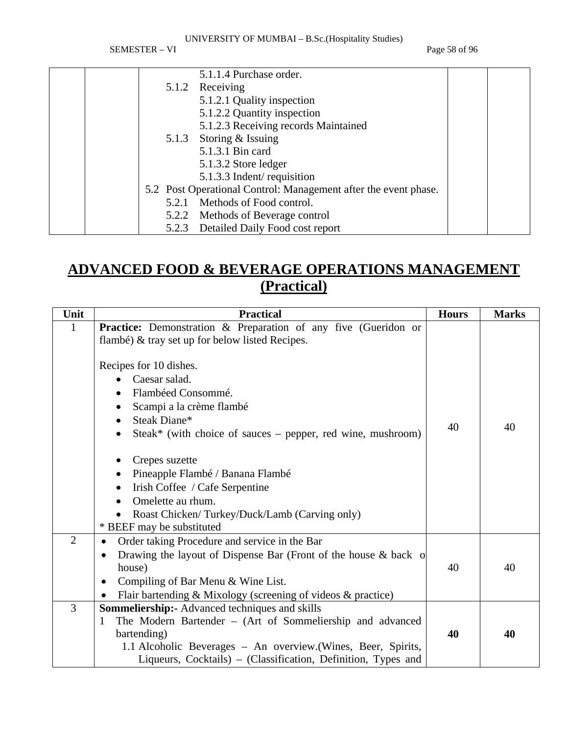| | | | | |
|---|---|---|---|---|
| | | 5.1.1.4 Purchase order.<br>5.1.2 Receiving<br>5.1.2.1 Quality inspection<br>5.1.2.2 Quantity inspection<br>5.1.2.3 Receiving records Maintained<br>5.1.3 Storing & Issuing<br>5.1.3.1 Bin card<br>5.1.3.2 Store ledger<br>5.1.3.3 Indent/ requisition<br>5.2 Post Operational Control: Management after the event phase.<br>5.2.1 Methods of Food control.<br>5.2.2 Methods of Beverage control<br>5.2.3 Detailed Daily Food cost report | | |

# ADVANCED FOOD & BEVERAGE OPERATIONS MANAGEMENT (Practical)

| Unit | Practical | Hours | Marks |
|---|---|---|---|
| 1 | **Practice:** Demonstration & Preparation of any five (Gueridon or flambé) & tray set up for below listed Recipes.<br><br>Recipes for 10 dishes.<br>• Caesar salad.<br>• Flambéed Consommé.<br>• Scampi a la crème flambé<br>• Steak Diane*<br>• Steak* (with choice of sauces – pepper, red wine, mushroom)<br>• Crepes suzette<br>• Pineapple Flambé / Banana Flambé<br>• Irish Coffee / Cafe Serpentine<br>• Omelette au rhum.<br>• Roast Chicken/ Turkey/Duck/Lamb (Carving only)<br>* BEEF may be substituted | 40 | 40 |
| 2 | • Order taking Procedure and service in the Bar<br>• Drawing the layout of Dispense Bar (Front of the house & back o house)<br>• Compiling of Bar Menu & Wine List.<br>• Flair bartending & Mixology (screening of videos & practice) | 40 | 40 |
| 3 | **Sommeliership:-** Advanced techniques and skills<br>1 The Modern Bartender – (Art of Sommeliership and advanced bartending)<br>1.1 Alcoholic Beverages – An overview.(Wines, Beer, Spirits, Liqueurs, Cocktails) – (Classification, Definition, Types and | **40** | **40** |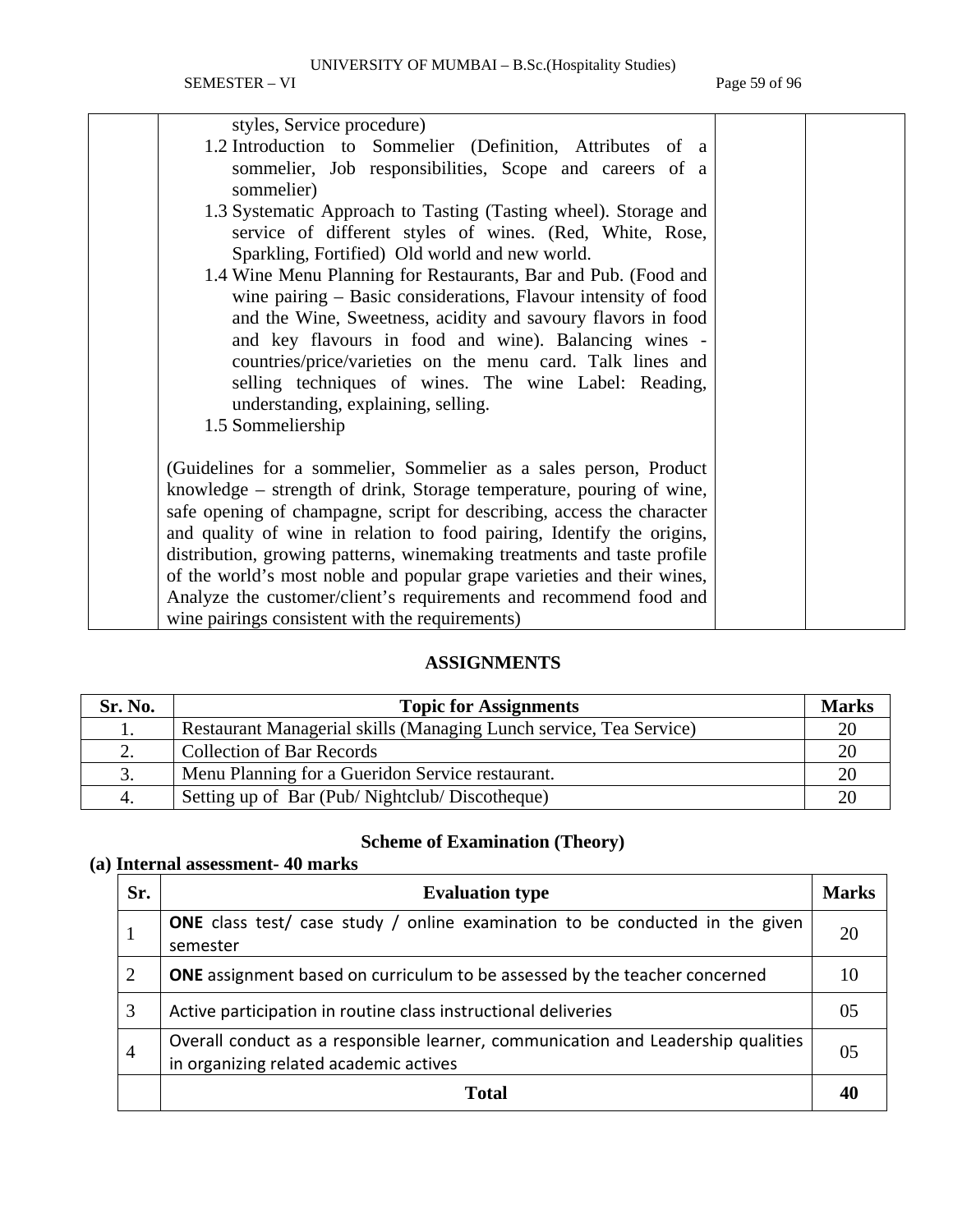| | styles, Service procedure)<br>1.2 Introduction to Sommelier (Definition, Attributes of a sommelier, Job responsibilities, Scope and careers of a sommelier)<br>1.3 Systematic Approach to Tasting (Tasting wheel). Storage and service of different styles of wines. (Red, White, Rose, Sparkling, Fortified) Old world and new world.<br>1.4 Wine Menu Planning for Restaurants, Bar and Pub. (Food and wine pairing – Basic considerations, Flavour intensity of food and the Wine, Sweetness, acidity and savoury flavors in food and key flavours in food and wine). Balancing wines - countries/price/varieties on the menu card. Talk lines and selling techniques of wines. The wine Label: Reading, understanding, explaining, selling.<br>1.5 Sommeliership<br><br>(Guidelines for a sommelier, Sommelier as a sales person, Product knowledge – strength of drink, Storage temperature, pouring of wine, safe opening of champagne, script for describing, access the character and quality of wine in relation to food pairing, Identify the origins, distribution, growing patterns, winemaking treatments and taste profile of the world's most noble and popular grape varieties and their wines, Analyze the customer/client's requirements and recommend food and wine pairings consistent with the requirements) | | |
|---|---|---|---|

## ASSIGNMENTS

| Sr. No. | Topic for Assignments | Marks |
|---|---|---|
| 1. | Restaurant Managerial skills (Managing Lunch service, Tea Service) | 20 |
| 2. | Collection of Bar Records | 20 |
| 3. | Menu Planning for a Gueridon Service restaurant. | 20 |
| 4. | Setting up of Bar (Pub/ Nightclub/ Discotheque) | 20 |

## Scheme of Examination (Theory)

**(a) Internal assessment- 40 marks**

| Sr. | Evaluation type | Marks |
|---|---|---|
| 1 | **ONE** class test/ case study / online examination to be conducted in the given semester | 20 |
| 2 | **ONE** assignment based on curriculum to be assessed by the teacher concerned | 10 |
| 3 | Active participation in routine class instructional deliveries | 05 |
| 4 | Overall conduct as a responsible learner, communication and Leadership qualities in organizing related academic actives | 05 |
| | **Total** | **40** |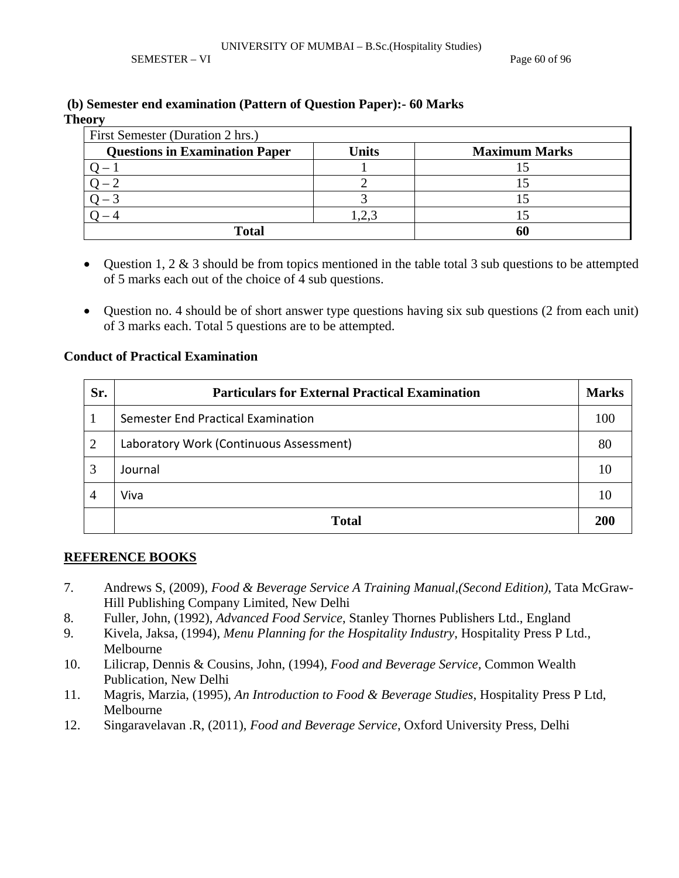**(b) Semester end examination (Pattern of Question Paper):- 60 Marks**

**Theory**

| First Semester (Duration 2 hrs.) | | |
|---|---|---|
| **Questions in Examination Paper** | **Units** | **Maximum Marks** |
| Q – 1 | 1 | 15 |
| Q – 2 | 2 | 15 |
| Q – 3 | 3 | 15 |
| Q – 4 | 1,2,3 | 15 |
| **Total** | | **60** |

- Question 1, 2 & 3 should be from topics mentioned in the table total 3 sub questions to be attempted of 5 marks each out of the choice of 4 sub questions.

- Question no. 4 should be of short answer type questions having six sub questions (2 from each unit) of 3 marks each. Total 5 questions are to be attempted.

**Conduct of Practical Examination**

| Sr. | Particulars for External Practical Examination | Marks |
|---|---|---|
| 1 | Semester End Practical Examination | 100 |
| 2 | Laboratory Work (Continuous Assessment) | 80 |
| 3 | Journal | 10 |
| 4 | Viva | 10 |
| | **Total** | **200** |

**REFERENCE BOOKS**

7. Andrews S, (2009), *Food & Beverage Service A Training Manual,(Second Edition)*, Tata McGraw-Hill Publishing Company Limited, New Delhi
8. Fuller, John, (1992), *Advanced Food Service*, Stanley Thornes Publishers Ltd., England
9. Kivela, Jaksa, (1994), *Menu Planning for the Hospitality Industry*, Hospitality Press P Ltd., Melbourne
10. Lilicrap, Dennis & Cousins, John, (1994), *Food and Beverage Service*, Common Wealth Publication, New Delhi
11. Magris, Marzia, (1995), *An Introduction to Food & Beverage Studies*, Hospitality Press P Ltd, Melbourne
12. Singaravelavan .R, (2011), *Food and Beverage Service*, Oxford University Press, Delhi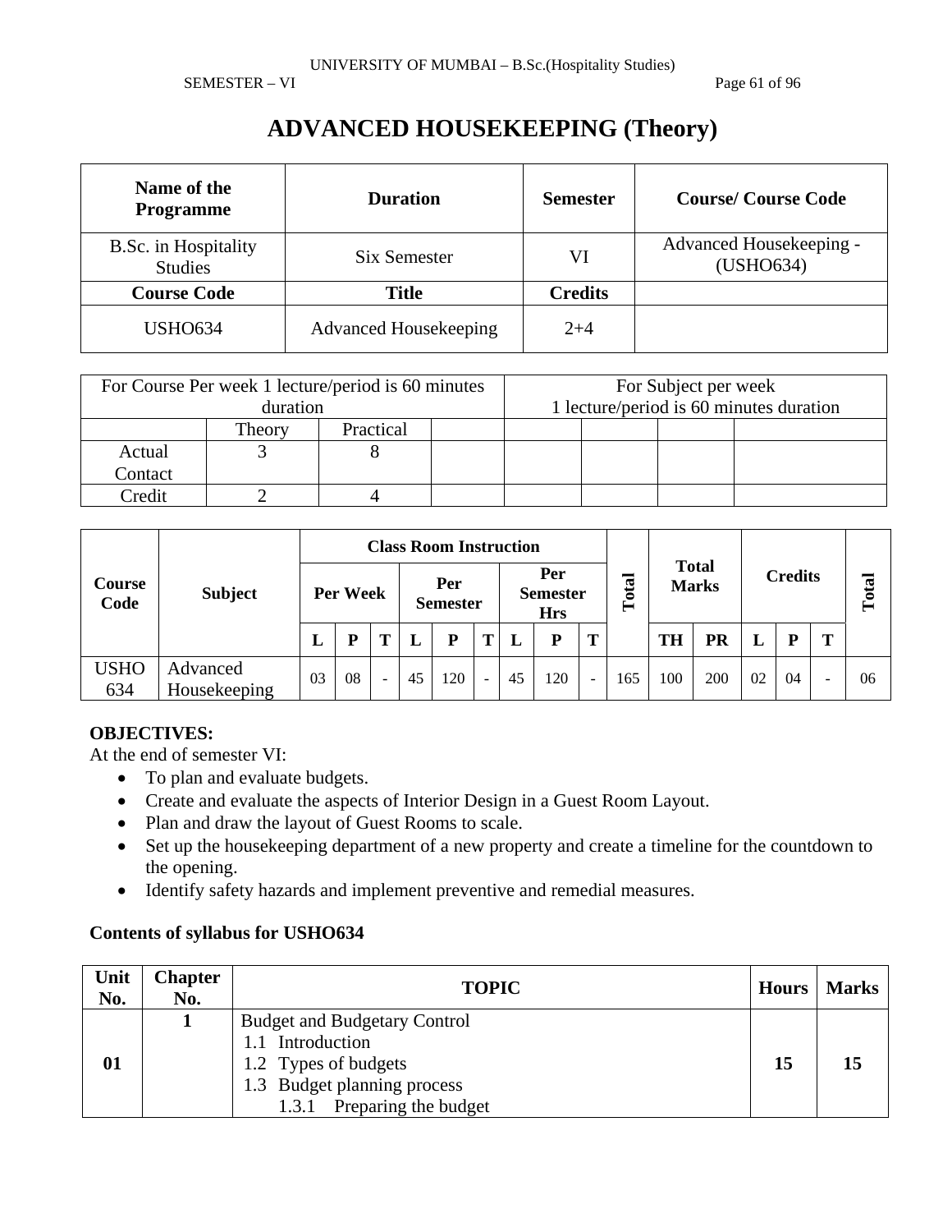# ADVANCED HOUSEKEEPING (Theory)

| Name of the Programme | Duration | Semester | Course/ Course Code |
|---|---|---|---|
| B.Sc. in Hospitality Studies | Six Semester | VI | Advanced Housekeeping - (USHO634) |
| **Course Code** | **Title** | **Credits** | |
| USHO634 | Advanced Housekeeping | 2+4 | |

| For Course Per week 1 lecture/period is 60 minutes duration | | | | For Subject per week 1 lecture/period is 60 minutes duration | | | |
|---|---|---|---|---|---|---|---|
| | Theory | Practical | | | | | |
| Actual Contact | 3 | 8 | | | | | |
| Credit | 2 | 4 | | | | | |

| Course Code | Subject | Class Room Instruction | | | | | | | | | Total | Total Marks | | Credits | | | Total |
|---|---|---|---|---|---|---|---|---|---|---|---|---|---|---|---|---|---|
| | | Per Week | | | Per Semester | | | Per Semester Hrs | | | | | | | | | |
| | | L | P | T | L | P | T | L | P | T | | TH | PR | L | P | T | |
| USHO 634 | Advanced Housekeeping | 03 | 08 | - | 45 | 120 | - | 45 | 120 | - | 165 | 100 | 200 | 02 | 04 | - | 06 |

**OBJECTIVES:**

At the end of semester VI:

- To plan and evaluate budgets.
- Create and evaluate the aspects of Interior Design in a Guest Room Layout.
- Plan and draw the layout of Guest Rooms to scale.
- Set up the housekeeping department of a new property and create a timeline for the countdown to the opening.
- Identify safety hazards and implement preventive and remedial measures.

**Contents of syllabus for USHO634**

| Unit No. | Chapter No. | TOPIC | Hours | Marks |
|---|---|---|---|---|
| **01** | **1** | Budget and Budgetary Control<br>1.1 Introduction<br>1.2 Types of budgets<br>1.3 Budget planning process<br>1.3.1 Preparing the budget | **15** | **15** |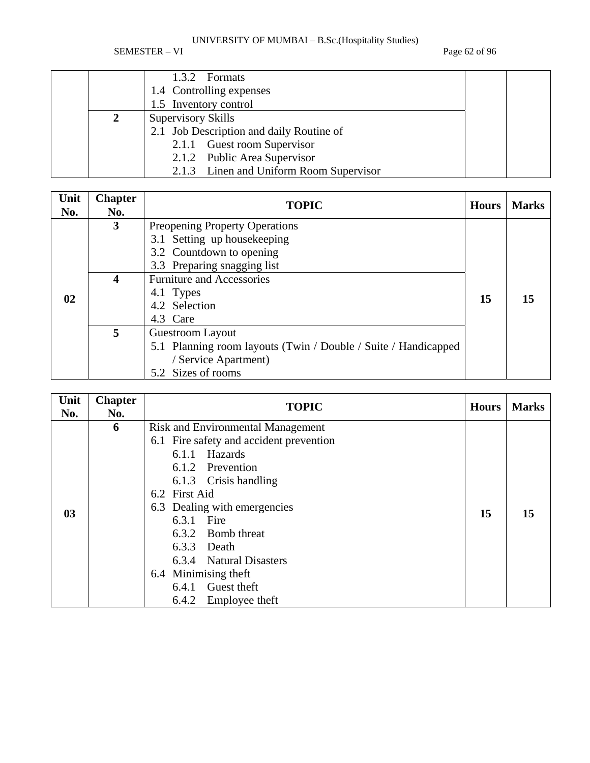| | | | | |
|---|---|---|---|---|
| | | 1.3.2 Formats<br>1.4 Controlling expenses<br>1.5 Inventory control | | |
| | 2 | Supervisory Skills<br>2.1 Job Description and daily Routine of<br>2.1.1 Guest room Supervisor<br>2.1.2 Public Area Supervisor<br>2.1.3 Linen and Uniform Room Supervisor | | |

| Unit No. | Chapter No. | TOPIC | Hours | Marks |
|---|---|---|---|---|
| 02 | 3 | Preopening Property Operations<br>3.1 Setting up housekeeping<br>3.2 Countdown to opening<br>3.3 Preparing snagging list | 15 | 15 |
| | 4 | Furniture and Accessories<br>4.1 Types<br>4.2 Selection<br>4.3 Care | | |
| | 5 | Guestroom Layout<br>5.1 Planning room layouts (Twin / Double / Suite / Handicapped / Service Apartment)<br>5.2 Sizes of rooms | | |

| Unit No. | Chapter No. | TOPIC | Hours | Marks |
|---|---|---|---|---|
| 03 | 6 | Risk and Environmental Management<br>6.1 Fire safety and accident prevention<br>6.1.1 Hazards<br>6.1.2 Prevention<br>6.1.3 Crisis handling<br>6.2 First Aid<br>6.3 Dealing with emergencies<br>6.3.1 Fire<br>6.3.2 Bomb threat<br>6.3.3 Death<br>6.3.4 Natural Disasters<br>6.4 Minimising theft<br>6.4.1 Guest theft<br>6.4.2 Employee theft | 15 | 15 |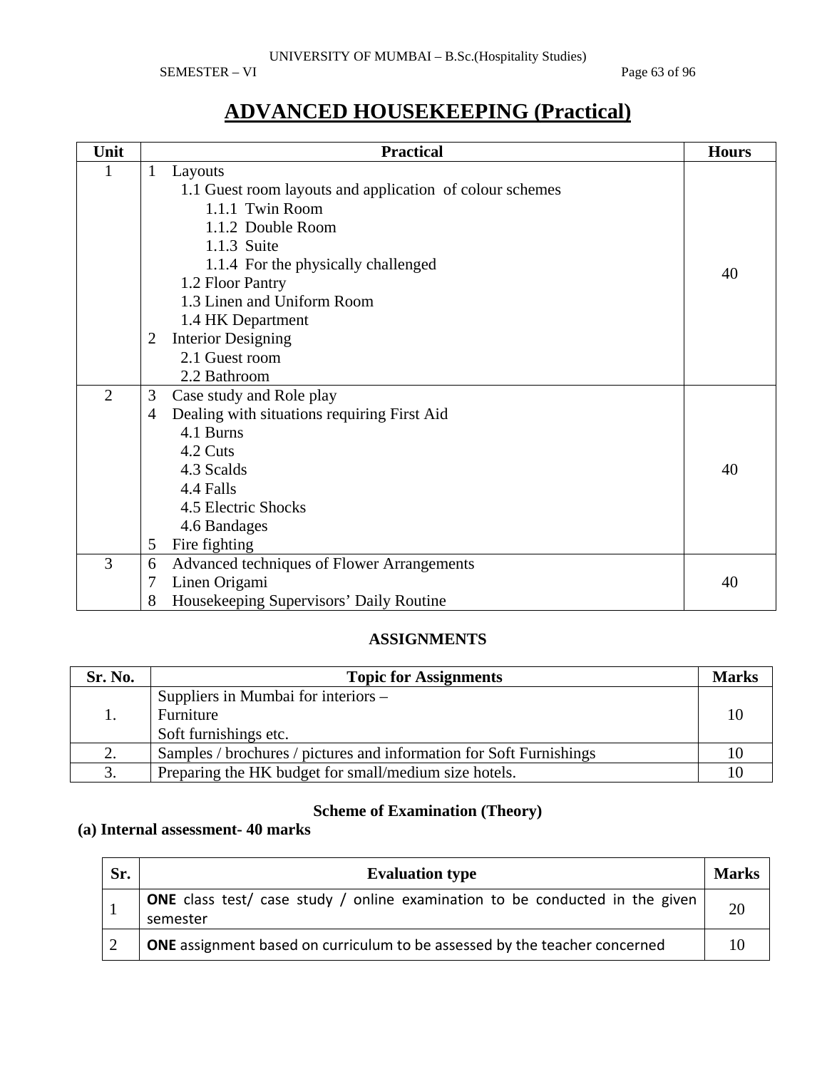# ADVANCED HOUSEKEEPING (Practical)

| Unit | Practical | Hours |
|---|---|---|
| 1 | 1 Layouts<br>1.1 Guest room layouts and application of colour schemes<br>1.1.1 Twin Room<br>1.1.2 Double Room<br>1.1.3 Suite<br>1.1.4 For the physically challenged<br>1.2 Floor Pantry<br>1.3 Linen and Uniform Room<br>1.4 HK Department<br>2 Interior Designing<br>2.1 Guest room<br>2.2 Bathroom | 40 |
| 2 | 3 Case study and Role play<br>4 Dealing with situations requiring First Aid<br>4.1 Burns<br>4.2 Cuts<br>4.3 Scalds<br>4.4 Falls<br>4.5 Electric Shocks<br>4.6 Bandages<br>5 Fire fighting | 40 |
| 3 | 6 Advanced techniques of Flower Arrangements<br>7 Linen Origami<br>8 Housekeeping Supervisors' Daily Routine | 40 |

## ASSIGNMENTS

| Sr. No. | Topic for Assignments | Marks |
|---|---|---|
| 1. | Suppliers in Mumbai for interiors –<br>Furniture<br>Soft furnishings etc. | 10 |
| 2. | Samples / brochures / pictures and information for Soft Furnishings | 10 |
| 3. | Preparing the HK budget for small/medium size hotels. | 10 |

## Scheme of Examination (Theory)

**(a) Internal assessment- 40 marks**

| Sr. | Evaluation type | Marks |
|---|---|---|
| 1 | **ONE** class test/ case study / online examination to be conducted in the given semester | 20 |
| 2 | **ONE** assignment based on curriculum to be assessed by the teacher concerned | 10 |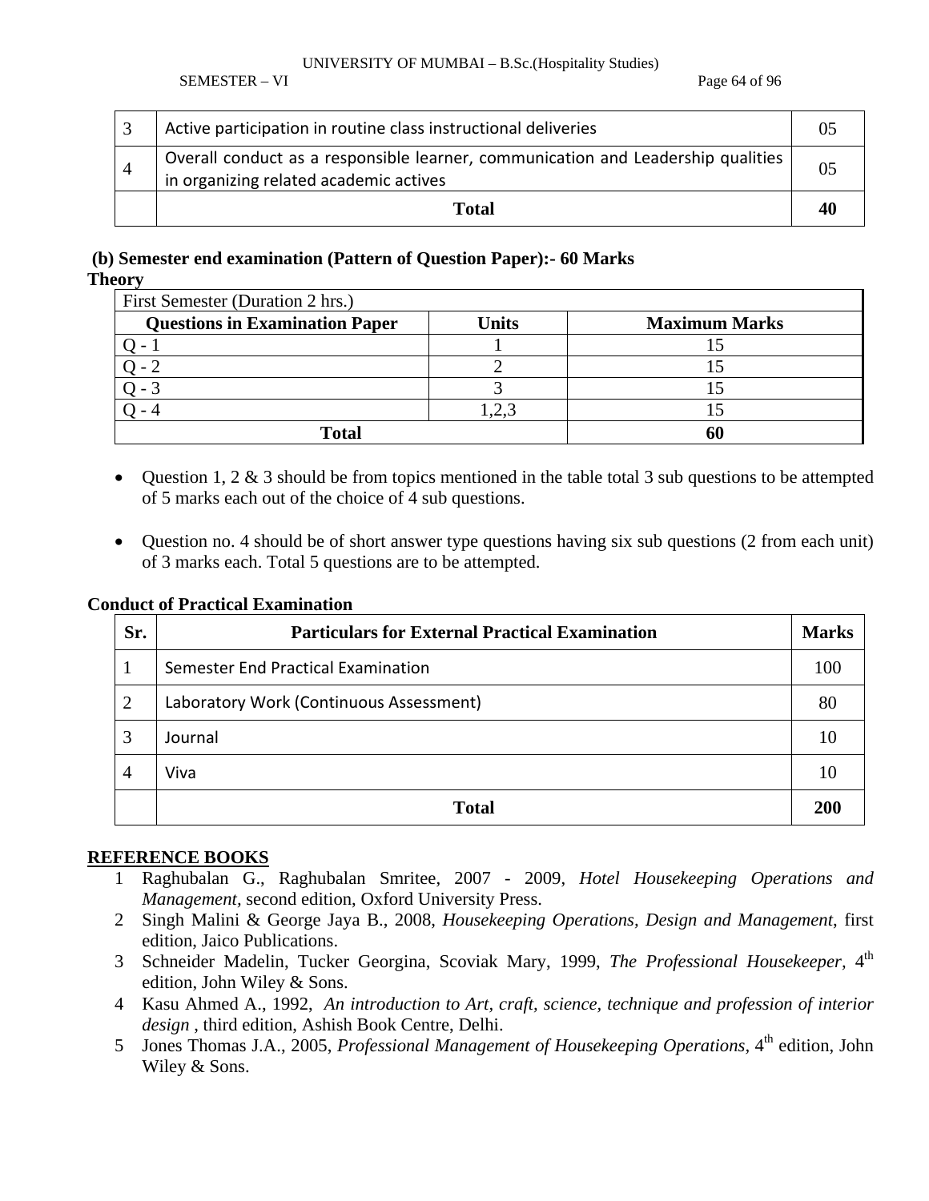| 3 | Active participation in routine class instructional deliveries | 05 |
|---|---|---|
| 4 | Overall conduct as a responsible learner, communication and Leadership qualities in organizing related academic actives | 05 |
| | **Total** | **40** |

**(b) Semester end examination (Pattern of Question Paper):- 60 Marks**

**Theory**

| First Semester (Duration 2 hrs.) | | |
|---|---|---|
| **Questions in Examination Paper** | **Units** | **Maximum Marks** |
| Q - 1 | 1 | 15 |
| Q - 2 | 2 | 15 |
| Q - 3 | 3 | 15 |
| Q - 4 | 1,2,3 | 15 |
| **Total** | | **60** |

- Question 1, 2 & 3 should be from topics mentioned in the table total 3 sub questions to be attempted of 5 marks each out of the choice of 4 sub questions.
- Question no. 4 should be of short answer type questions having six sub questions (2 from each unit) of 3 marks each. Total 5 questions are to be attempted.

**Conduct of Practical Examination**

| **Sr.** | **Particulars for External Practical Examination** | **Marks** |
|---|---|---|
| 1 | Semester End Practical Examination | 100 |
| 2 | Laboratory Work (Continuous Assessment) | 80 |
| 3 | Journal | 10 |
| 4 | Viva | 10 |
| | **Total** | **200** |

**REFERENCE BOOKS**

1. Raghubalan G., Raghubalan Smritee, 2007 - 2009, *Hotel Housekeeping Operations and Management*, second edition, Oxford University Press.
2. Singh Malini & George Jaya B., 2008, *Housekeeping Operations, Design and Management*, first edition, Jaico Publications.
3. Schneider Madelin, Tucker Georgina, Scoviak Mary, 1999, *The Professional Housekeeper,* 4th edition, John Wiley & Sons.
4. Kasu Ahmed A., 1992, *An introduction to Art, craft, science, technique and profession of interior design* , third edition, Ashish Book Centre, Delhi.
5. Jones Thomas J.A., 2005, *Professional Management of Housekeeping Operations,* 4th edition, John Wiley & Sons.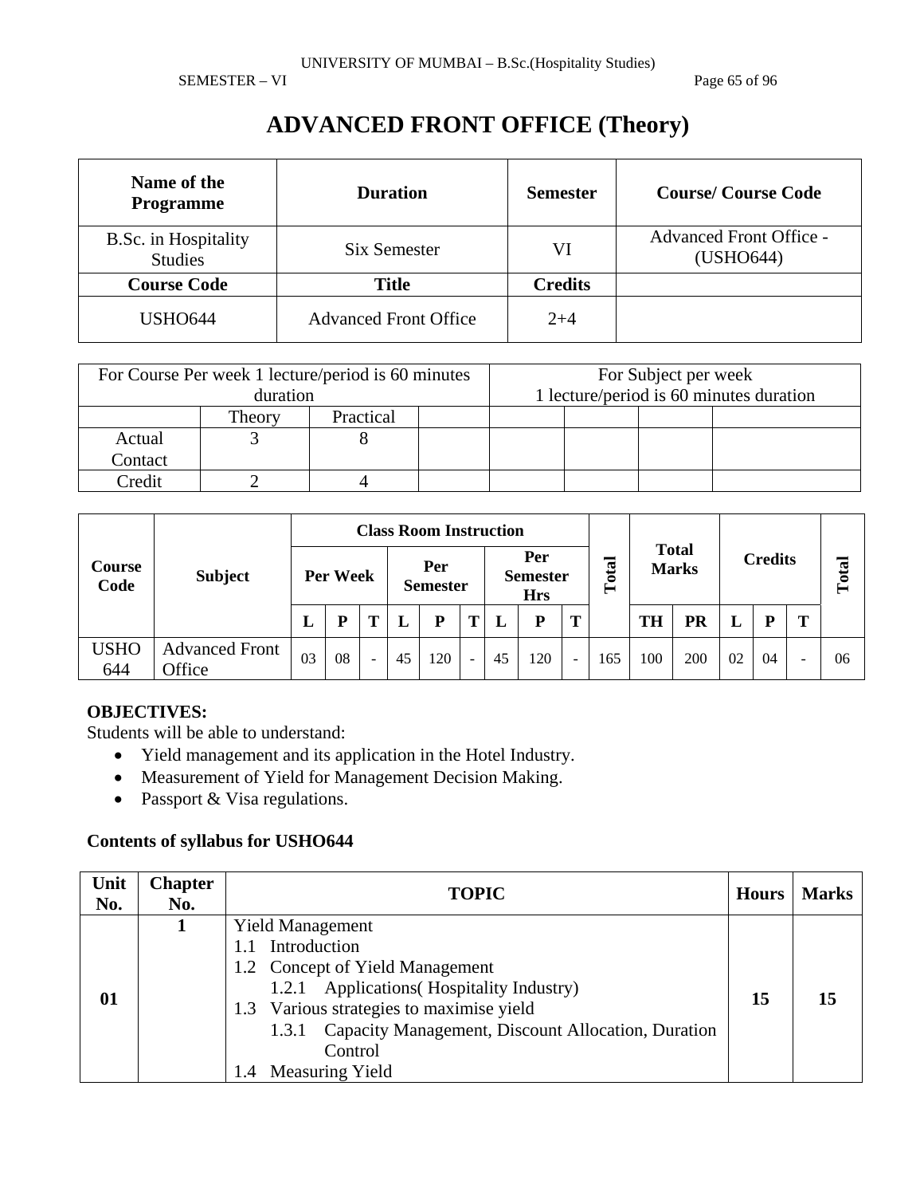# ADVANCED FRONT OFFICE (Theory)

| Name of the Programme | Duration | Semester | Course/ Course Code |
|---|---|---|---|
| B.Sc. in Hospitality Studies | Six Semester | VI | Advanced Front Office - (USHO644) |
| **Course Code** | **Title** | **Credits** | |
| USHO644 | Advanced Front Office | 2+4 | |

| For Course Per week 1 lecture/period is 60 minutes duration | | | | For Subject per week 1 lecture/period is 60 minutes duration | | | |
|---|---|---|---|---|---|---|---|
| | Theory | Practical | | | | | |
| Actual Contact | 3 | 8 | | | | | |
| Credit | 2 | 4 | | | | | |

| Course Code | Subject | Class Room Instruction | | | | | | | | | Total | Total Marks | | Credits | | | Total |
|---|---|---|---|---|---|---|---|---|---|---|---|---|---|---|---|---|---|
| | | Per Week | | | Per Semester | | | Per Semester Hrs | | | | | | | | | |
| | | L | P | T | L | P | T | L | P | T | | TH | PR | L | P | T | |
| USHO 644 | Advanced Front Office | 03 | 08 | - | 45 | 120 | - | 45 | 120 | - | 165 | 100 | 200 | 02 | 04 | - | 06 |

**OBJECTIVES:**

Students will be able to understand:

- Yield management and its application in the Hotel Industry.
- Measurement of Yield for Management Decision Making.
- Passport & Visa regulations.

**Contents of syllabus for USHO644**

| Unit No. | Chapter No. | TOPIC | Hours | Marks |
|---|---|---|---|---|
| **01** | **1** | Yield Management<br>1.1 Introduction<br>1.2 Concept of Yield Management<br>1.2.1 Applications( Hospitality Industry)<br>1.3 Various strategies to maximise yield<br>1.3.1 Capacity Management, Discount Allocation, Duration Control<br>1.4 Measuring Yield | **15** | **15** |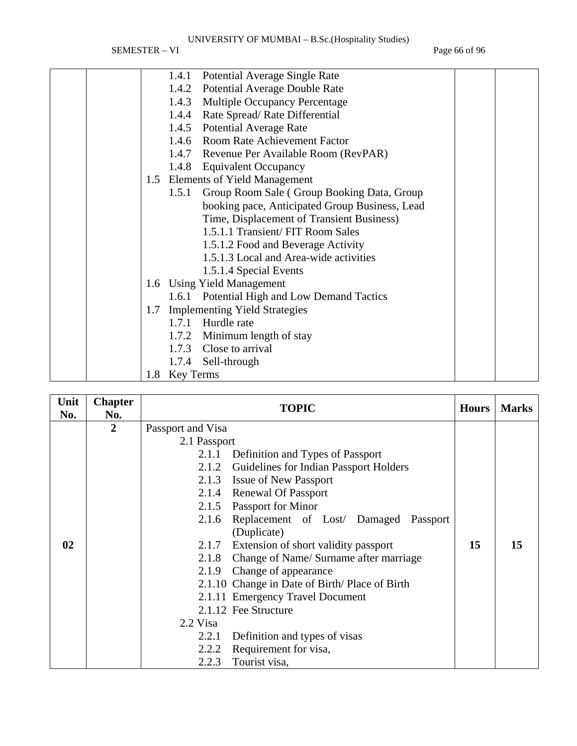| | | | | |
|---|---|---|---|---|
| | | 1.4.1 Potential Average Single Rate<br>1.4.2 Potential Average Double Rate<br>1.4.3 Multiple Occupancy Percentage<br>1.4.4 Rate Spread/ Rate Differential<br>1.4.5 Potential Average Rate<br>1.4.6 Room Rate Achievement Factor<br>1.4.7 Revenue Per Available Room (RevPAR)<br>1.4.8 Equivalent Occupancy<br>1.5 Elements of Yield Management<br>1.5.1 Group Room Sale ( Group Booking Data, Group booking pace, Anticipated Group Business, Lead Time, Displacement of Transient Business)<br>1.5.1.1 Transient/ FIT Room Sales<br>1.5.1.2 Food and Beverage Activity<br>1.5.1.3 Local and Area-wide activities<br>1.5.1.4 Special Events<br>1.6 Using Yield Management<br>1.6.1 Potential High and Low Demand Tactics<br>1.7 Implementing Yield Strategies<br>1.7.1 Hurdle rate<br>1.7.2 Minimum length of stay<br>1.7.3 Close to arrival<br>1.7.4 Sell-through<br>1.8 Key Terms | | |

| Unit No. | Chapter No. | TOPIC | Hours | Marks |
|---|---|---|---|---|
| 02 | 2 | Passport and Visa<br>2.1 Passport<br>2.1.1 Definition and Types of Passport<br>2.1.2 Guidelines for Indian Passport Holders<br>2.1.3 Issue of New Passport<br>2.1.4 Renewal Of Passport<br>2.1.5 Passport for Minor<br>2.1.6 Replacement of Lost/ Damaged Passport (Duplicate)<br>2.1.7 Extension of short validity passport<br>2.1.8 Change of Name/ Surname after marriage<br>2.1.9 Change of appearance<br>2.1.10 Change in Date of Birth/ Place of Birth<br>2.1.11 Emergency Travel Document<br>2.1.12 Fee Structure<br>2.2 Visa<br>2.2.1 Definition and types of visas<br>2.2.2 Requirement for visa,<br>2.2.3 Tourist visa, | 15 | 15 |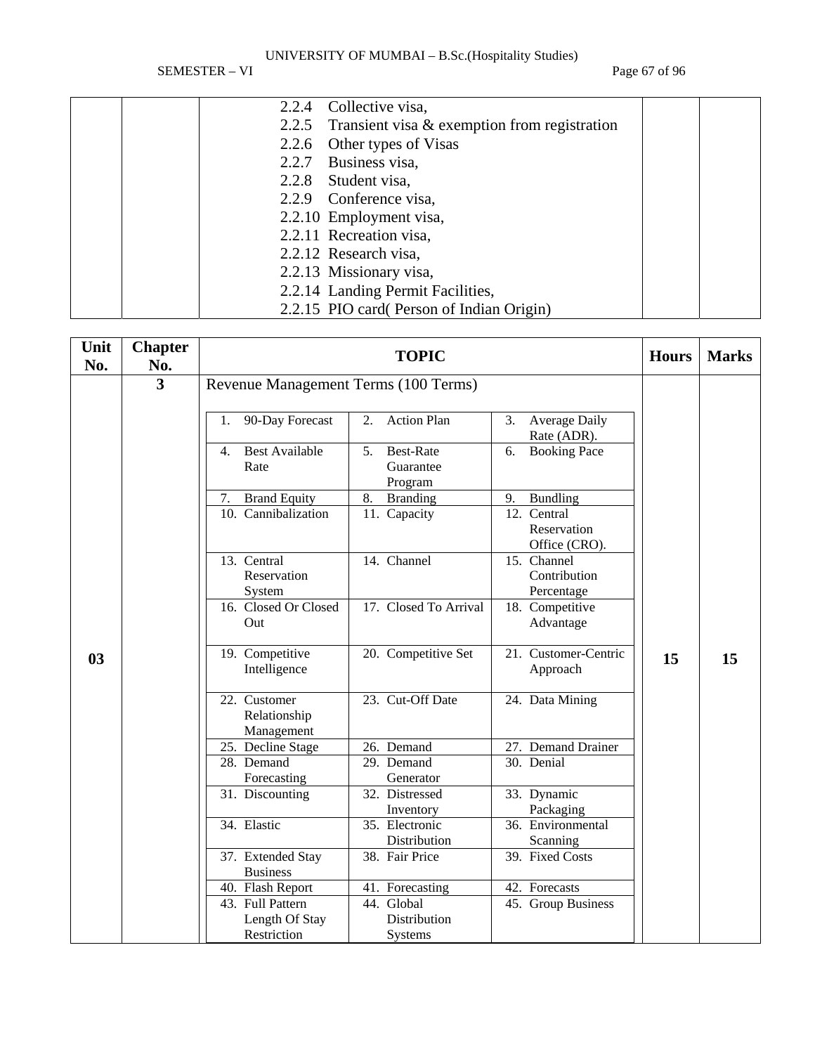| | | | | |
|---|---|---|---|---|
| | | 2.2.4 Collective visa,<br>2.2.5 Transient visa & exemption from registration<br>2.2.6 Other types of Visas<br>2.2.7 Business visa,<br>2.2.8 Student visa,<br>2.2.9 Conference visa,<br>2.2.10 Employment visa,<br>2.2.11 Recreation visa,<br>2.2.12 Research visa,<br>2.2.13 Missionary visa,<br>2.2.14 Landing Permit Facilities,<br>2.2.15 PIO card( Person of Indian Origin) | | |

| Unit No. | Chapter No. | TOPIC | Hours | Marks |
|---|---|---|---|---|
| 03 | 3 | Revenue Management Terms (100 Terms) | 15 | 15 |

| | | |
|---|---|---|
| 1. 90-Day Forecast | 2. Action Plan | 3. Average Daily Rate (ADR). |
| 4. Best Available Rate | 5. Best-Rate Guarantee Program | 6. Booking Pace |
| 7. Brand Equity | 8. Branding | 9. Bundling |
| 10. Cannibalization | 11. Capacity | 12. Central Reservation Office (CRO). |
| 13. Central Reservation System | 14. Channel | 15. Channel Contribution Percentage |
| 16. Closed Or Closed Out | 17. Closed To Arrival | 18. Competitive Advantage |
| 19. Competitive Intelligence | 20. Competitive Set | 21. Customer-Centric Approach |
| 22. Customer Relationship Management | 23. Cut-Off Date | 24. Data Mining |
| 25. Decline Stage | 26. Demand | 27. Demand Drainer |
| 28. Demand Forecasting | 29. Demand Generator | 30. Denial |
| 31. Discounting | 32. Distressed Inventory | 33. Dynamic Packaging |
| 34. Elastic | 35. Electronic Distribution | 36. Environmental Scanning |
| 37. Extended Stay Business | 38. Fair Price | 39. Fixed Costs |
| 40. Flash Report | 41. Forecasting | 42. Forecasts |
| 43. Full Pattern Length Of Stay Restriction | 44. Global Distribution Systems | 45. Group Business |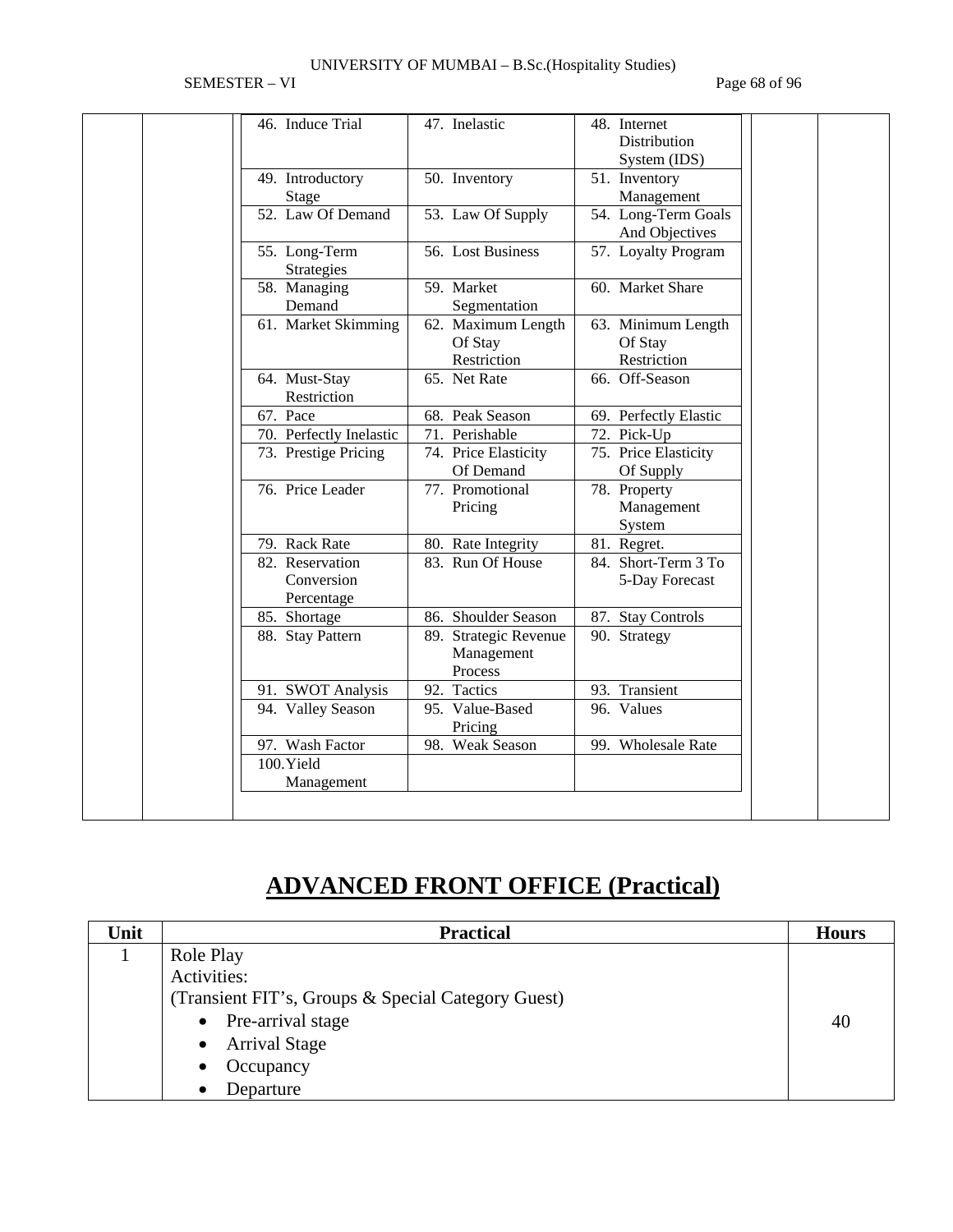| 46. Induce Trial | 47. Inelastic | 48. Internet Distribution System (IDS) |
|---|---|---|
| 49. Introductory Stage | 50. Inventory | 51. Inventory Management |
| 52. Law Of Demand | 53. Law Of Supply | 54. Long-Term Goals And Objectives |
| 55. Long-Term Strategies | 56. Lost Business | 57. Loyalty Program |
| 58. Managing Demand | 59. Market Segmentation | 60. Market Share |
| 61. Market Skimming | 62. Maximum Length Of Stay Restriction | 63. Minimum Length Of Stay Restriction |
| 64. Must-Stay Restriction | 65. Net Rate | 66. Off-Season |
| 67. Pace | 68. Peak Season | 69. Perfectly Elastic |
| 70. Perfectly Inelastic | 71. Perishable | 72. Pick-Up |
| 73. Prestige Pricing | 74. Price Elasticity Of Demand | 75. Price Elasticity Of Supply |
| 76. Price Leader | 77. Promotional Pricing | 78. Property Management System |
| 79. Rack Rate | 80. Rate Integrity | 81. Regret. |
| 82. Reservation Conversion Percentage | 83. Run Of House | 84. Short-Term 3 To 5-Day Forecast |
| 85. Shortage | 86. Shoulder Season | 87. Stay Controls |
| 88. Stay Pattern | 89. Strategic Revenue Management Process | 90. Strategy |
| 91. SWOT Analysis | 92. Tactics | 93. Transient |
| 94. Valley Season | 95. Value-Based Pricing | 96. Values |
| 97. Wash Factor | 98. Weak Season | 99. Wholesale Rate |
| 100. Yield Management | | |

# ADVANCED FRONT OFFICE (Practical)

| Unit | Practical | Hours |
|---|---|---|
| 1 | Role Play<br>Activities:<br>(Transient FIT's, Groups & Special Category Guest)<br>• Pre-arrival stage<br>• Arrival Stage<br>• Occupancy<br>• Departure | 40 |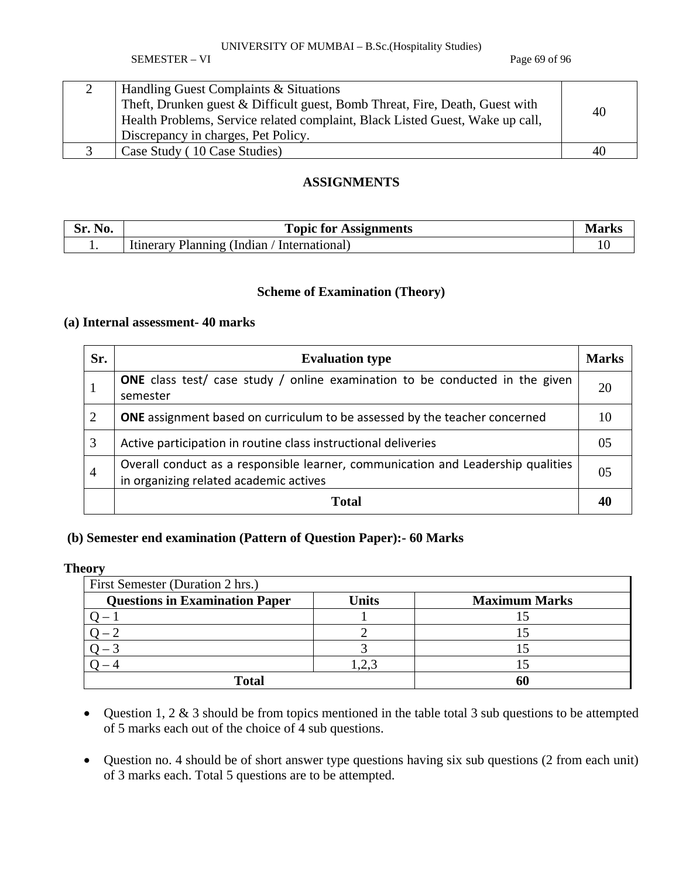| 2 | Handling Guest Complaints & Situations<br>Theft, Drunken guest & Difficult guest, Bomb Threat, Fire, Death, Guest with Health Problems, Service related complaint, Black Listed Guest, Wake up call, Discrepancy in charges, Pet Policy. | 40 |
|---|---|---|
| 3 | Case Study ( 10 Case Studies) | 40 |

## ASSIGNMENTS

| Sr. No. | Topic for Assignments | Marks |
|---|---|---|
| 1. | Itinerary Planning (Indian / International) | 10 |

### Scheme of Examination (Theory)

**(a) Internal assessment- 40 marks**

| Sr. | Evaluation type | Marks |
|---|---|---|
| 1 | **ONE** class test/ case study / online examination to be conducted in the given semester | 20 |
| 2 | **ONE** assignment based on curriculum to be assessed by the teacher concerned | 10 |
| 3 | Active participation in routine class instructional deliveries | 05 |
| 4 | Overall conduct as a responsible learner, communication and Leadership qualities in organizing related academic actives | 05 |
| | **Total** | **40** |

**(b) Semester end examination (Pattern of Question Paper):- 60 Marks**

**Theory**

| First Semester (Duration 2 hrs.) | | |
|---|---|---|
| **Questions in Examination Paper** | **Units** | **Maximum Marks** |
| Q – 1 | 1 | 15 |
| Q – 2 | 2 | 15 |
| Q – 3 | 3 | 15 |
| Q – 4 | 1,2,3 | 15 |
| **Total** | | **60** |

- Question 1, 2 & 3 should be from topics mentioned in the table total 3 sub questions to be attempted of 5 marks each out of the choice of 4 sub questions.

- Question no. 4 should be of short answer type questions having six sub questions (2 from each unit) of 3 marks each. Total 5 questions are to be attempted.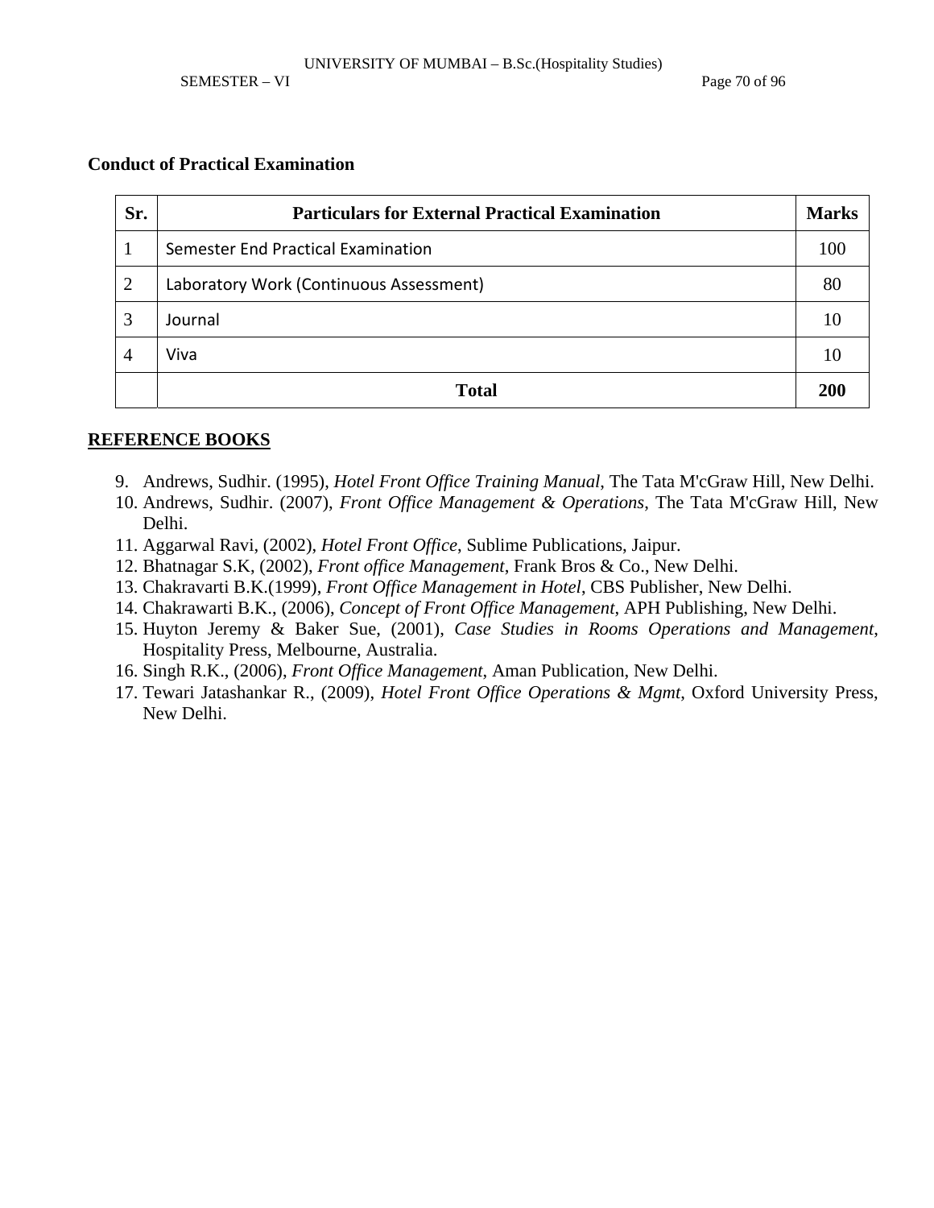**Conduct of Practical Examination**

| Sr. | Particulars for External Practical Examination | Marks |
|---|---|---|
| 1 | Semester End Practical Examination | 100 |
| 2 | Laboratory Work (Continuous Assessment) | 80 |
| 3 | Journal | 10 |
| 4 | Viva | 10 |
| | **Total** | **200** |

**REFERENCE BOOKS**

9. Andrews, Sudhir. (1995), *Hotel Front Office Training Manual*, The Tata M'cGraw Hill, New Delhi.
10. Andrews, Sudhir. (2007), *Front Office Management & Operations*, The Tata M'cGraw Hill, New Delhi.
11. Aggarwal Ravi, (2002), *Hotel Front Office*, Sublime Publications, Jaipur.
12. Bhatnagar S.K, (2002), *Front office Management*, Frank Bros & Co., New Delhi.
13. Chakravarti B.K.(1999), *Front Office Management in Hotel*, CBS Publisher, New Delhi.
14. Chakrawarti B.K., (2006), *Concept of Front Office Management*, APH Publishing, New Delhi.
15. Huyton Jeremy & Baker Sue, (2001), *Case Studies in Rooms Operations and Management*, Hospitality Press, Melbourne, Australia.
16. Singh R.K., (2006), *Front Office Management*, Aman Publication, New Delhi.
17. Tewari Jatashankar R., (2009), *Hotel Front Office Operations & Mgmt*, Oxford University Press, New Delhi.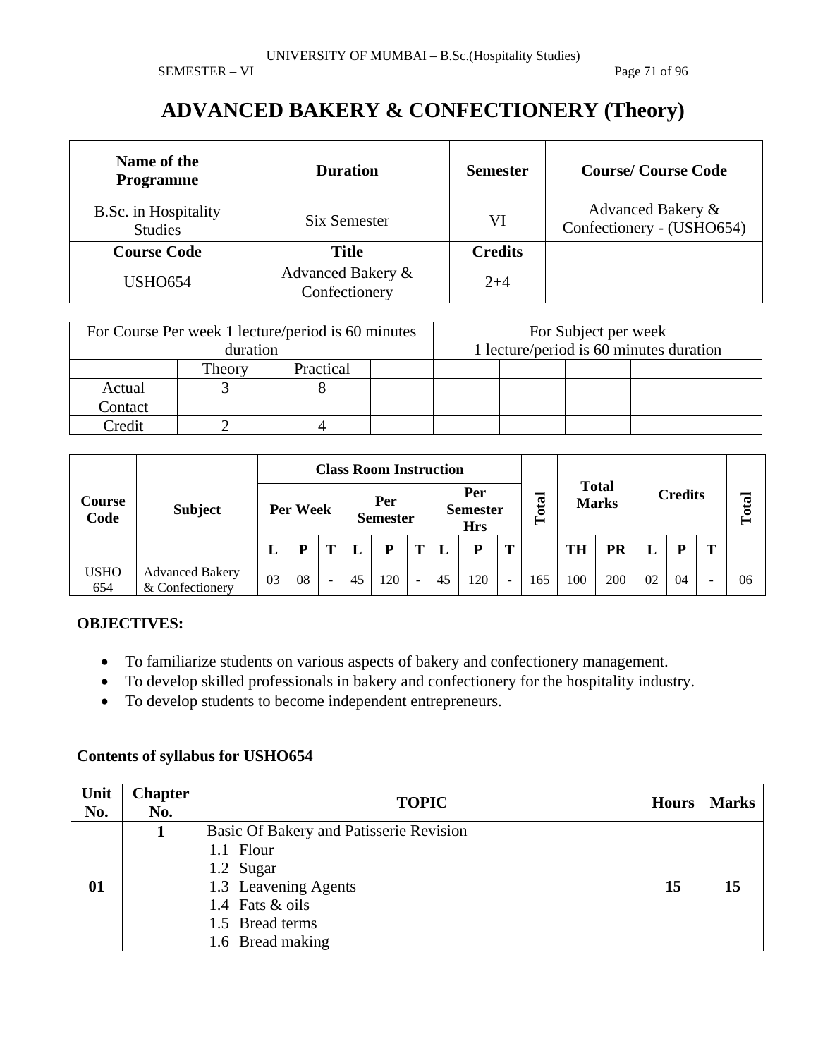# ADVANCED BAKERY & CONFECTIONERY (Theory)

| Name of the Programme | Duration | Semester | Course/ Course Code |
|---|---|---|---|
| B.Sc. in Hospitality Studies | Six Semester | VI | Advanced Bakery & Confectionery - (USHO654) |
| **Course Code** | **Title** | **Credits** | |
| USHO654 | Advanced Bakery & Confectionery | 2+4 | |

| For Course Per week 1 lecture/period is 60 minutes duration | | | | For Subject per week 1 lecture/period is 60 minutes duration | | | |
|---|---|---|---|---|---|---|---|
| | Theory | Practical | | | | | |
| Actual Contact | 3 | 8 | | | | | |
| Credit | 2 | 4 | | | | | |

| Course Code | Subject | Class Room Instruction | | | | | | | | | Total | Total Marks | | Credits | | | Total |
|---|---|---|---|---|---|---|---|---|---|---|---|---|---|---|---|---|---|
| | | Per Week | | | Per Semester | | | Per Semester Hrs | | | | | | | | | |
| | | L | P | T | L | P | T | L | P | T | | TH | PR | L | P | T | |
| USHO 654 | Advanced Bakery & Confectionery | 03 | 08 | - | 45 | 120 | - | 45 | 120 | - | 165 | 100 | 200 | 02 | 04 | - | 06 |

**OBJECTIVES:**

- To familiarize students on various aspects of bakery and confectionery management.
- To develop skilled professionals in bakery and confectionery for the hospitality industry.
- To develop students to become independent entrepreneurs.

**Contents of syllabus for USHO654**

| Unit No. | Chapter No. | TOPIC | Hours | Marks |
|---|---|---|---|---|
| **01** | **1** | Basic Of Bakery and Patisserie Revision<br>1.1 Flour<br>1.2 Sugar<br>1.3 Leavening Agents<br>1.4 Fats & oils<br>1.5 Bread terms<br>1.6 Bread making | **15** | **15** |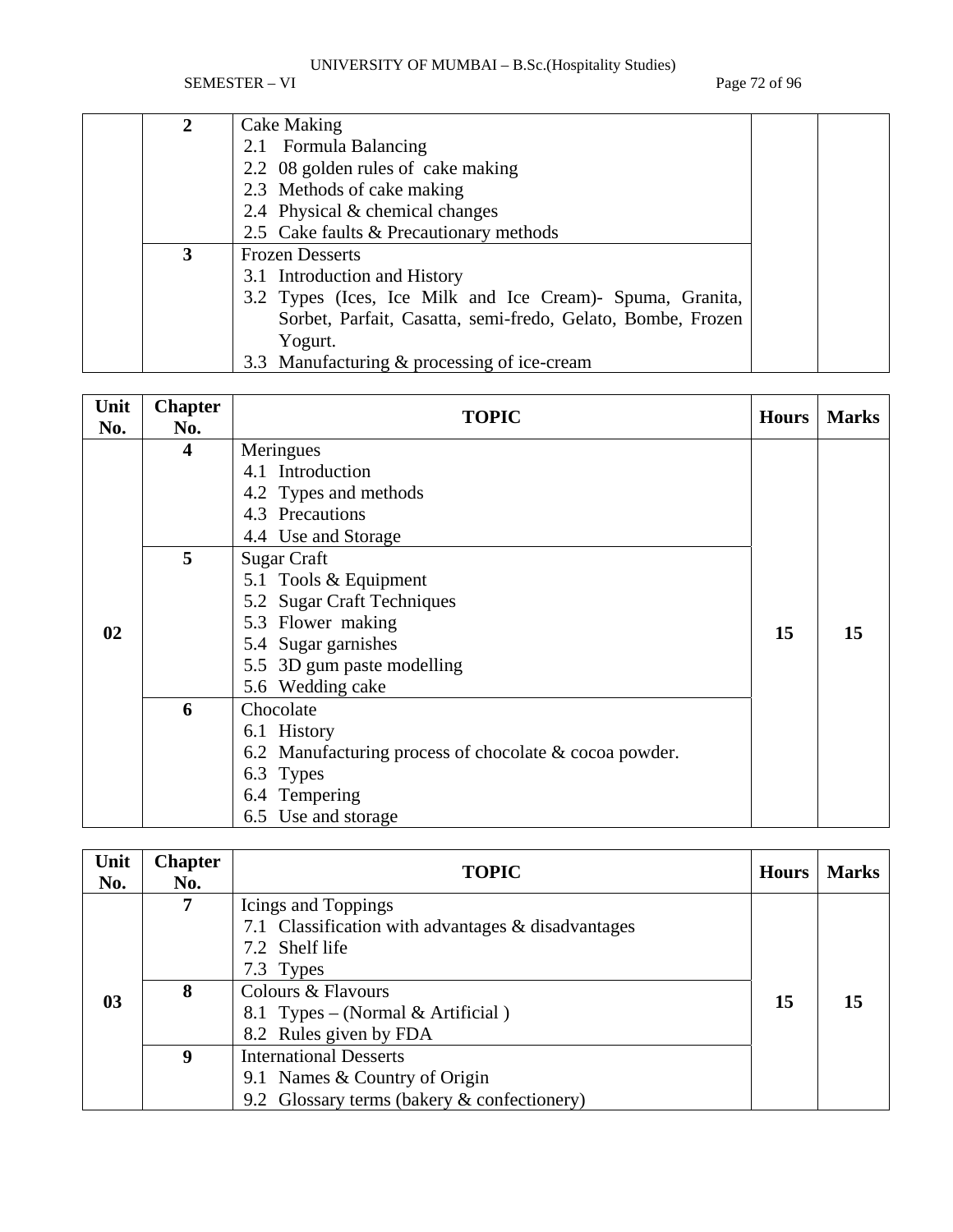| Unit No. | Chapter No. | TOPIC | Hours | Marks |
|---|---|---|---|---|
| | 2 | Cake Making<br>2.1 Formula Balancing<br>2.2 08 golden rules of cake making<br>2.3 Methods of cake making<br>2.4 Physical & chemical changes<br>2.5 Cake faults & Precautionary methods | | |
| | 3 | Frozen Desserts<br>3.1 Introduction and History<br>3.2 Types (Ices, Ice Milk and Ice Cream)- Spuma, Granita, Sorbet, Parfait, Casatta, semi-fredo, Gelato, Bombe, Frozen Yogurt.<br>3.3 Manufacturing & processing of ice-cream | | |

| Unit No. | Chapter No. | TOPIC | Hours | Marks |
|---|---|---|---|---|
| 02 | 4 | Meringues<br>4.1 Introduction<br>4.2 Types and methods<br>4.3 Precautions<br>4.4 Use and Storage | 15 | 15 |
| | 5 | Sugar Craft<br>5.1 Tools & Equipment<br>5.2 Sugar Craft Techniques<br>5.3 Flower making<br>5.4 Sugar garnishes<br>5.5 3D gum paste modelling<br>5.6 Wedding cake | | |
| | 6 | Chocolate<br>6.1 History<br>6.2 Manufacturing process of chocolate & cocoa powder.<br>6.3 Types<br>6.4 Tempering<br>6.5 Use and storage | | |

| Unit No. | Chapter No. | TOPIC | Hours | Marks |
|---|---|---|---|---|
| 03 | 7 | Icings and Toppings<br>7.1 Classification with advantages & disadvantages<br>7.2 Shelf life<br>7.3 Types | 15 | 15 |
| | 8 | Colours & Flavours<br>8.1 Types – (Normal & Artificial )<br>8.2 Rules given by FDA | | |
| | 9 | International Desserts<br>9.1 Names & Country of Origin<br>9.2 Glossary terms (bakery & confectionery) | | |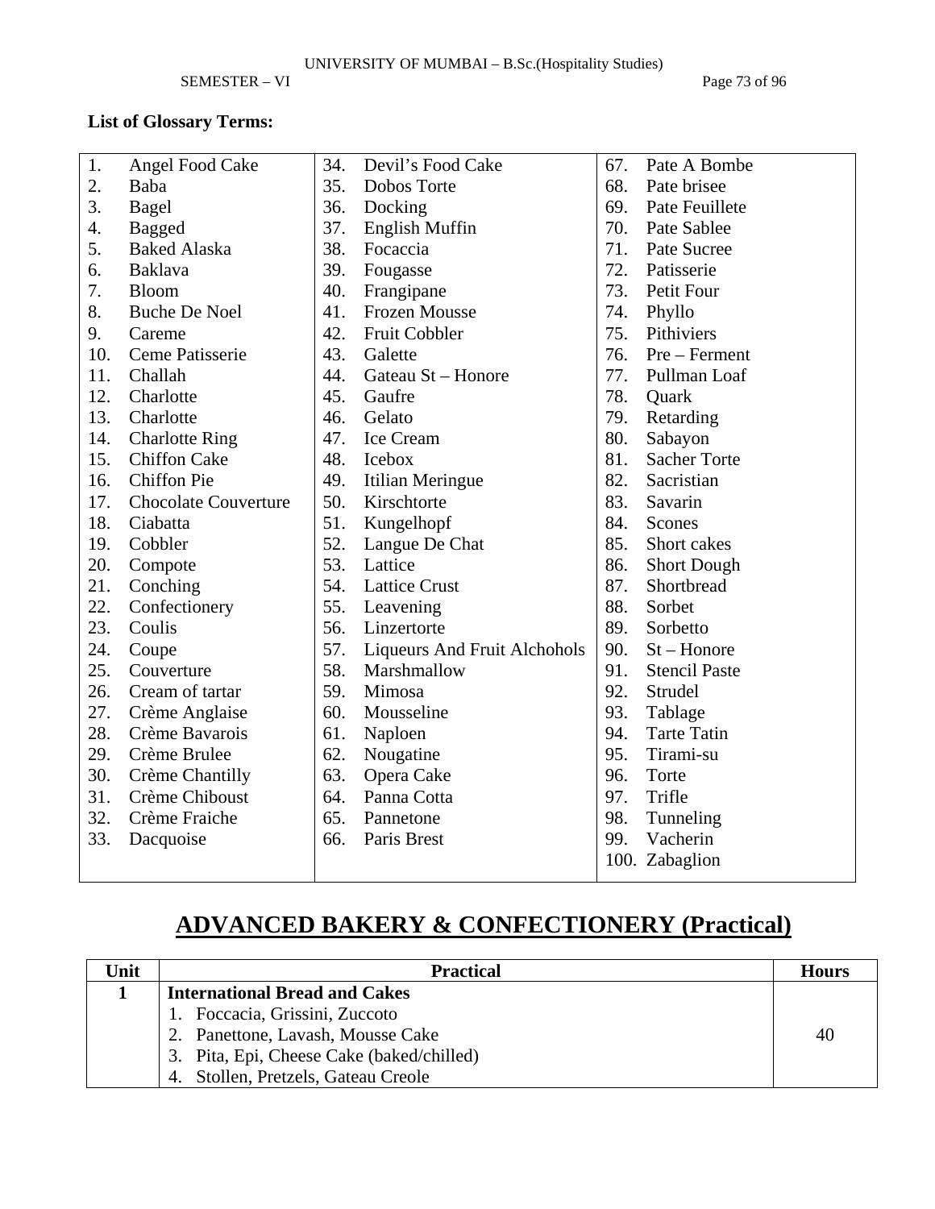**List of Glossary Terms:**

| | | |
|---|---|---|
| 1. Angel Food Cake | 34. Devil's Food Cake | 67. Pate A Bombe |
| 2. Baba | 35. Dobos Torte | 68. Pate brisee |
| 3. Bagel | 36. Docking | 69. Pate Feuillete |
| 4. Bagged | 37. English Muffin | 70. Pate Sablee |
| 5. Baked Alaska | 38. Focaccia | 71. Pate Sucree |
| 6. Baklava | 39. Fougasse | 72. Patisserie |
| 7. Bloom | 40. Frangipane | 73. Petit Four |
| 8. Buche De Noel | 41. Frozen Mousse | 74. Phyllo |
| 9. Careme | 42. Fruit Cobbler | 75. Pithiviers |
| 10. Ceme Patisserie | 43. Galette | 76. Pre – Ferment |
| 11. Challah | 44. Gateau St – Honore | 77. Pullman Loaf |
| 12. Charlotte | 45. Gaufre | 78. Quark |
| 13. Charlotte | 46. Gelato | 79. Retarding |
| 14. Charlotte Ring | 47. Ice Cream | 80. Sabayon |
| 15. Chiffon Cake | 48. Icebox | 81. Sacher Torte |
| 16. Chiffon Pie | 49. Itilian Meringue | 82. Sacristian |
| 17. Chocolate Couverture | 50. Kirschtorte | 83. Savarin |
| 18. Ciabatta | 51. Kungelhopf | 84. Scones |
| 19. Cobbler | 52. Langue De Chat | 85. Short cakes |
| 20. Compote | 53. Lattice | 86. Short Dough |
| 21. Conching | 54. Lattice Crust | 87. Shortbread |
| 22. Confectionery | 55. Leavening | 88. Sorbet |
| 23. Coulis | 56. Linzertorte | 89. Sorbetto |
| 24. Coupe | 57. Liqueurs And Fruit Alchohols | 90. St – Honore |
| 25. Couverture | 58. Marshmallow | 91. Stencil Paste |
| 26. Cream of tartar | 59. Mimosa | 92. Strudel |
| 27. Crème Anglaise | 60. Mousseline | 93. Tablage |
| 28. Crème Bavarois | 61. Naploen | 94. Tarte Tatin |
| 29. Crème Brulee | 62. Nougatine | 95. Tirami-su |
| 30. Crème Chantilly | 63. Opera Cake | 96. Torte |
| 31. Crème Chiboust | 64. Panna Cotta | 97. Trifle |
| 32. Crème Fraiche | 65. Pannetone | 98. Tunneling |
| 33. Dacquoise | 66. Paris Brest | 99. Vacherin |
| | | 100. Zabaglion |

# ADVANCED BAKERY & CONFECTIONERY (Practical)

| Unit | Practical | Hours |
|---|---|---|
| 1 | **International Bread and Cakes**<br>1. Foccacia, Grissini, Zuccoto<br>2. Panettone, Lavash, Mousse Cake<br>3. Pita, Epi, Cheese Cake (baked/chilled)<br>4. Stollen, Pretzels, Gateau Creole | 40 |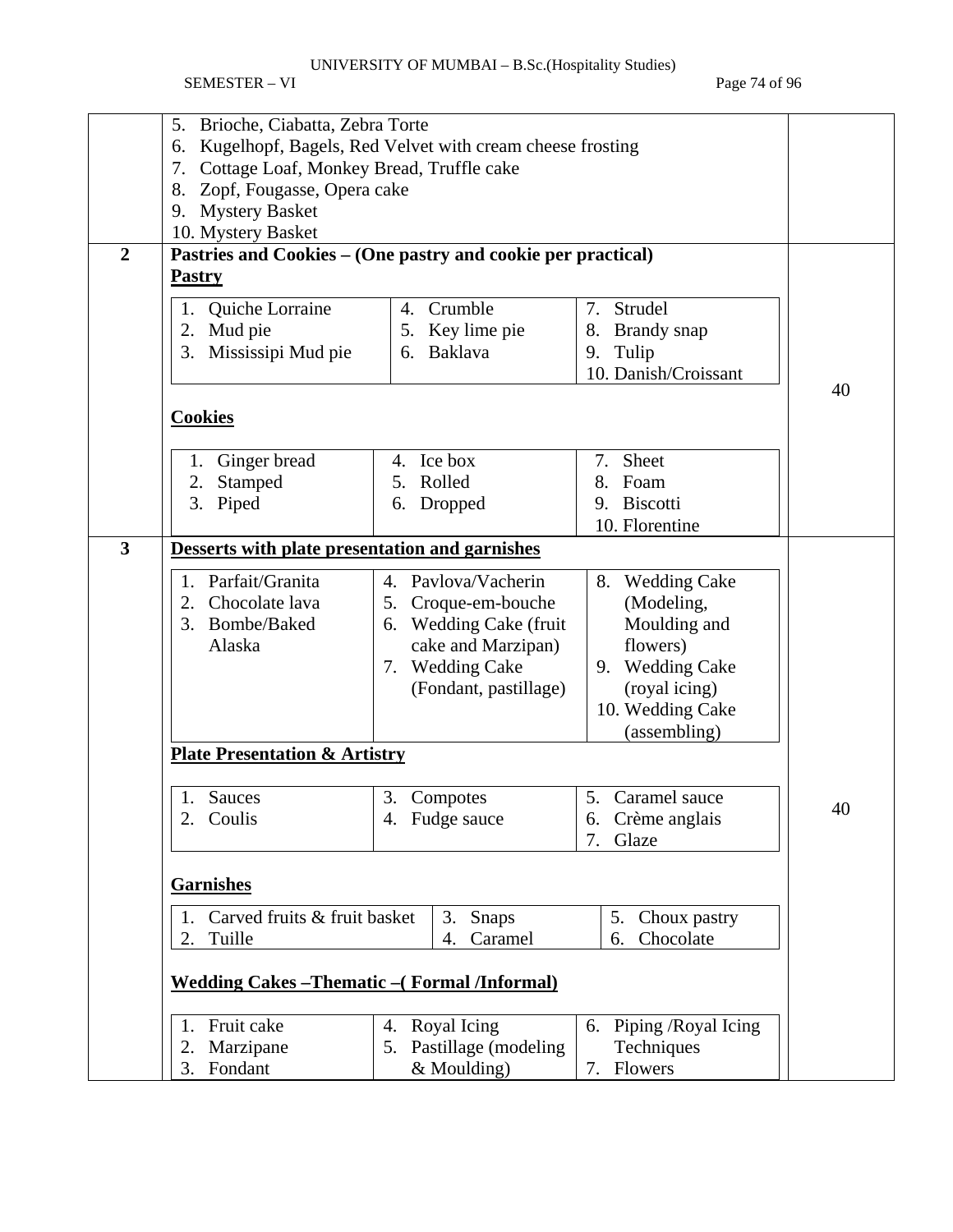| | | |
|---|---|---|
| | 5. Brioche, Ciabatta, Zebra Torte<br>6. Kugelhopf, Bagels, Red Velvet with cream cheese frosting<br>7. Cottage Loaf, Monkey Bread, Truffle cake<br>8. Zopf, Fougasse, Opera cake<br>9. Mystery Basket<br>10. Mystery Basket | |
| **2** | **Pastries and Cookies – (One pastry and cookie per practical)**<br>**Pastry**<br>1. Quiche Lorraine<br>2. Mud pie<br>3. Mississipi Mud pie<br>4. Crumble<br>5. Key lime pie<br>6. Baklava<br>7. Strudel<br>8. Brandy snap<br>9. Tulip<br>10. Danish/Croissant<br>**Cookies**<br>1. Ginger bread<br>2. Stamped<br>3. Piped<br>4. Ice box<br>5. Rolled<br>6. Dropped<br>7. Sheet<br>8. Foam<br>9. Biscotti<br>10. Florentine | 40 |
| **3** | **Desserts with plate presentation and garnishes**<br>1. Parfait/Granita<br>2. Chocolate lava<br>3. Bombe/Baked Alaska<br>4. Pavlova/Vacherin<br>5. Croque-em-bouche<br>6. Wedding Cake (fruit cake and Marzipan)<br>7. Wedding Cake (Fondant, pastillage)<br>8. Wedding Cake (Modeling, Moulding and flowers)<br>9. Wedding Cake (royal icing)<br>10. Wedding Cake (assembling)<br>**Plate Presentation & Artistry**<br>1. Sauces<br>2. Coulis<br>3. Compotes<br>4. Fudge sauce<br>5. Caramel sauce<br>6. Crème anglais<br>7. Glaze<br>**Garnishes**<br>1. Carved fruits & fruit basket<br>2. Tuille<br>3. Snaps<br>4. Caramel<br>5. Choux pastry<br>6. Chocolate<br>**Wedding Cakes –Thematic –( Formal /Informal)**<br>1. Fruit cake<br>2. Marzipane<br>3. Fondant<br>4. Royal Icing<br>5. Pastillage (modeling & Moulding)<br>6. Piping /Royal Icing Techniques<br>7. Flowers | 40 |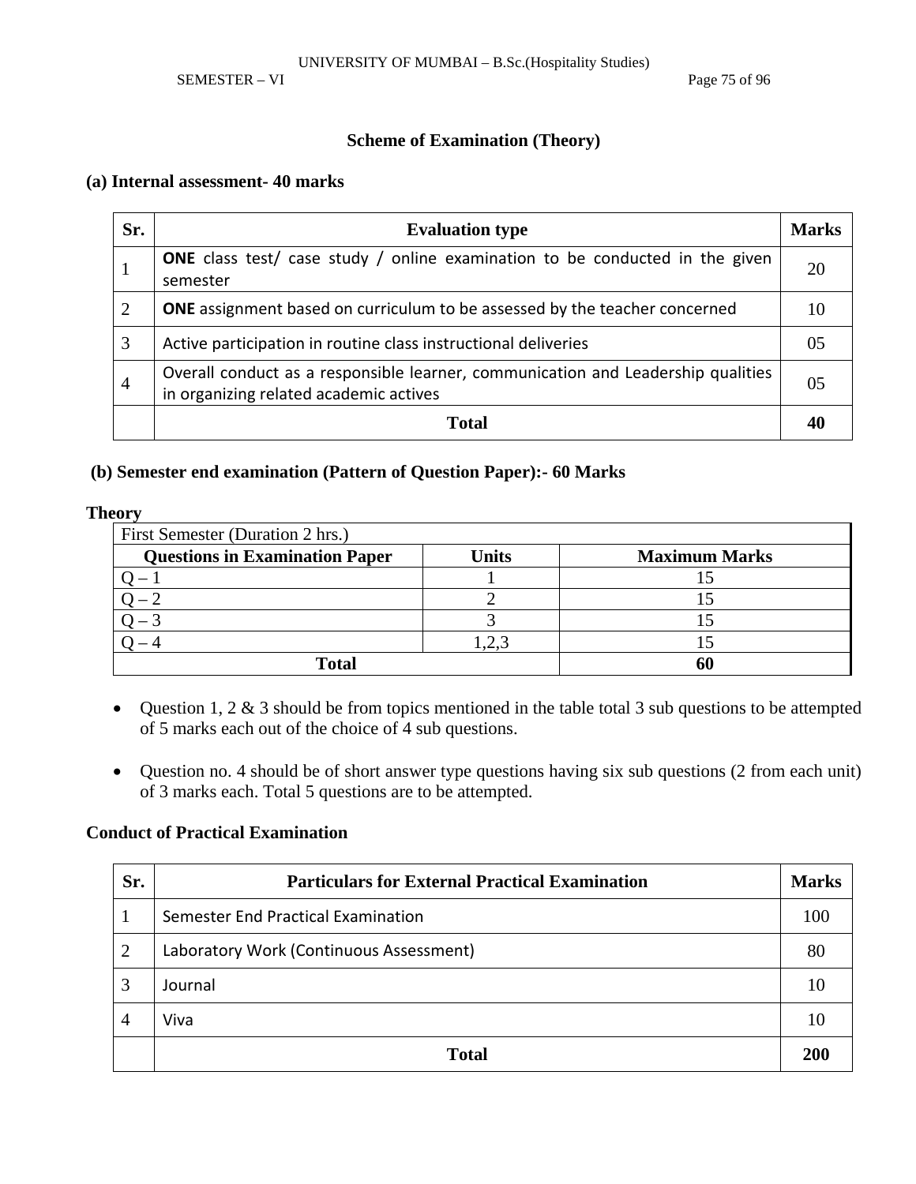## Scheme of Examination (Theory)

### (a) Internal assessment- 40 marks

| Sr. | Evaluation type | Marks |
|---|---|---|
| 1 | **ONE** class test/ case study / online examination to be conducted in the given semester | 20 |
| 2 | **ONE** assignment based on curriculum to be assessed by the teacher concerned | 10 |
| 3 | Active participation in routine class instructional deliveries | 05 |
| 4 | Overall conduct as a responsible learner, communication and Leadership qualities in organizing related academic actives | 05 |
| | **Total** | **40** |

### (b) Semester end examination (Pattern of Question Paper):- 60 Marks

**Theory**

| First Semester (Duration 2 hrs.) | | |
|---|---|---|
| **Questions in Examination Paper** | **Units** | **Maximum Marks** |
| Q – 1 | 1 | 15 |
| Q – 2 | 2 | 15 |
| Q – 3 | 3 | 15 |
| Q – 4 | 1,2,3 | 15 |
| **Total** | | **60** |

- Question 1, 2 & 3 should be from topics mentioned in the table total 3 sub questions to be attempted of 5 marks each out of the choice of 4 sub questions.
- Question no. 4 should be of short answer type questions having six sub questions (2 from each unit) of 3 marks each. Total 5 questions are to be attempted.

### Conduct of Practical Examination

| Sr. | Particulars for External Practical Examination | Marks |
|---|---|---|
| 1 | Semester End Practical Examination | 100 |
| 2 | Laboratory Work (Continuous Assessment) | 80 |
| 3 | Journal | 10 |
| 4 | Viva | 10 |
| | **Total** | **200** |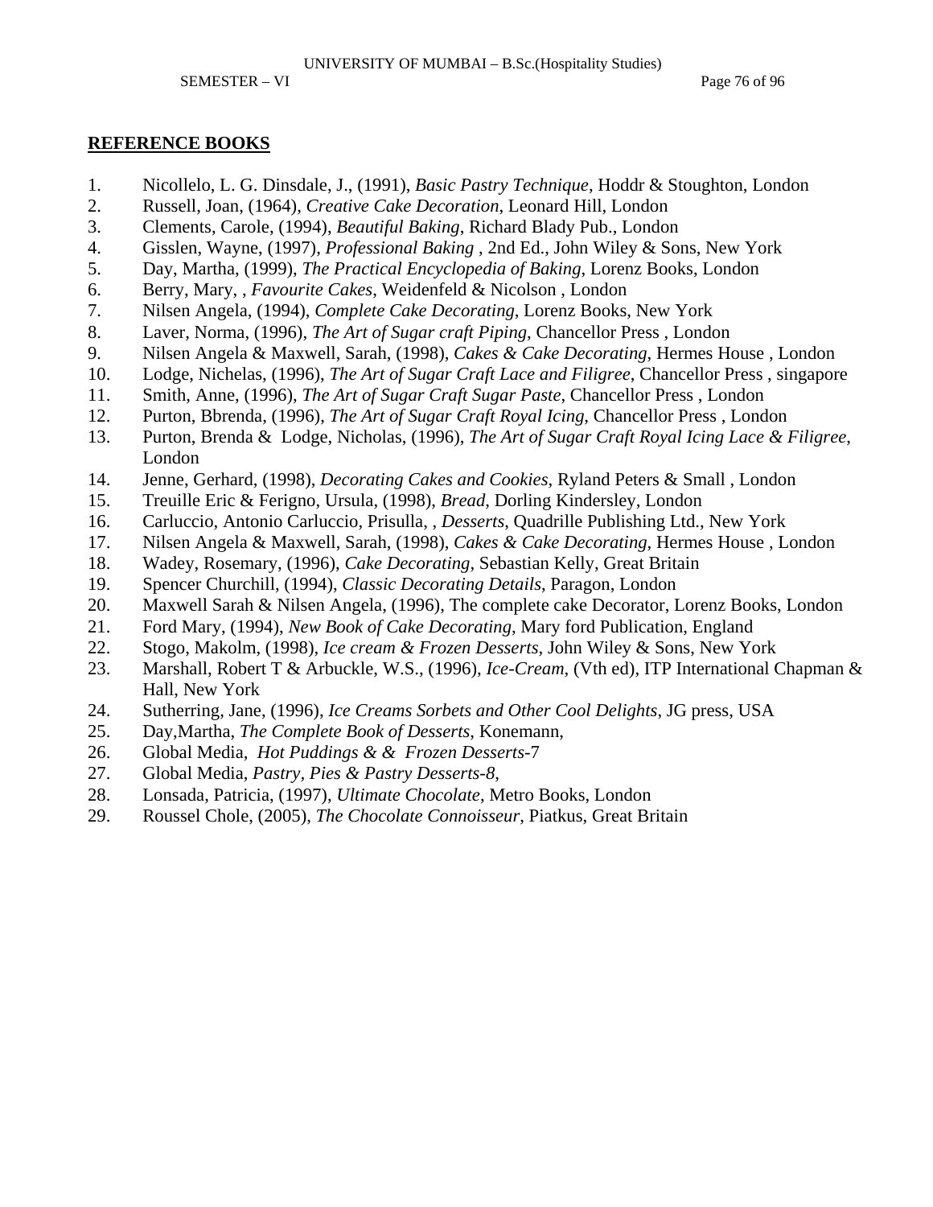## REFERENCE BOOKS

1. Nicollelo, L. G. Dinsdale, J., (1991), *Basic Pastry Technique*, Hoddr & Stoughton, London
2. Russell, Joan, (1964), *Creative Cake Decoration*, Leonard Hill, London
3. Clements, Carole, (1994), *Beautiful Baking*, Richard Blady Pub., London
4. Gisslen, Wayne, (1997), *Professional Baking* , 2nd Ed., John Wiley & Sons, New York
5. Day, Martha, (1999), *The Practical Encyclopedia of Baking*, Lorenz Books, London
6. Berry, Mary, , *Favourite Cakes*, Weidenfeld & Nicolson , London
7. Nilsen Angela, (1994), *Complete Cake Decorating*, Lorenz Books, New York
8. Laver, Norma, (1996), *The Art of Sugar craft Piping*, Chancellor Press , London
9. Nilsen Angela & Maxwell, Sarah, (1998), *Cakes & Cake Decorating*, Hermes House , London
10. Lodge, Nichelas, (1996), *The Art of Sugar Craft Lace and Filigree*, Chancellor Press , singapore
11. Smith, Anne, (1996), *The Art of Sugar Craft Sugar Paste*, Chancellor Press , London
12. Purton, Bbrenda, (1996), *The Art of Sugar Craft Royal Icing*, Chancellor Press , London
13. Purton, Brenda & Lodge, Nicholas, (1996), *The Art of Sugar Craft Royal Icing Lace & Filigree*, London
14. Jenne, Gerhard, (1998), *Decorating Cakes and Cookies*, Ryland Peters & Small , London
15. Treuille Eric & Ferigno, Ursula, (1998), *Bread*, Dorling Kindersley, London
16. Carluccio, Antonio Carluccio, Prisulla, , *Desserts*, Quadrille Publishing Ltd., New York
17. Nilsen Angela & Maxwell, Sarah, (1998), *Cakes & Cake Decorating*, Hermes House , London
18. Wadey, Rosemary, (1996), *Cake Decorating*, Sebastian Kelly, Great Britain
19. Spencer Churchill, (1994), *Classic Decorating Details*, Paragon, London
20. Maxwell Sarah & Nilsen Angela, (1996), The complete cake Decorator, Lorenz Books, London
21. Ford Mary, (1994), *New Book of Cake Decorating*, Mary ford Publication, England
22. Stogo, Makolm, (1998), *Ice cream & Frozen Desserts*, John Wiley & Sons, New York
23. Marshall, Robert T & Arbuckle, W.S., (1996), *Ice-Cream*, (Vth ed), ITP International Chapman & Hall, New York
24. Sutherring, Jane, (1996), *Ice Creams Sorbets and Other Cool Delights*, JG press, USA
25. Day,Martha, *The Complete Book of Desserts*, Konemann,
26. Global Media, *Hot Puddings & & Frozen Desserts*-7
27. Global Media, *Pastry, Pies & Pastry Desserts-8*,
28. Lonsada, Patricia, (1997), *Ultimate Chocolate*, Metro Books, London
29. Roussel Chole, (2005), *The Chocolate Connoisseur*, Piatkus, Great Britain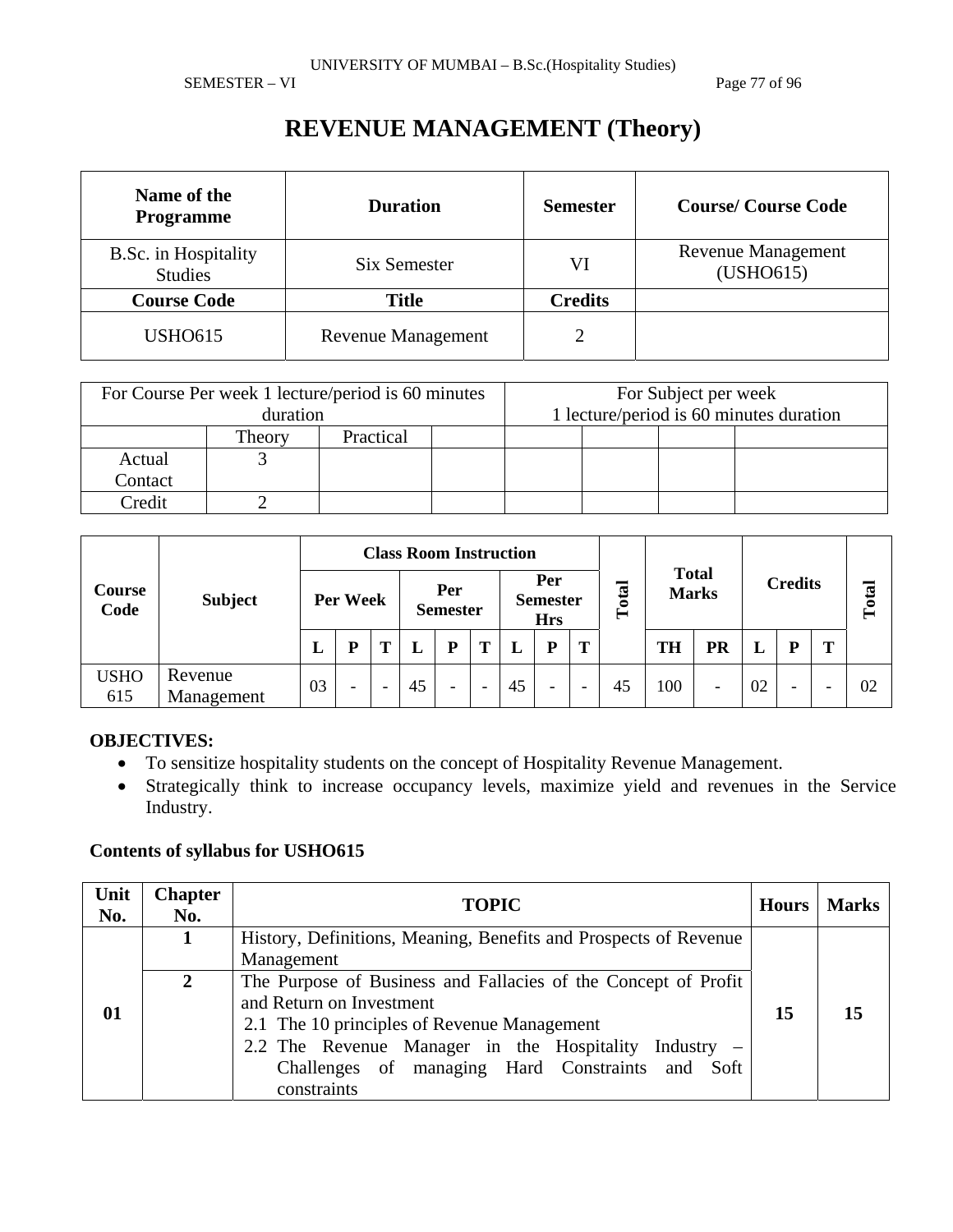# REVENUE MANAGEMENT (Theory)

| Name of the Programme | Duration | Semester | Course/ Course Code |
|---|---|---|---|
| B.Sc. in Hospitality Studies | Six Semester | VI | Revenue Management (USHO615) |
| **Course Code** | **Title** | **Credits** | |
| USHO615 | Revenue Management | 2 | |

| For Course Per week 1 lecture/period is 60 minutes duration | | | | For Subject per week 1 lecture/period is 60 minutes duration | | | |
|---|---|---|---|---|---|---|---|
| | Theory | Practical | | | | | |
| Actual Contact | 3 | | | | | | |
| Credit | 2 | | | | | | |

| Course Code | Subject | Class Room Instruction | | | | | | | | | Total | Total Marks | | Credits | | | Total |
|---|---|---|---|---|---|---|---|---|---|---|---|---|---|---|---|---|---|
| | | Per Week | | | Per Semester | | | Per Semester Hrs | | | | | | | | | |
| | | L | P | T | L | P | T | L | P | T | | TH | PR | L | P | T | |
| USHO 615 | Revenue Management | 03 | - | - | 45 | - | - | 45 | - | - | 45 | 100 | - | 02 | - | - | 02 |

**OBJECTIVES:**

- To sensitize hospitality students on the concept of Hospitality Revenue Management.
- Strategically think to increase occupancy levels, maximize yield and revenues in the Service Industry.

**Contents of syllabus for USHO615**

| Unit No. | Chapter No. | TOPIC | Hours | Marks |
|---|---|---|---|---|
| 01 | 1 | History, Definitions, Meaning, Benefits and Prospects of Revenue Management | 15 | 15 |
| | 2 | The Purpose of Business and Fallacies of the Concept of Profit and Return on Investment<br>2.1 The 10 principles of Revenue Management<br>2.2 The Revenue Manager in the Hospitality Industry – Challenges of managing Hard Constraints and Soft constraints | | |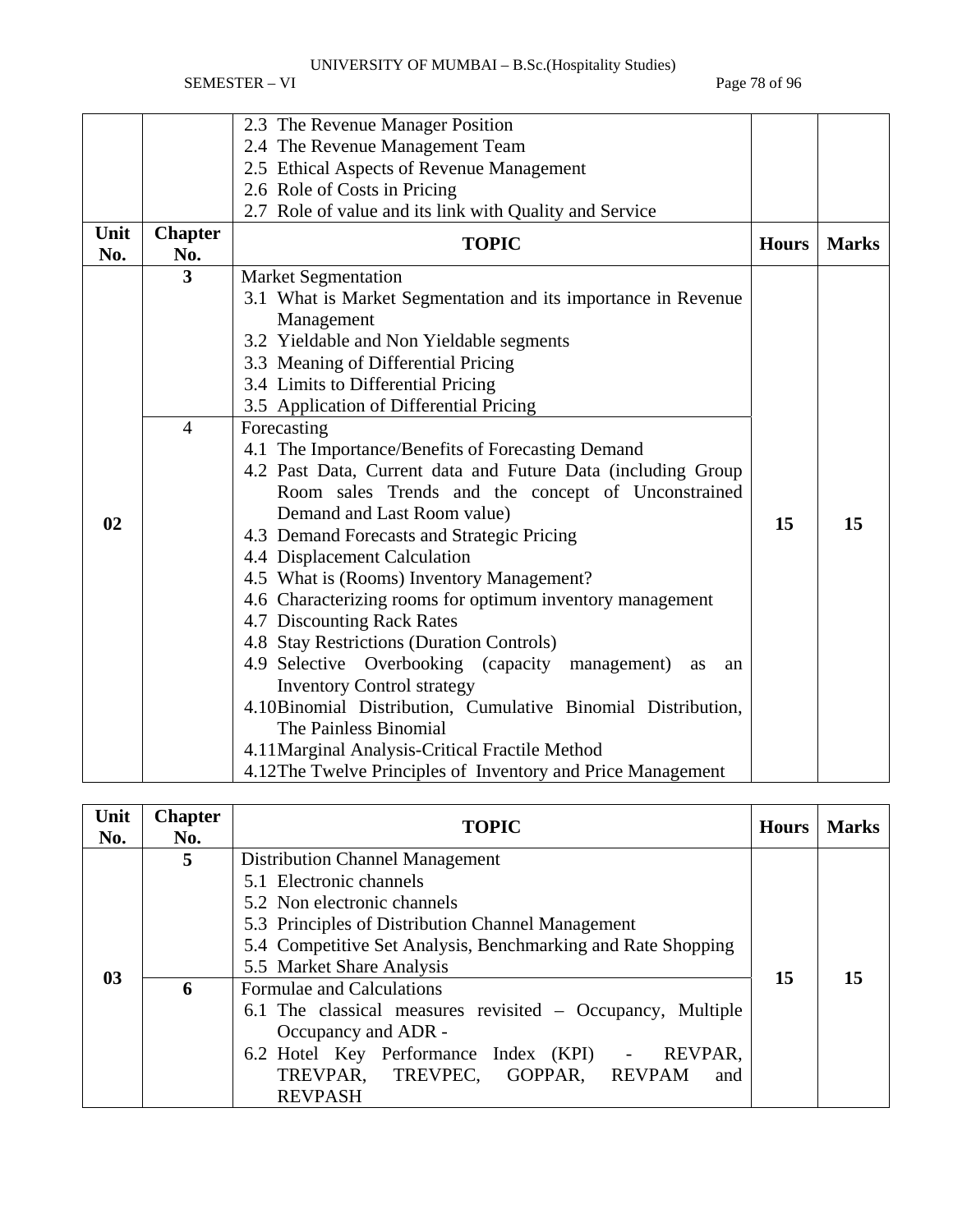| Unit No. | Chapter No. | TOPIC | Hours | Marks |
|---|---|---|---|---|
| | | 2.3 The Revenue Manager Position<br>2.4 The Revenue Management Team<br>2.5 Ethical Aspects of Revenue Management<br>2.6 Role of Costs in Pricing<br>2.7 Role of value and its link with Quality and Service | | |

| Unit No. | Chapter No. | TOPIC | Hours | Marks |
|---|---|---|---|---|
| 02 | **3** | Market Segmentation<br>3.1 What is Market Segmentation and its importance in Revenue Management<br>3.2 Yieldable and Non Yieldable segments<br>3.3 Meaning of Differential Pricing<br>3.4 Limits to Differential Pricing<br>3.5 Application of Differential Pricing | **15** | **15** |
| | 4 | Forecasting<br>4.1 The Importance/Benefits of Forecasting Demand<br>4.2 Past Data, Current data and Future Data (including Group Room sales Trends and the concept of Unconstrained Demand and Last Room value)<br>4.3 Demand Forecasts and Strategic Pricing<br>4.4 Displacement Calculation<br>4.5 What is (Rooms) Inventory Management?<br>4.6 Characterizing rooms for optimum inventory management<br>4.7 Discounting Rack Rates<br>4.8 Stay Restrictions (Duration Controls)<br>4.9 Selective Overbooking (capacity management) as an Inventory Control strategy<br>4.10 Binomial Distribution, Cumulative Binomial Distribution, The Painless Binomial<br>4.11 Marginal Analysis-Critical Fractile Method<br>4.12 The Twelve Principles of Inventory and Price Management | | |

| Unit No. | Chapter No. | TOPIC | Hours | Marks |
|---|---|---|---|---|
| 03 | **5** | Distribution Channel Management<br>5.1 Electronic channels<br>5.2 Non electronic channels<br>5.3 Principles of Distribution Channel Management<br>5.4 Competitive Set Analysis, Benchmarking and Rate Shopping<br>5.5 Market Share Analysis | **15** | **15** |
| | **6** | Formulae and Calculations<br>6.1 The classical measures revisited – Occupancy, Multiple Occupancy and ADR -<br>6.2 Hotel Key Performance Index (KPI) - REVPAR, TREVPAR, TREVPEC, GOPPAR, REVPAM and REVPASH | | |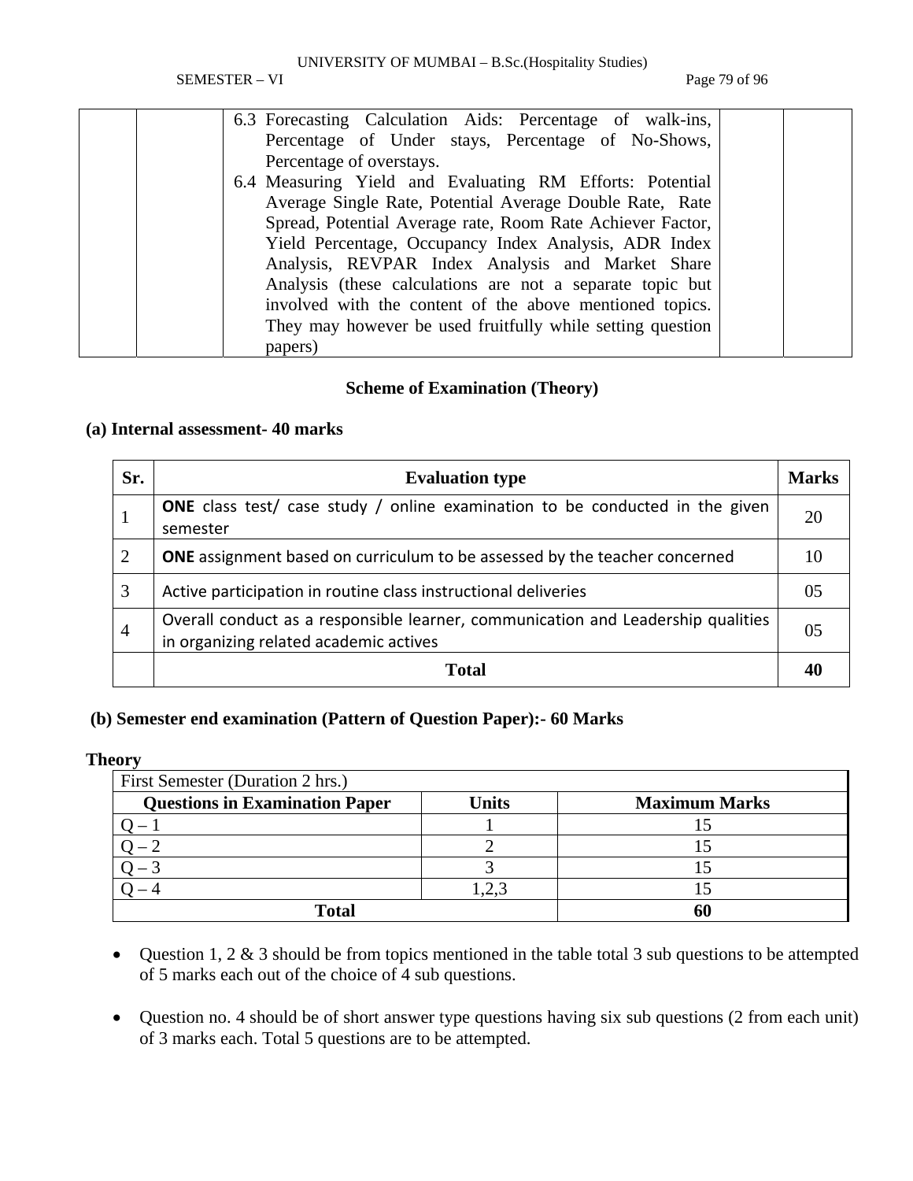| | | 6.3 Forecasting Calculation Aids: Percentage of walk-ins, Percentage of Under stays, Percentage of No-Shows, Percentage of overstays.<br>6.4 Measuring Yield and Evaluating RM Efforts: Potential Average Single Rate, Potential Average Double Rate, Rate Spread, Potential Average rate, Room Rate Achiever Factor, Yield Percentage, Occupancy Index Analysis, ADR Index Analysis, REVPAR Index Analysis and Market Share Analysis (these calculations are not a separate topic but involved with the content of the above mentioned topics. They may however be used fruitfully while setting question papers) | | |
|---|---|---|---|---|

### Scheme of Examination (Theory)

**(a) Internal assessment- 40 marks**

| Sr. | Evaluation type | Marks |
|---|---|---|
| 1 | **ONE** class test/ case study / online examination to be conducted in the given semester | 20 |
| 2 | **ONE** assignment based on curriculum to be assessed by the teacher concerned | 10 |
| 3 | Active participation in routine class instructional deliveries | 05 |
| 4 | Overall conduct as a responsible learner, communication and Leadership qualities in organizing related academic actives | 05 |
| | **Total** | **40** |

**(b) Semester end examination (Pattern of Question Paper):- 60 Marks**

**Theory**

| First Semester (Duration 2 hrs.) | | |
|---|---|---|
| **Questions in Examination Paper** | **Units** | **Maximum Marks** |
| Q – 1 | 1 | 15 |
| Q – 2 | 2 | 15 |
| Q – 3 | 3 | 15 |
| Q – 4 | 1,2,3 | 15 |
| **Total** | | **60** |

- Question 1, 2 & 3 should be from topics mentioned in the table total 3 sub questions to be attempted of 5 marks each out of the choice of 4 sub questions.

- Question no. 4 should be of short answer type questions having six sub questions (2 from each unit) of 3 marks each. Total 5 questions are to be attempted.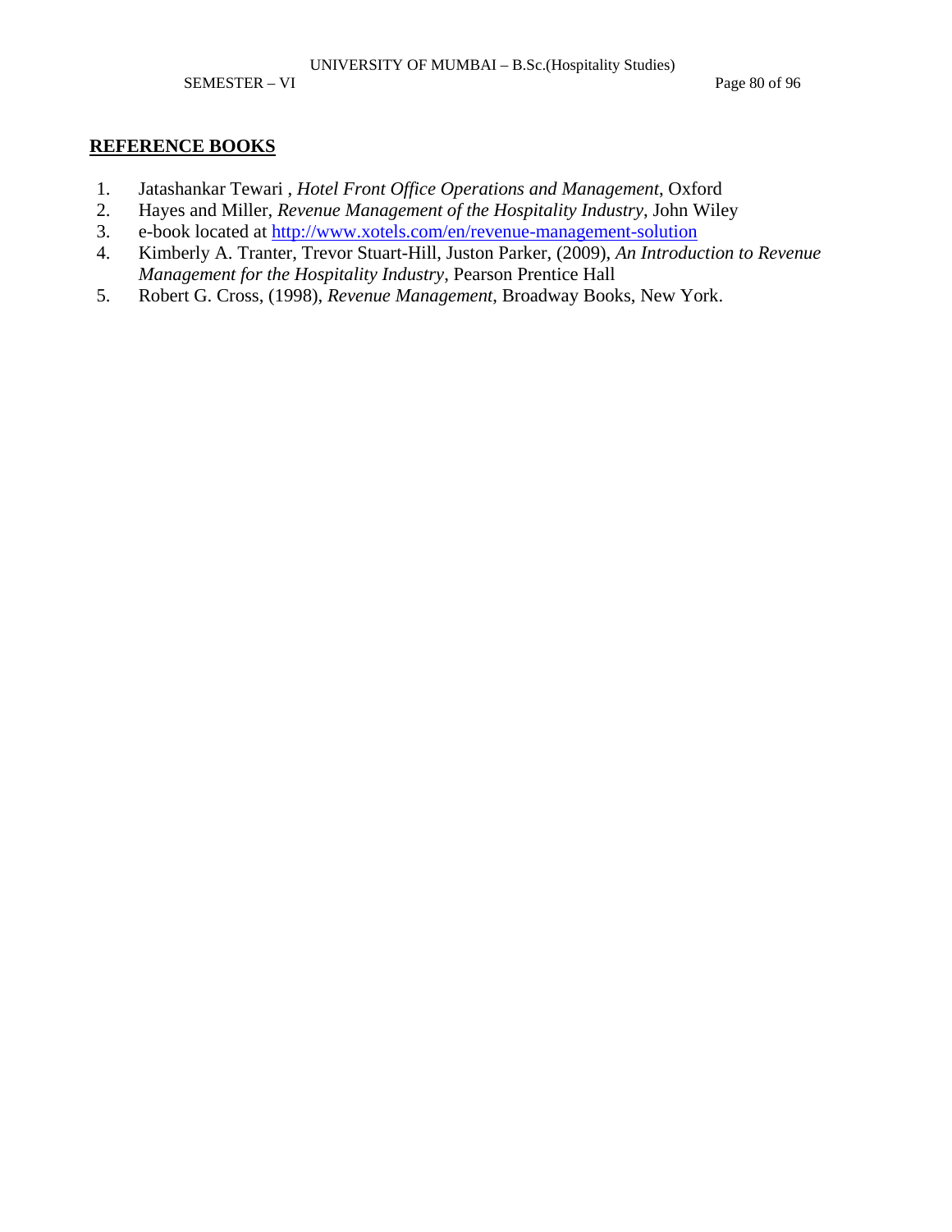## REFERENCE BOOKS

1. Jatashankar Tewari , *Hotel Front Office Operations and Management*, Oxford
2. Hayes and Miller, *Revenue Management of the Hospitality Industry*, John Wiley
3. e-book located at http://www.xotels.com/en/revenue-management-solution
4. Kimberly A. Tranter, Trevor Stuart-Hill, Juston Parker, (2009), *An Introduction to Revenue Management for the Hospitality Industry*, Pearson Prentice Hall
5. Robert G. Cross, (1998), *Revenue Management*, Broadway Books, New York.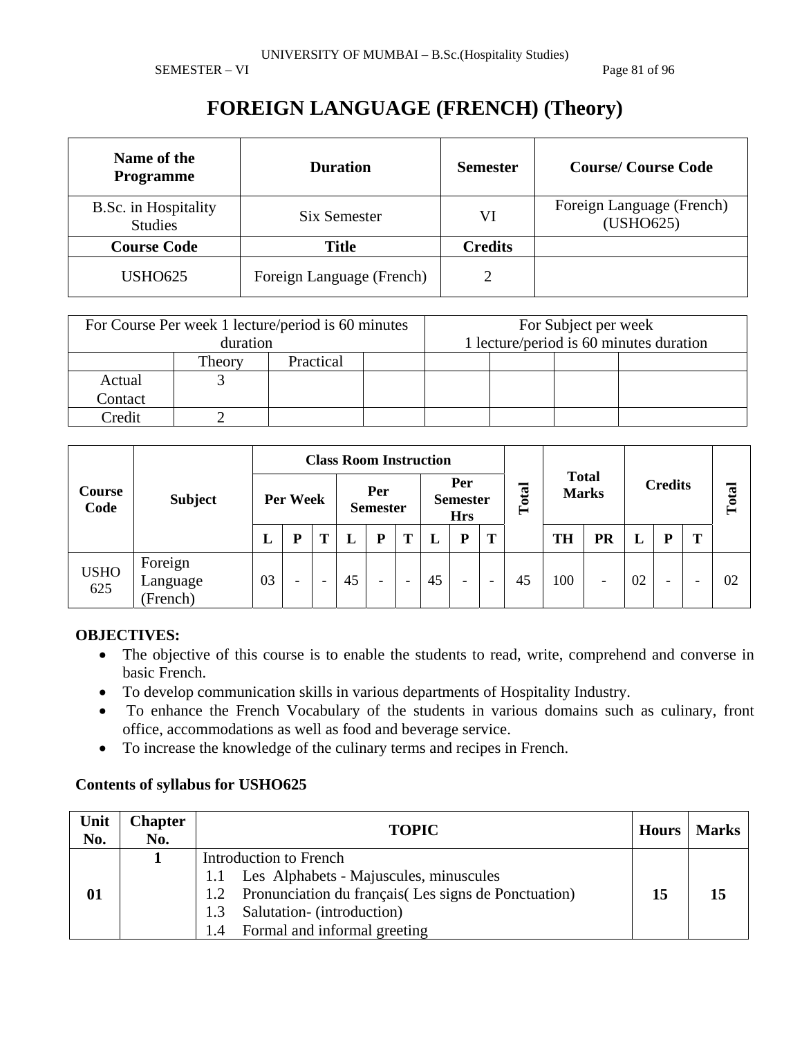# FOREIGN LANGUAGE (FRENCH) (Theory)

| Name of the Programme | Duration | Semester | Course/ Course Code |
|---|---|---|---|
| B.Sc. in Hospitality Studies | Six Semester | VI | Foreign Language (French) (USHO625) |
| **Course Code** | **Title** | **Credits** | |
| USHO625 | Foreign Language (French) | 2 | |

| For Course Per week 1 lecture/period is 60 minutes duration | | | | For Subject per week 1 lecture/period is 60 minutes duration | | | |
|---|---|---|---|---|---|---|---|
| | Theory | Practical | | | | | |
| Actual Contact | 3 | | | | | | |
| Credit | 2 | | | | | | |

| Course Code | Subject | Class Room Instruction | | | | | | | | | Total | Total Marks | | Credits | | | Total |
|---|---|---|---|---|---|---|---|---|---|---|---|---|---|---|---|---|---|
| | | Per Week | | | Per Semester | | | Per Semester Hrs | | | | | | | | | |
| | | L | P | T | L | P | T | L | P | T | | TH | PR | L | P | T | |
| USHO 625 | Foreign Language (French) | 03 | - | - | 45 | - | - | 45 | - | - | 45 | 100 | - | 02 | - | - | 02 |

**OBJECTIVES:**

- The objective of this course is to enable the students to read, write, comprehend and converse in basic French.
- To develop communication skills in various departments of Hospitality Industry.
- To enhance the French Vocabulary of the students in various domains such as culinary, front office, accommodations as well as food and beverage service.
- To increase the knowledge of the culinary terms and recipes in French.

**Contents of syllabus for USHO625**

| Unit No. | Chapter No. | TOPIC | Hours | Marks |
|---|---|---|---|---|
| **01** | **1** | Introduction to French<br>1.1 Les Alphabets - Majuscules, minuscules<br>1.2 Pronunciation du français( Les signs de Ponctuation)<br>1.3 Salutation- (introduction)<br>1.4 Formal and informal greeting | **15** | **15** |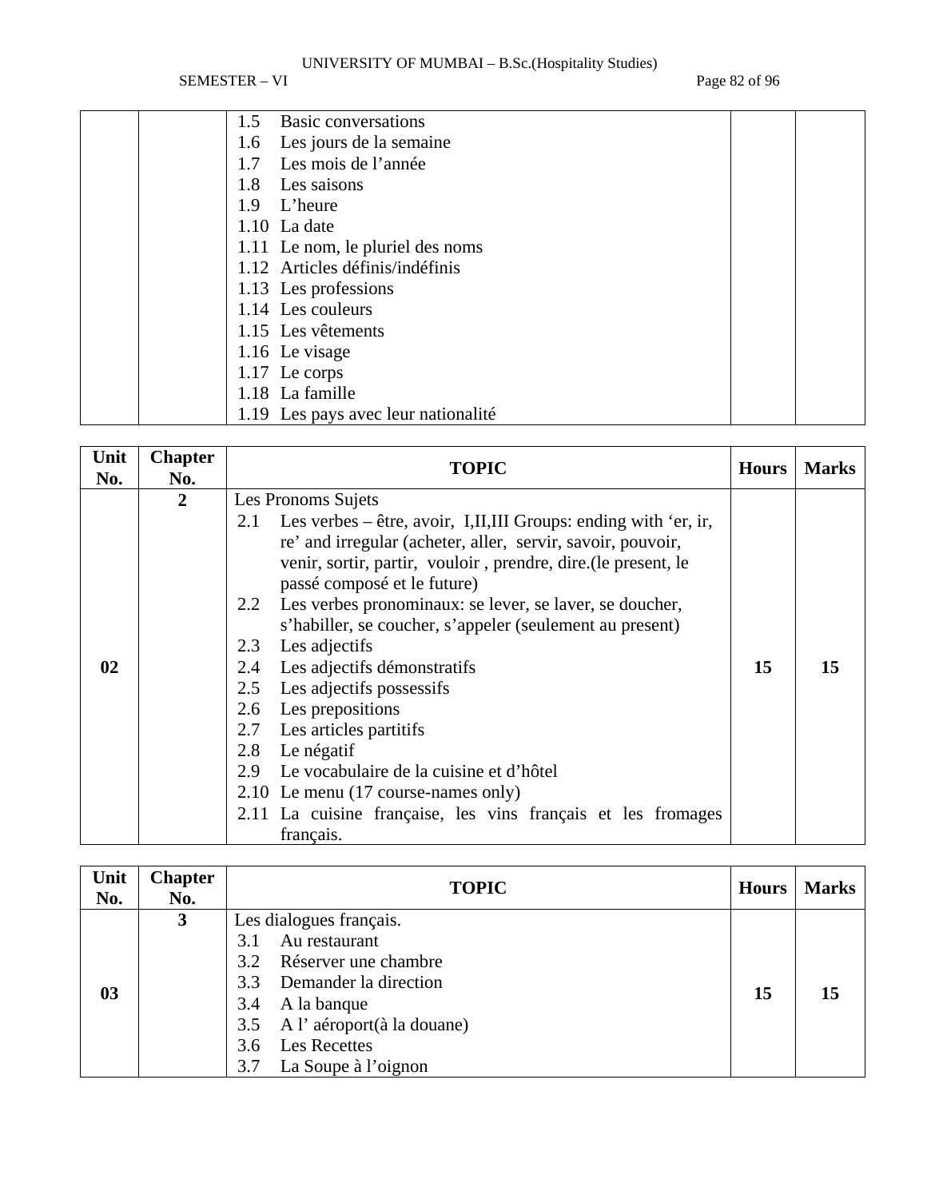| | | | | |
|---|---|---|---|---|
| | | 1.5 Basic conversations<br>1.6 Les jours de la semaine<br>1.7 Les mois de l'année<br>1.8 Les saisons<br>1.9 L'heure<br>1.10 La date<br>1.11 Le nom, le pluriel des noms<br>1.12 Articles définis/indéfinis<br>1.13 Les professions<br>1.14 Les couleurs<br>1.15 Les vêtements<br>1.16 Le visage<br>1.17 Le corps<br>1.18 La famille<br>1.19 Les pays avec leur nationalité | | |

| Unit No. | Chapter No. | TOPIC | Hours | Marks |
|---|---|---|---|---|
| 02 | 2 | Les Pronoms Sujets<br>2.1 Les verbes – être, avoir, I,II,III Groups: ending with 'er, ir, re' and irregular (acheter, aller, servir, savoir, pouvoir, venir, sortir, partir, vouloir , prendre, dire.(le present, le passé composé et le future)<br>2.2 Les verbes pronominaux: se lever, se laver, se doucher, s'habiller, se coucher, s'appeler (seulement au present)<br>2.3 Les adjectifs<br>2.4 Les adjectifs démonstratifs<br>2.5 Les adjectifs possessifs<br>2.6 Les prepositions<br>2.7 Les articles partitifs<br>2.8 Le négatif<br>2.9 Le vocabulaire de la cuisine et d'hôtel<br>2.10 Le menu (17 course-names only)<br>2.11 La cuisine française, les vins français et les fromages français. | 15 | 15 |

| Unit No. | Chapter No. | TOPIC | Hours | Marks |
|---|---|---|---|---|
| 03 | 3 | Les dialogues français.<br>3.1 Au restaurant<br>3.2 Réserver une chambre<br>3.3 Demander la direction<br>3.4 A la banque<br>3.5 A l' aéroport(à la douane)<br>3.6 Les Recettes<br>3.7 La Soupe à l'oignon | 15 | 15 |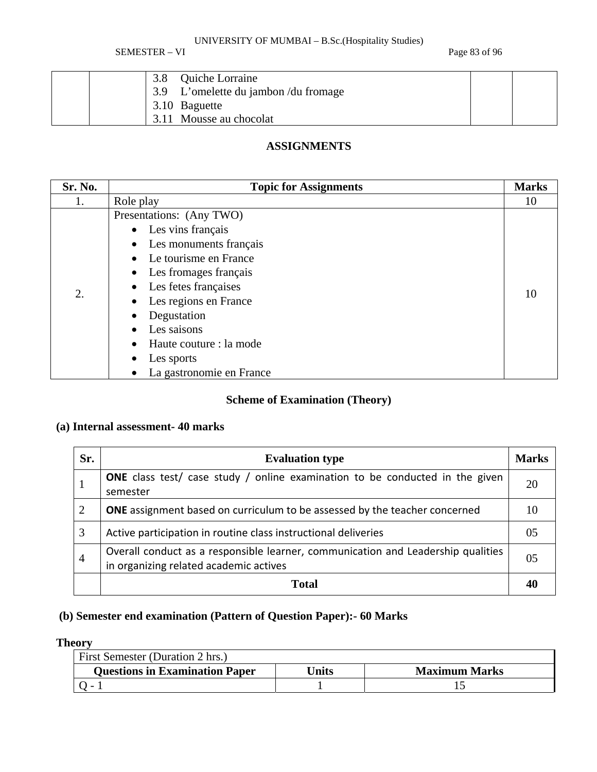| | | 3.8 Quiche Lorraine<br>3.9 L'omelette du jambon /du fromage<br>3.10 Baguette<br>3.11 Mousse au chocolat | | |
|---|---|---|---|---|

## ASSIGNMENTS

| Sr. No. | Topic for Assignments | Marks |
|---|---|---|
| 1. | Role play | 10 |
| 2. | Presentations: (Any TWO)<br>• Les vins français<br>• Les monuments français<br>• Le tourisme en France<br>• Les fromages français<br>• Les fetes françaises<br>• Les regions en France<br>• Degustation<br>• Les saisons<br>• Haute couture : la mode<br>• Les sports<br>• La gastronomie en France | 10 |

### Scheme of Examination (Theory)

**(a) Internal assessment- 40 marks**

| Sr. | Evaluation type | Marks |
|---|---|---|
| 1 | **ONE** class test/ case study / online examination to be conducted in the given semester | 20 |
| 2 | **ONE** assignment based on curriculum to be assessed by the teacher concerned | 10 |
| 3 | Active participation in routine class instructional deliveries | 05 |
| 4 | Overall conduct as a responsible learner, communication and Leadership qualities in organizing related academic actives | 05 |
| | **Total** | **40** |

**(b) Semester end examination (Pattern of Question Paper):- 60 Marks**

**Theory**

| First Semester (Duration 2 hrs.) | | |
|---|---|---|
| **Questions in Examination Paper** | **Units** | **Maximum Marks** |
| Q - 1 | 1 | 15 |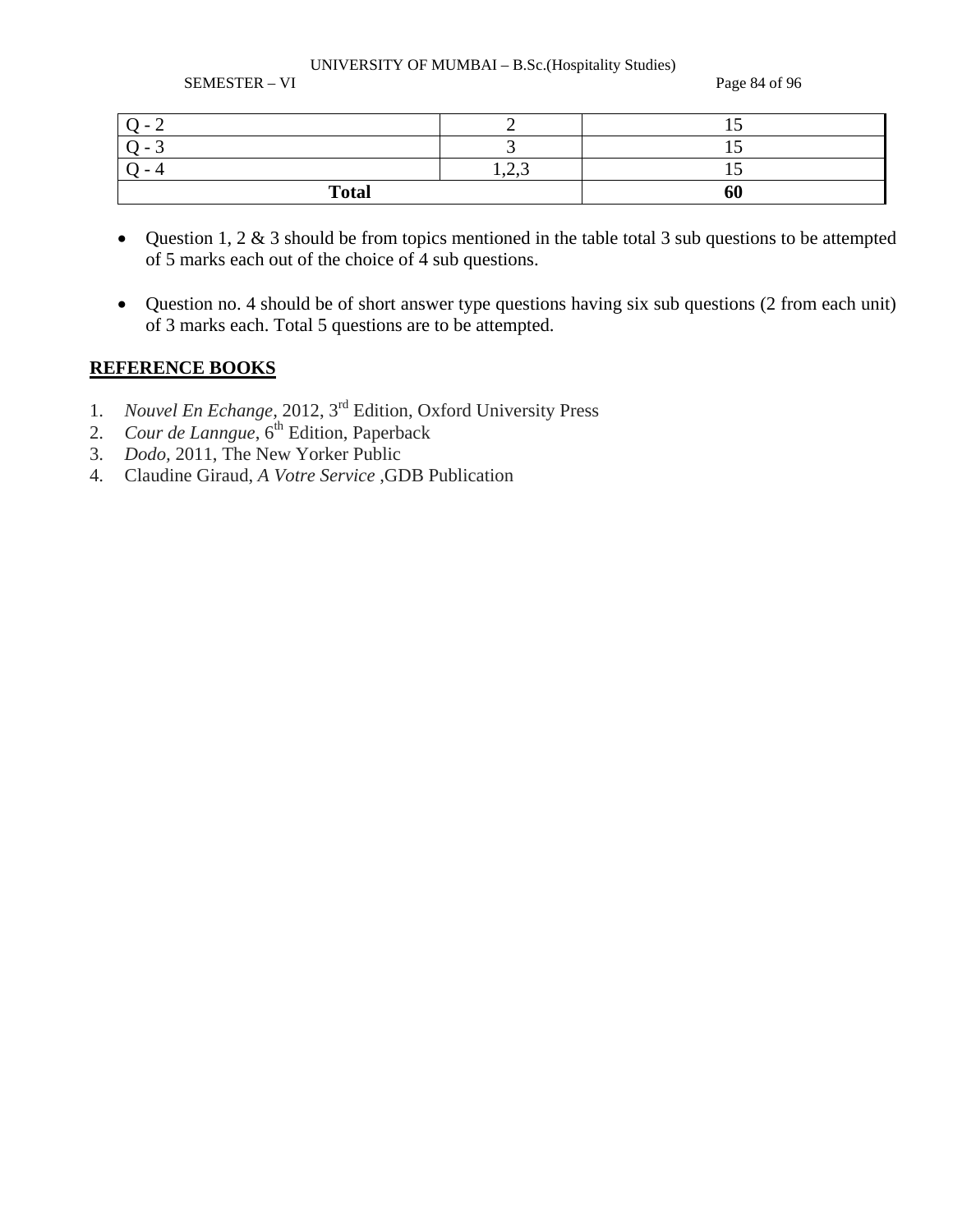| Q - 2 | 2 | 15 |
|---|---|---|
| Q - 3 | 3 | 15 |
| Q - 4 | 1,2,3 | 15 |
| **Total** | | **60** |

- Question 1, 2 & 3 should be from topics mentioned in the table total 3 sub questions to be attempted of 5 marks each out of the choice of 4 sub questions.

- Question no. 4 should be of short answer type questions having six sub questions (2 from each unit) of 3 marks each. Total 5 questions are to be attempted.

## REFERENCE BOOKS

1. *Nouvel En Echange*, 2012, 3rd Edition, Oxford University Press
2. *Cour de Lanngue*, 6th Edition, Paperback
3. *Dodo*, 2011, The New Yorker Public
4. Claudine Giraud, *A Votre Service* ,GDB Publication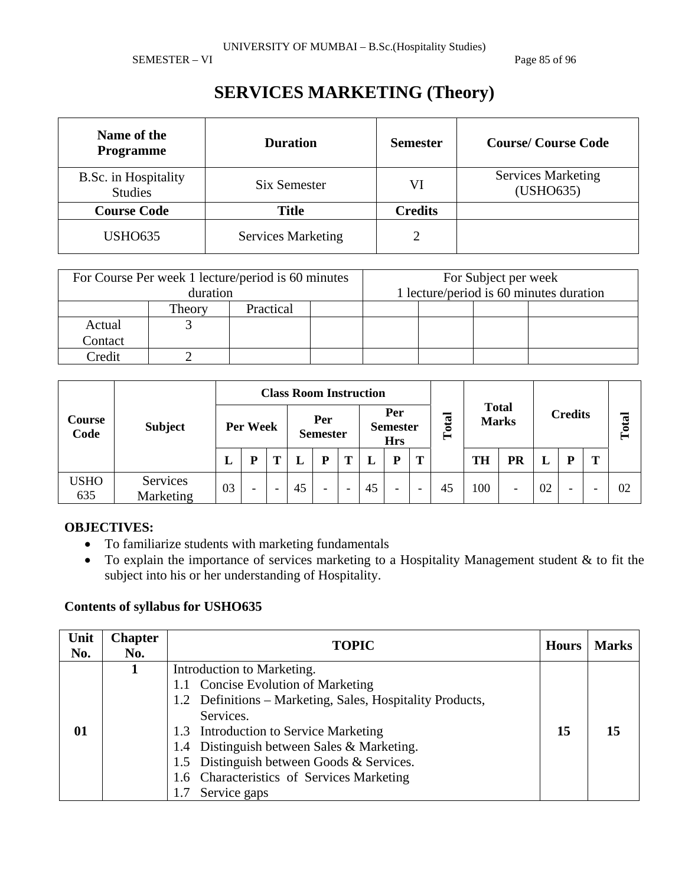# SERVICES MARKETING (Theory)

| Name of the Programme | Duration | Semester | Course/ Course Code |
|---|---|---|---|
| B.Sc. in Hospitality Studies | Six Semester | VI | Services Marketing (USHO635) |
| **Course Code** | **Title** | **Credits** | |
| USHO635 | Services Marketing | 2 | |

| For Course Per week 1 lecture/period is 60 minutes duration | | | | For Subject per week 1 lecture/period is 60 minutes duration | | | |
|---|---|---|---|---|---|---|---|
| | Theory | Practical | | | | | |
| Actual Contact | 3 | | | | | | |
| Credit | 2 | | | | | | |

| Course Code | Subject | Class Room Instruction | | | | | | | | | Total | Total Marks | | Credits | | | Total |
|---|---|---|---|---|---|---|---|---|---|---|---|---|---|---|---|---|---|
| | | Per Week | | | Per Semester | | | Per Semester Hrs | | | | | | | | | |
| | | L | P | T | L | P | T | L | P | T | | TH | PR | L | P | T | |
| USHO 635 | Services Marketing | 03 | - | - | 45 | - | - | 45 | - | - | 45 | 100 | - | 02 | - | - | 02 |

**OBJECTIVES:**

- To familiarize students with marketing fundamentals
- To explain the importance of services marketing to a Hospitality Management student & to fit the subject into his or her understanding of Hospitality.

**Contents of syllabus for USHO635**

| Unit No. | Chapter No. | TOPIC | Hours | Marks |
|---|---|---|---|---|
| **01** | **1** | Introduction to Marketing.<br>1.1 Concise Evolution of Marketing<br>1.2 Definitions – Marketing, Sales, Hospitality Products, Services.<br>1.3 Introduction to Service Marketing<br>1.4 Distinguish between Sales & Marketing.<br>1.5 Distinguish between Goods & Services.<br>1.6 Characteristics of Services Marketing<br>1.7 Service gaps | **15** | **15** |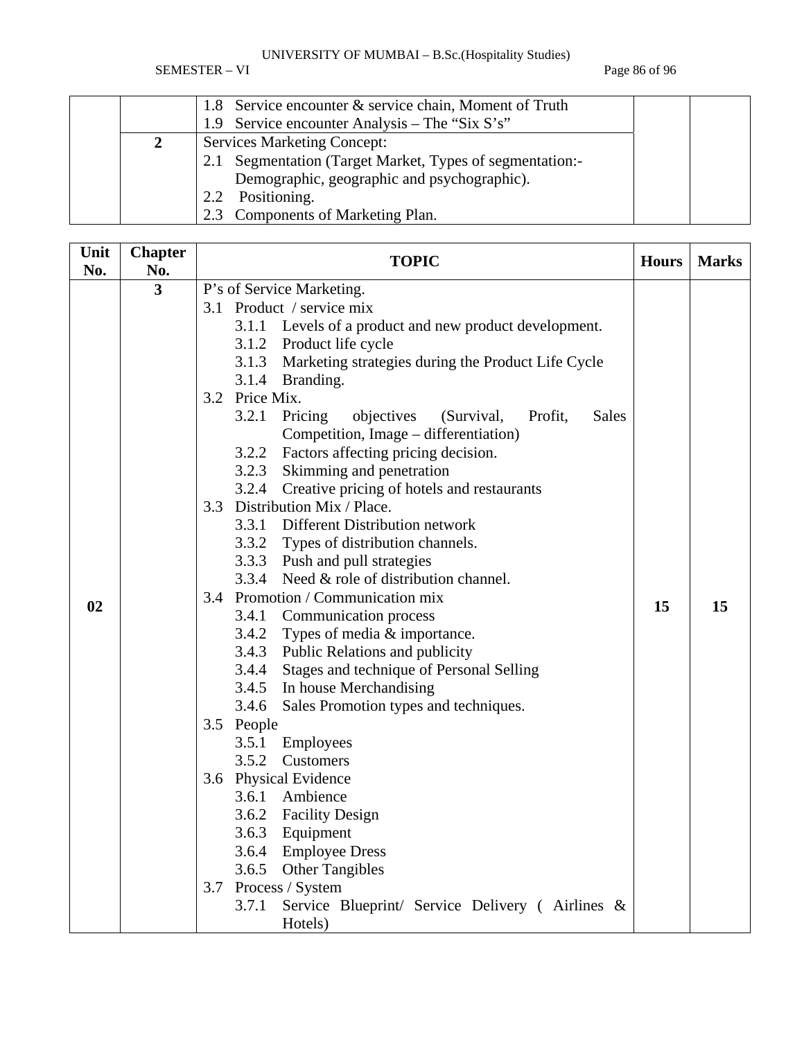| | | 1.8 Service encounter & service chain, Moment of Truth<br>1.9 Service encounter Analysis – The "Six S's" | | |
|---|---|---|---|---|
| | 2 | Services Marketing Concept:<br>2.1 Segmentation (Target Market, Types of segmentation:- Demographic, geographic and psychographic).<br>2.2 Positioning.<br>2.3 Components of Marketing Plan. | | |

| Unit No. | Chapter No. | TOPIC | Hours | Marks |
|---|---|---|---|---|
| 02 | 3 | P's of Service Marketing.<br>3.1 Product / service mix<br>3.1.1 Levels of a product and new product development.<br>3.1.2 Product life cycle<br>3.1.3 Marketing strategies during the Product Life Cycle<br>3.1.4 Branding.<br>3.2 Price Mix.<br>3.2.1 Pricing objectives (Survival, Profit, Sales Competition, Image – differentiation)<br>3.2.2 Factors affecting pricing decision.<br>3.2.3 Skimming and penetration<br>3.2.4 Creative pricing of hotels and restaurants<br>3.3 Distribution Mix / Place.<br>3.3.1 Different Distribution network<br>3.3.2 Types of distribution channels.<br>3.3.3 Push and pull strategies<br>3.3.4 Need & role of distribution channel.<br>3.4 Promotion / Communication mix<br>3.4.1 Communication process<br>3.4.2 Types of media & importance.<br>3.4.3 Public Relations and publicity<br>3.4.4 Stages and technique of Personal Selling<br>3.4.5 In house Merchandising<br>3.4.6 Sales Promotion types and techniques.<br>3.5 People<br>3.5.1 Employees<br>3.5.2 Customers<br>3.6 Physical Evidence<br>3.6.1 Ambience<br>3.6.2 Facility Design<br>3.6.3 Equipment<br>3.6.4 Employee Dress<br>3.6.5 Other Tangibles<br>3.7 Process / System<br>3.7.1 Service Blueprint/ Service Delivery ( Airlines & Hotels) | 15 | 15 |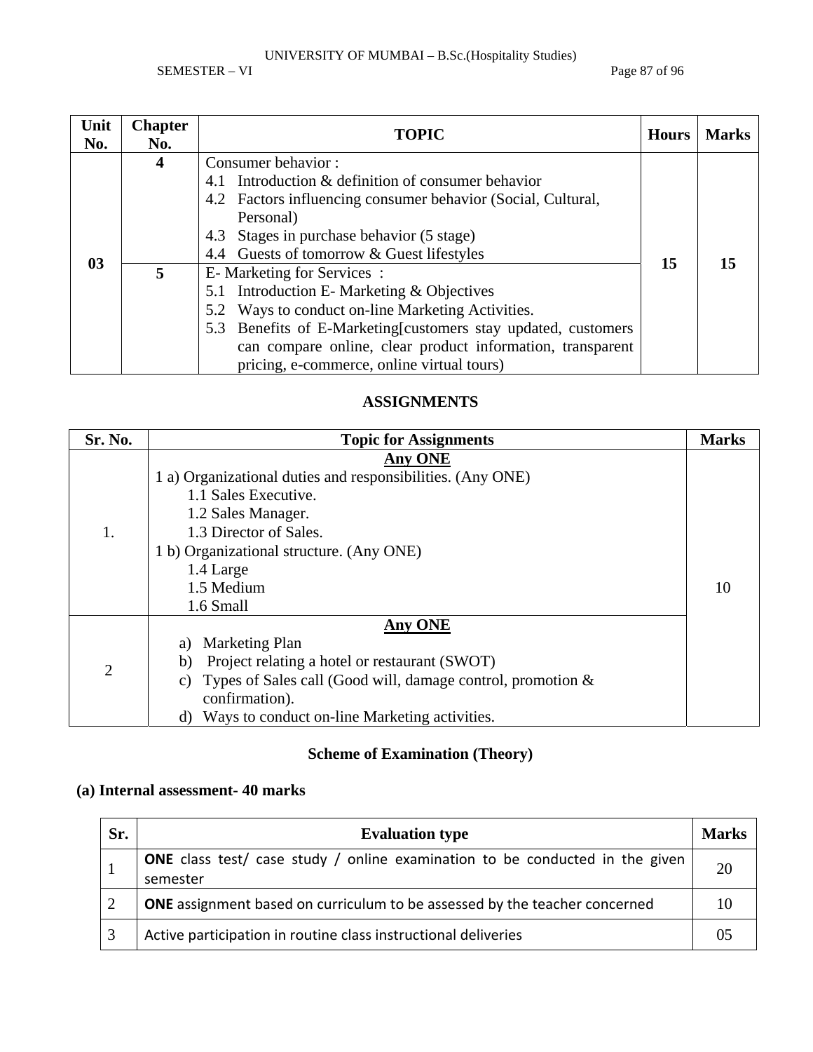| Unit No. | Chapter No. | TOPIC | Hours | Marks |
|---|---|---|---|---|
| 03 | 4 | Consumer behavior :<br>4.1 Introduction & definition of consumer behavior<br>4.2 Factors influencing consumer behavior (Social, Cultural, Personal)<br>4.3 Stages in purchase behavior (5 stage)<br>4.4 Guests of tomorrow & Guest lifestyles | 15 | 15 |
| | 5 | E- Marketing for Services :<br>5.1 Introduction E- Marketing & Objectives<br>5.2 Ways to conduct on-line Marketing Activities.<br>5.3 Benefits of E-Marketing[customers stay updated, customers can compare online, clear product information, transparent pricing, e-commerce, online virtual tours) | | |

## ASSIGNMENTS

| Sr. No. | Topic for Assignments | Marks |
|---|---|---|
| 1. | **Any ONE**<br>1 a) Organizational duties and responsibilities. (Any ONE)<br>1.1 Sales Executive.<br>1.2 Sales Manager.<br>1.3 Director of Sales.<br>1 b) Organizational structure. (Any ONE)<br>1.4 Large<br>1.5 Medium<br>1.6 Small | 10 |
| 2 | **Any ONE**<br>a) Marketing Plan<br>b) Project relating a hotel or restaurant (SWOT)<br>c) Types of Sales call (Good will, damage control, promotion & confirmation).<br>d) Ways to conduct on-line Marketing activities. | |

## Scheme of Examination (Theory)

**(a) Internal assessment- 40 marks**

| Sr. | Evaluation type | Marks |
|---|---|---|
| 1 | **ONE** class test/ case study / online examination to be conducted in the given semester | 20 |
| 2 | **ONE** assignment based on curriculum to be assessed by the teacher concerned | 10 |
| 3 | Active participation in routine class instructional deliveries | 05 |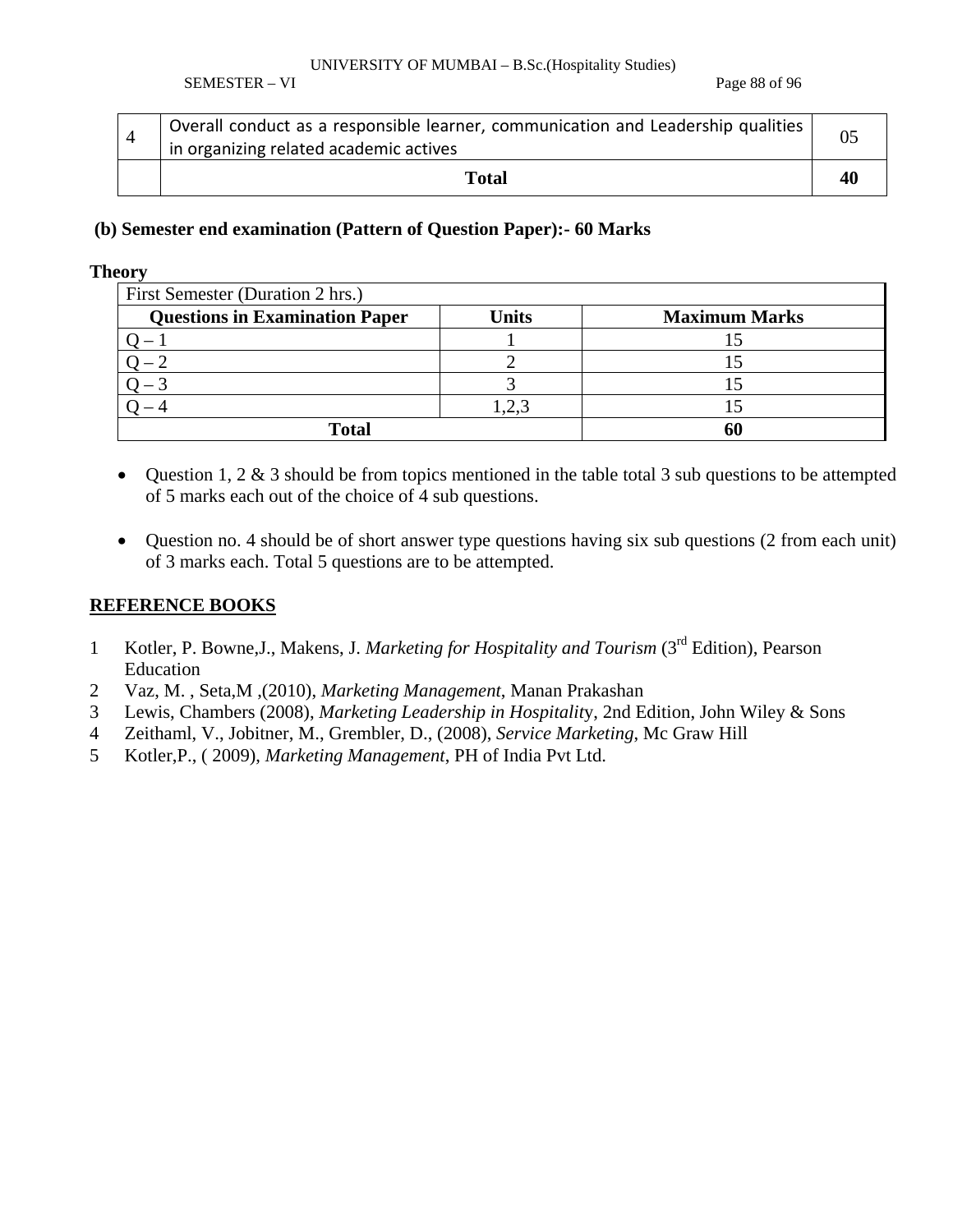| 4 | Overall conduct as a responsible learner, communication and Leadership qualities in organizing related academic actives | 05 |
|---|---|---|
| | **Total** | **40** |

**(b) Semester end examination (Pattern of Question Paper):- 60 Marks**

**Theory**

| First Semester (Duration 2 hrs.) | | |
|---|---|---|
| **Questions in Examination Paper** | **Units** | **Maximum Marks** |
| Q – 1 | 1 | 15 |
| Q – 2 | 2 | 15 |
| Q – 3 | 3 | 15 |
| Q – 4 | 1,2,3 | 15 |
| **Total** | | **60** |

- Question 1, 2 & 3 should be from topics mentioned in the table total 3 sub questions to be attempted of 5 marks each out of the choice of 4 sub questions.

- Question no. 4 should be of short answer type questions having six sub questions (2 from each unit) of 3 marks each. Total 5 questions are to be attempted.

**REFERENCE BOOKS**

1. Kotler, P. Bowne,J., Makens, J. *Marketing for Hospitality and Tourism* (3rd Edition), Pearson Education
2. Vaz, M. , Seta,M ,(2010), *Marketing Management*, Manan Prakashan
3. Lewis, Chambers (2008), *Marketing Leadership in Hospitality*, 2nd Edition, John Wiley & Sons
4. Zeithaml, V., Jobitner, M., Grembler, D., (2008), *Service Marketing*, Mc Graw Hill
5. Kotler,P., ( 2009), *Marketing Management*, PH of India Pvt Ltd.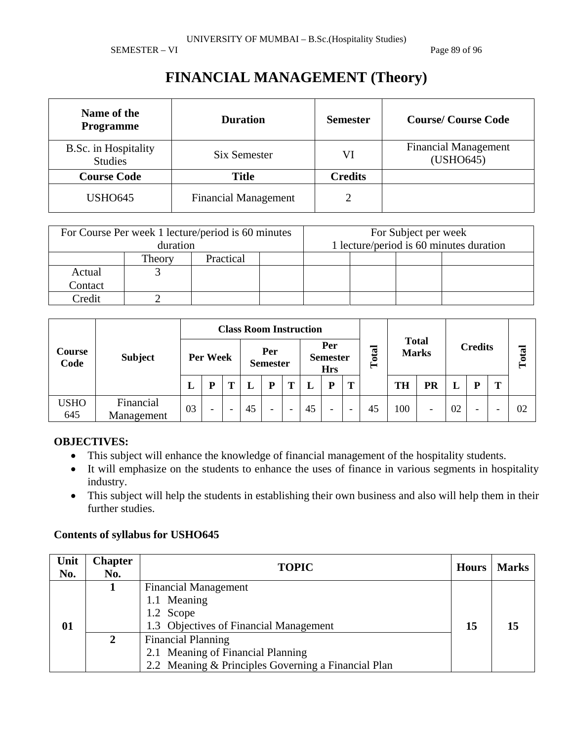# FINANCIAL MANAGEMENT (Theory)

| Name of the Programme | Duration | Semester | Course/ Course Code |
|---|---|---|---|
| B.Sc. in Hospitality Studies | Six Semester | VI | Financial Management (USHO645) |
| **Course Code** | **Title** | **Credits** | |
| USHO645 | Financial Management | 2 | |

| For Course Per week 1 lecture/period is 60 minutes duration | | | | For Subject per week 1 lecture/period is 60 minutes duration | | | |
|---|---|---|---|---|---|---|---|
| | Theory | Practical | | | | | |
| Actual Contact | 3 | | | | | | |
| Credit | 2 | | | | | | |

| Course Code | Subject | Class Room Instruction | | | | | | | | | Total | Total Marks | | Credits | | | Total |
|---|---|---|---|---|---|---|---|---|---|---|---|---|---|---|---|---|---|
| | | Per Week | | | Per Semester | | | Per Semester Hrs | | | | | | | | | |
| | | L | P | T | L | P | T | L | P | T | | TH | PR | L | P | T | |
| USHO 645 | Financial Management | 03 | - | - | 45 | - | - | 45 | - | - | 45 | 100 | - | 02 | - | - | 02 |

**OBJECTIVES:**

- This subject will enhance the knowledge of financial management of the hospitality students.
- It will emphasize on the students to enhance the uses of finance in various segments in hospitality industry.
- This subject will help the students in establishing their own business and also will help them in their further studies.

**Contents of syllabus for USHO645**

| Unit No. | Chapter No. | TOPIC | Hours | Marks |
|---|---|---|---|---|
| 01 | 1 | Financial Management<br>1.1 Meaning<br>1.2 Scope<br>1.3 Objectives of Financial Management | 15 | 15 |
| | 2 | Financial Planning<br>2.1 Meaning of Financial Planning<br>2.2 Meaning & Principles Governing a Financial Plan | | |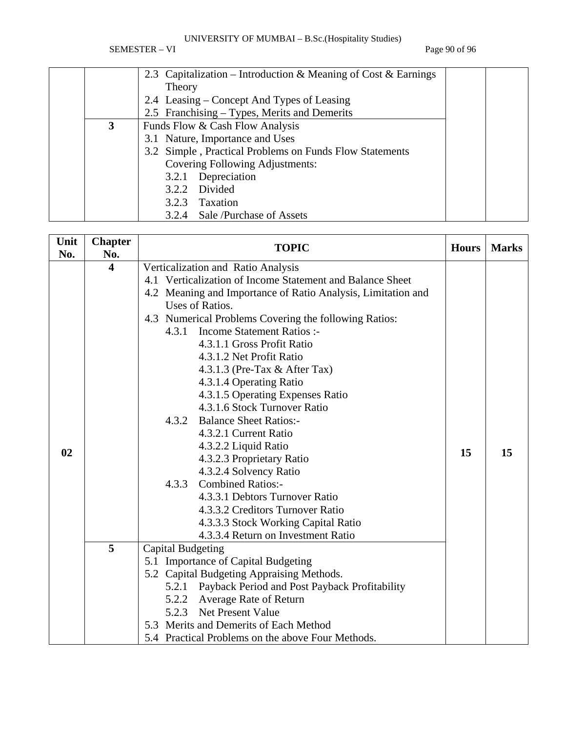| | | 2.3 Capitalization – Introduction & Meaning of Cost & Earnings Theory<br>2.4 Leasing – Concept And Types of Leasing<br>2.5 Franchising – Types, Merits and Demerits | | |
|---|---|---|---|---|
| | 3 | Funds Flow & Cash Flow Analysis<br>3.1 Nature, Importance and Uses<br>3.2 Simple , Practical Problems on Funds Flow Statements Covering Following Adjustments:<br>3.2.1 Depreciation<br>3.2.2 Divided<br>3.2.3 Taxation<br>3.2.4 Sale /Purchase of Assets | | |

| Unit No. | Chapter No. | TOPIC | Hours | Marks |
|---|---|---|---|---|
| 02 | 4 | Verticalization and Ratio Analysis<br>4.1 Verticalization of Income Statement and Balance Sheet<br>4.2 Meaning and Importance of Ratio Analysis, Limitation and Uses of Ratios.<br>4.3 Numerical Problems Covering the following Ratios:<br>4.3.1 Income Statement Ratios :-<br>4.3.1.1 Gross Profit Ratio<br>4.3.1.2 Net Profit Ratio<br>4.3.1.3 (Pre-Tax & After Tax)<br>4.3.1.4 Operating Ratio<br>4.3.1.5 Operating Expenses Ratio<br>4.3.1.6 Stock Turnover Ratio<br>4.3.2 Balance Sheet Ratios:-<br>4.3.2.1 Current Ratio<br>4.3.2.2 Liquid Ratio<br>4.3.2.3 Proprietary Ratio<br>4.3.2.4 Solvency Ratio<br>4.3.3 Combined Ratios:-<br>4.3.3.1 Debtors Turnover Ratio<br>4.3.3.2 Creditors Turnover Ratio<br>4.3.3.3 Stock Working Capital Ratio<br>4.3.3.4 Return on Investment Ratio | 15 | 15 |
| | 5 | Capital Budgeting<br>5.1 Importance of Capital Budgeting<br>5.2 Capital Budgeting Appraising Methods.<br>5.2.1 Payback Period and Post Payback Profitability<br>5.2.2 Average Rate of Return<br>5.2.3 Net Present Value<br>5.3 Merits and Demerits of Each Method<br>5.4 Practical Problems on the above Four Methods. | | |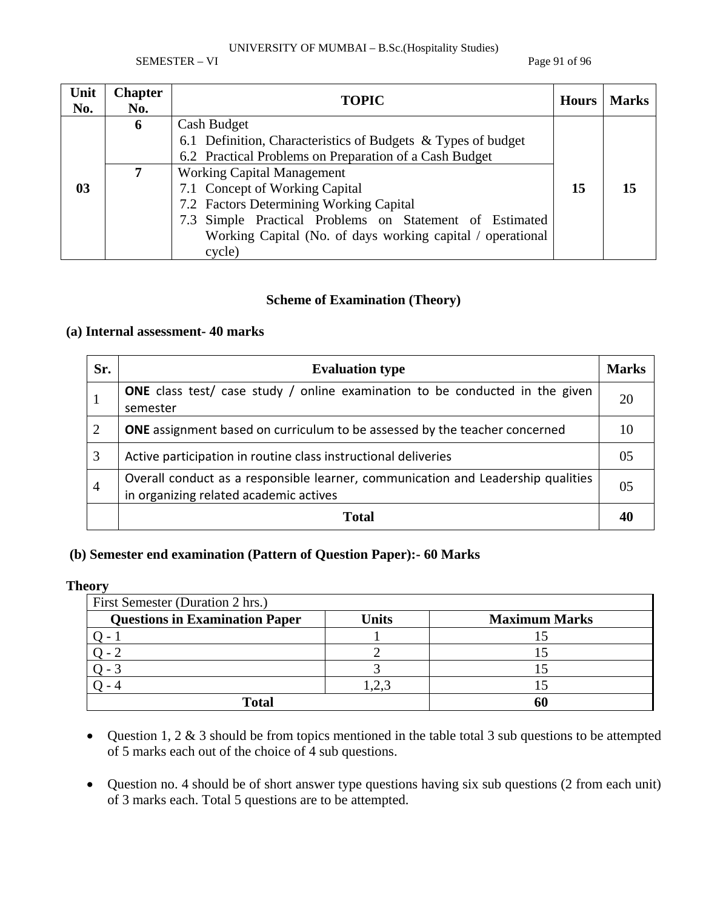| Unit No. | Chapter No. | TOPIC | Hours | Marks |
|---|---|---|---|---|
| 03 | 6 | Cash Budget<br>6.1 Definition, Characteristics of Budgets & Types of budget<br>6.2 Practical Problems on Preparation of a Cash Budget | 15 | 15 |
| | 7 | Working Capital Management<br>7.1 Concept of Working Capital<br>7.2 Factors Determining Working Capital<br>7.3 Simple Practical Problems on Statement of Estimated Working Capital (No. of days working capital / operational cycle) | | |

### Scheme of Examination (Theory)

**(a) Internal assessment- 40 marks**

| Sr. | Evaluation type | Marks |
|---|---|---|
| 1 | **ONE** class test/ case study / online examination to be conducted in the given semester | 20 |
| 2 | **ONE** assignment based on curriculum to be assessed by the teacher concerned | 10 |
| 3 | Active participation in routine class instructional deliveries | 05 |
| 4 | Overall conduct as a responsible learner, communication and Leadership qualities in organizing related academic actives | 05 |
| | **Total** | **40** |

**(b) Semester end examination (Pattern of Question Paper):- 60 Marks**

**Theory**

| First Semester (Duration 2 hrs.) | | |
|---|---|---|
| **Questions in Examination Paper** | **Units** | **Maximum Marks** |
| Q - 1 | 1 | 15 |
| Q - 2 | 2 | 15 |
| Q - 3 | 3 | 15 |
| Q - 4 | 1,2,3 | 15 |
| **Total** | | **60** |

- Question 1, 2 & 3 should be from topics mentioned in the table total 3 sub questions to be attempted of 5 marks each out of the choice of 4 sub questions.

- Question no. 4 should be of short answer type questions having six sub questions (2 from each unit) of 3 marks each. Total 5 questions are to be attempted.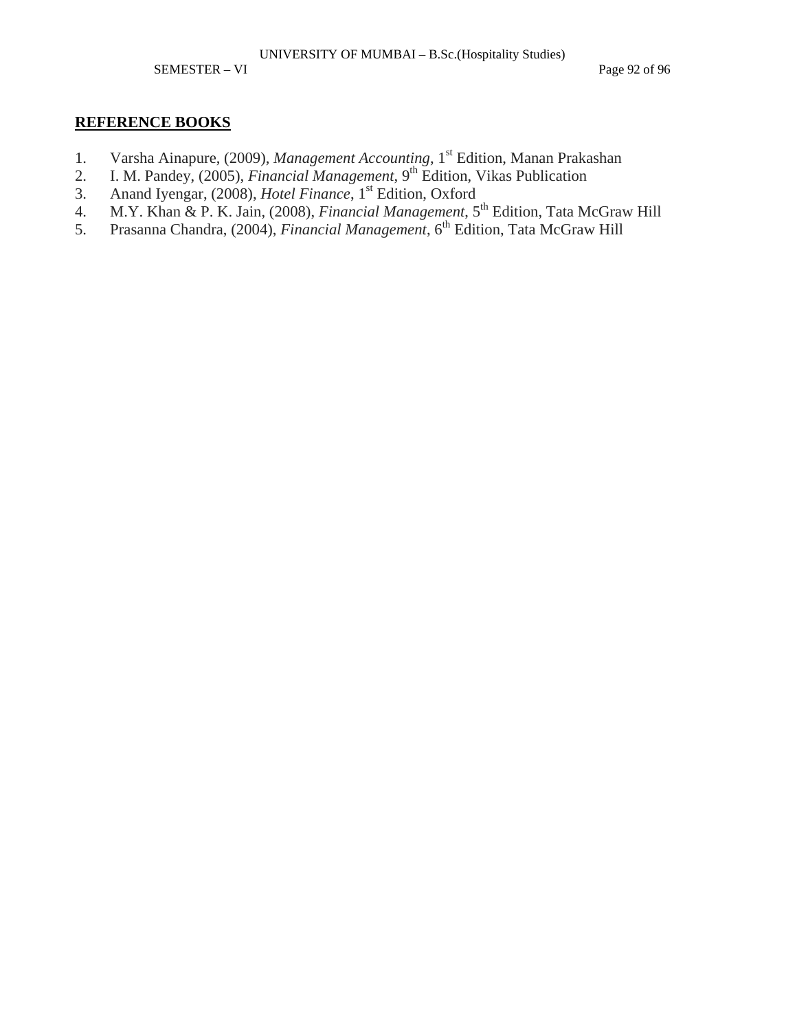## REFERENCE BOOKS

1. Varsha Ainapure, (2009), *Management Accounting*, 1st Edition, Manan Prakashan
2. I. M. Pandey, (2005), *Financial Management*, 9th Edition, Vikas Publication
3. Anand Iyengar, (2008), *Hotel Finance*, 1st Edition, Oxford
4. M.Y. Khan & P. K. Jain, (2008), *Financial Management*, 5th Edition, Tata McGraw Hill
5. Prasanna Chandra, (2004), *Financial Management*, 6th Edition, Tata McGraw Hill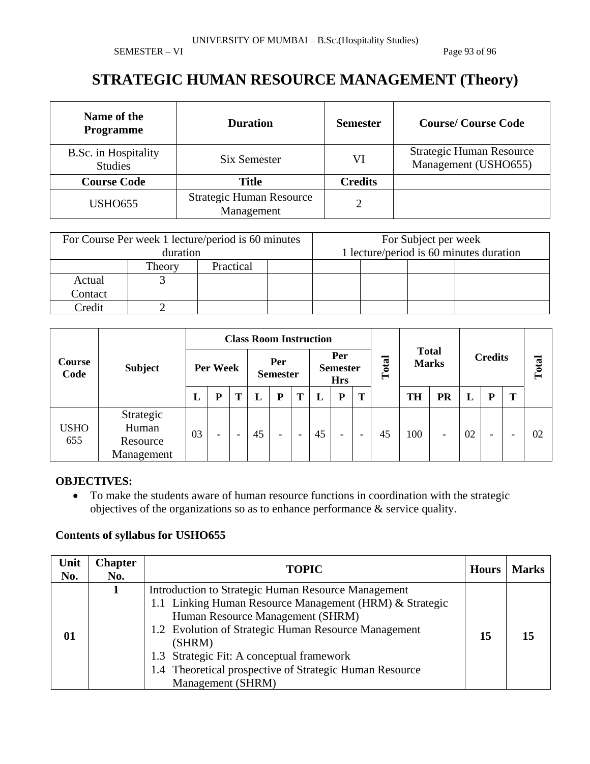# STRATEGIC HUMAN RESOURCE MANAGEMENT (Theory)

| Name of the Programme | Duration | Semester | Course/ Course Code |
|---|---|---|---|
| B.Sc. in Hospitality Studies | Six Semester | VI | Strategic Human Resource Management (USHO655) |
| **Course Code** | **Title** | **Credits** | |
| USHO655 | Strategic Human Resource Management | 2 | |

| For Course Per week 1 lecture/period is 60 minutes duration | | | | For Subject per week 1 lecture/period is 60 minutes duration | | | |
|---|---|---|---|---|---|---|---|
| | Theory | Practical | | | | | |
| Actual Contact | 3 | | | | | | |
| Credit | 2 | | | | | | |

| Course Code | Subject | Class Room Instruction | | | | | | | | | Total | Total Marks | | Credits | | | Total |
|---|---|---|---|---|---|---|---|---|---|---|---|---|---|---|---|---|---|
| | | Per Week | | | Per Semester | | | Per Semester Hrs | | | | | | | | | |
| | | L | P | T | L | P | T | L | P | T | | TH | PR | L | P | T | |
| USHO 655 | Strategic Human Resource Management | 03 | - | - | 45 | - | - | 45 | - | - | 45 | 100 | - | 02 | - | - | 02 |

**OBJECTIVES:**

- To make the students aware of human resource functions in coordination with the strategic objectives of the organizations so as to enhance performance & service quality.

**Contents of syllabus for USHO655**

| Unit No. | Chapter No. | TOPIC | Hours | Marks |
|---|---|---|---|---|
| **01** | **1** | Introduction to Strategic Human Resource Management<br>1.1 Linking Human Resource Management (HRM) & Strategic Human Resource Management (SHRM)<br>1.2 Evolution of Strategic Human Resource Management (SHRM)<br>1.3 Strategic Fit: A conceptual framework<br>1.4 Theoretical prospective of Strategic Human Resource Management (SHRM) | **15** | **15** |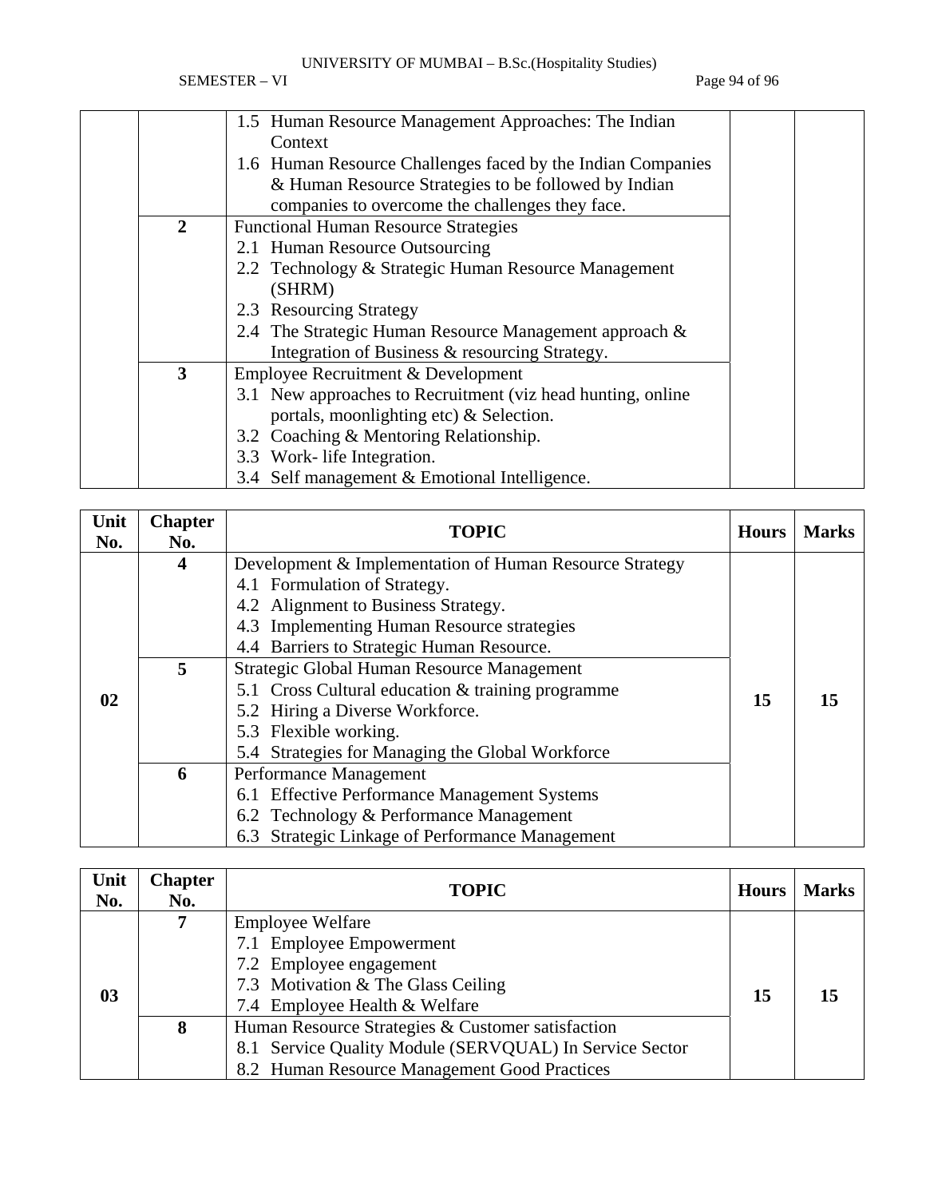| | | 1.5 Human Resource Management Approaches: The Indian Context<br>1.6 Human Resource Challenges faced by the Indian Companies & Human Resource Strategies to be followed by Indian companies to overcome the challenges they face. | | |
|---|---|---|---|---|
| | **2** | Functional Human Resource Strategies<br>2.1 Human Resource Outsourcing<br>2.2 Technology & Strategic Human Resource Management (SHRM)<br>2.3 Resourcing Strategy<br>2.4 The Strategic Human Resource Management approach & Integration of Business & resourcing Strategy. | | |
| | **3** | Employee Recruitment & Development<br>3.1 New approaches to Recruitment (viz head hunting, online portals, moonlighting etc) & Selection.<br>3.2 Coaching & Mentoring Relationship.<br>3.3 Work- life Integration.<br>3.4 Self management & Emotional Intelligence. | | |

| Unit No. | Chapter No. | TOPIC | Hours | Marks |
|---|---|---|---|---|
| **02** | **4** | Development & Implementation of Human Resource Strategy<br>4.1 Formulation of Strategy.<br>4.2 Alignment to Business Strategy.<br>4.3 Implementing Human Resource strategies<br>4.4 Barriers to Strategic Human Resource. | **15** | **15** |
| | **5** | Strategic Global Human Resource Management<br>5.1 Cross Cultural education & training programme<br>5.2 Hiring a Diverse Workforce.<br>5.3 Flexible working.<br>5.4 Strategies for Managing the Global Workforce | | |
| | **6** | Performance Management<br>6.1 Effective Performance Management Systems<br>6.2 Technology & Performance Management<br>6.3 Strategic Linkage of Performance Management | | |

| Unit No. | Chapter No. | TOPIC | Hours | Marks |
|---|---|---|---|---|
| **03** | **7** | Employee Welfare<br>7.1 Employee Empowerment<br>7.2 Employee engagement<br>7.3 Motivation & The Glass Ceiling<br>7.4 Employee Health & Welfare | **15** | **15** |
| | **8** | Human Resource Strategies & Customer satisfaction<br>8.1 Service Quality Module (SERVQUAL) In Service Sector<br>8.2 Human Resource Management Good Practices | | |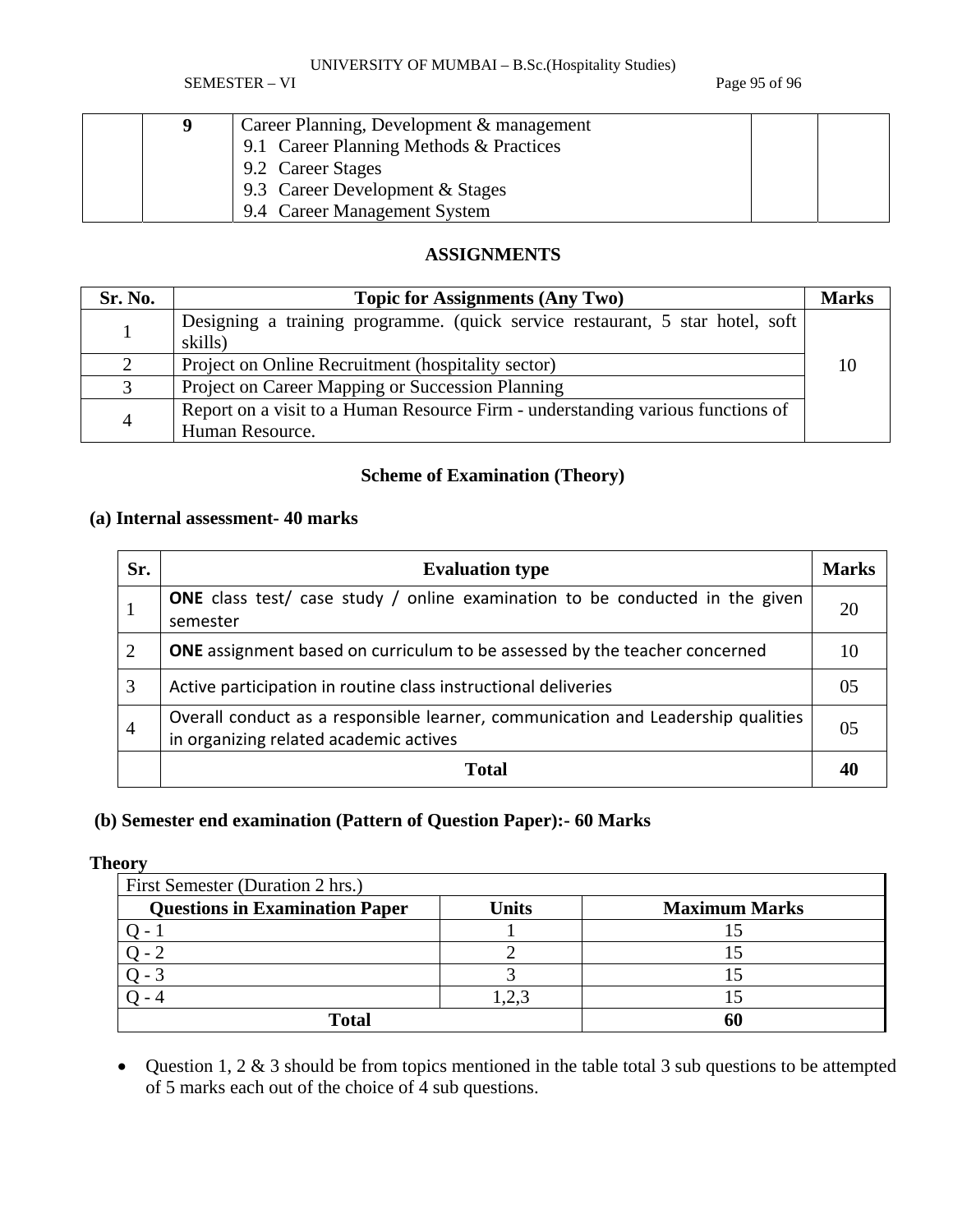| | 9 | Career Planning, Development & management<br>9.1 Career Planning Methods & Practices<br>9.2 Career Stages<br>9.3 Career Development & Stages<br>9.4 Career Management System | | |
|---|---|---|---|---|

## ASSIGNMENTS

| Sr. No. | Topic for Assignments (Any Two) | Marks |
|---|---|---|
| 1 | Designing a training programme. (quick service restaurant, 5 star hotel, soft skills) | 10 |
| 2 | Project on Online Recruitment (hospitality sector) | |
| 3 | Project on Career Mapping or Succession Planning | |
| 4 | Report on a visit to a Human Resource Firm - understanding various functions of Human Resource. | |

### Scheme of Examination (Theory)

**(a) Internal assessment- 40 marks**

| Sr. | Evaluation type | Marks |
|---|---|---|
| 1 | **ONE** class test/ case study / online examination to be conducted in the given semester | 20 |
| 2 | **ONE** assignment based on curriculum to be assessed by the teacher concerned | 10 |
| 3 | Active participation in routine class instructional deliveries | 05 |
| 4 | Overall conduct as a responsible learner, communication and Leadership qualities in organizing related academic actives | 05 |
| | **Total** | **40** |

**(b) Semester end examination (Pattern of Question Paper):- 60 Marks**

**Theory**

| First Semester (Duration 2 hrs.) | | |
|---|---|---|
| **Questions in Examination Paper** | **Units** | **Maximum Marks** |
| Q - 1 | 1 | 15 |
| Q - 2 | 2 | 15 |
| Q - 3 | 3 | 15 |
| Q - 4 | 1,2,3 | 15 |
| **Total** | | **60** |

- Question 1, 2 & 3 should be from topics mentioned in the table total 3 sub questions to be attempted of 5 marks each out of the choice of 4 sub questions.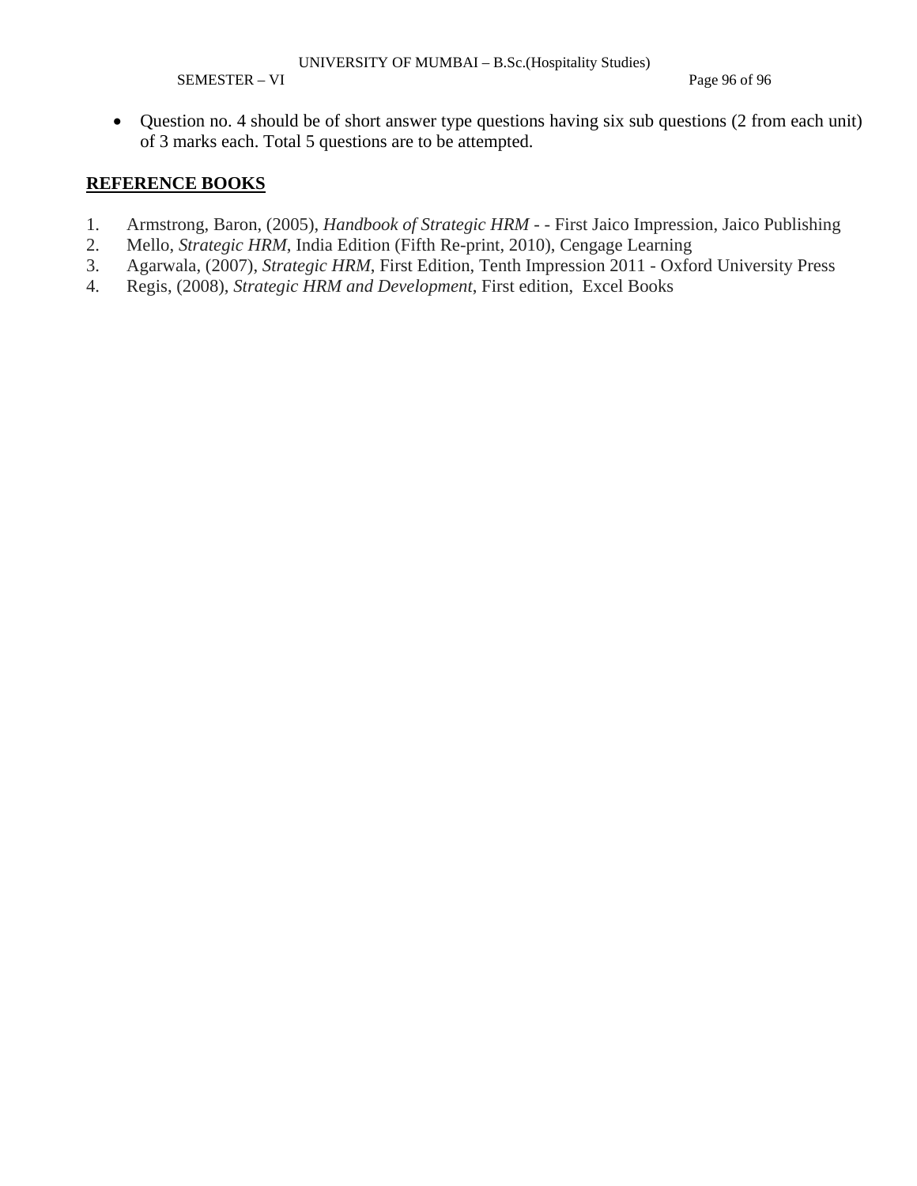- Question no. 4 should be of short answer type questions having six sub questions (2 from each unit) of 3 marks each. Total 5 questions are to be attempted.

**REFERENCE BOOKS**

1. Armstrong, Baron, (2005), *Handbook of Strategic HRM* - - First Jaico Impression, Jaico Publishing
2. Mello, *Strategic HRM*, India Edition (Fifth Re-print, 2010), Cengage Learning
3. Agarwala, (2007), *Strategic HRM*, First Edition, Tenth Impression 2011 - Oxford University Press
4. Regis, (2008), *Strategic HRM and Development*, First edition, Excel Books